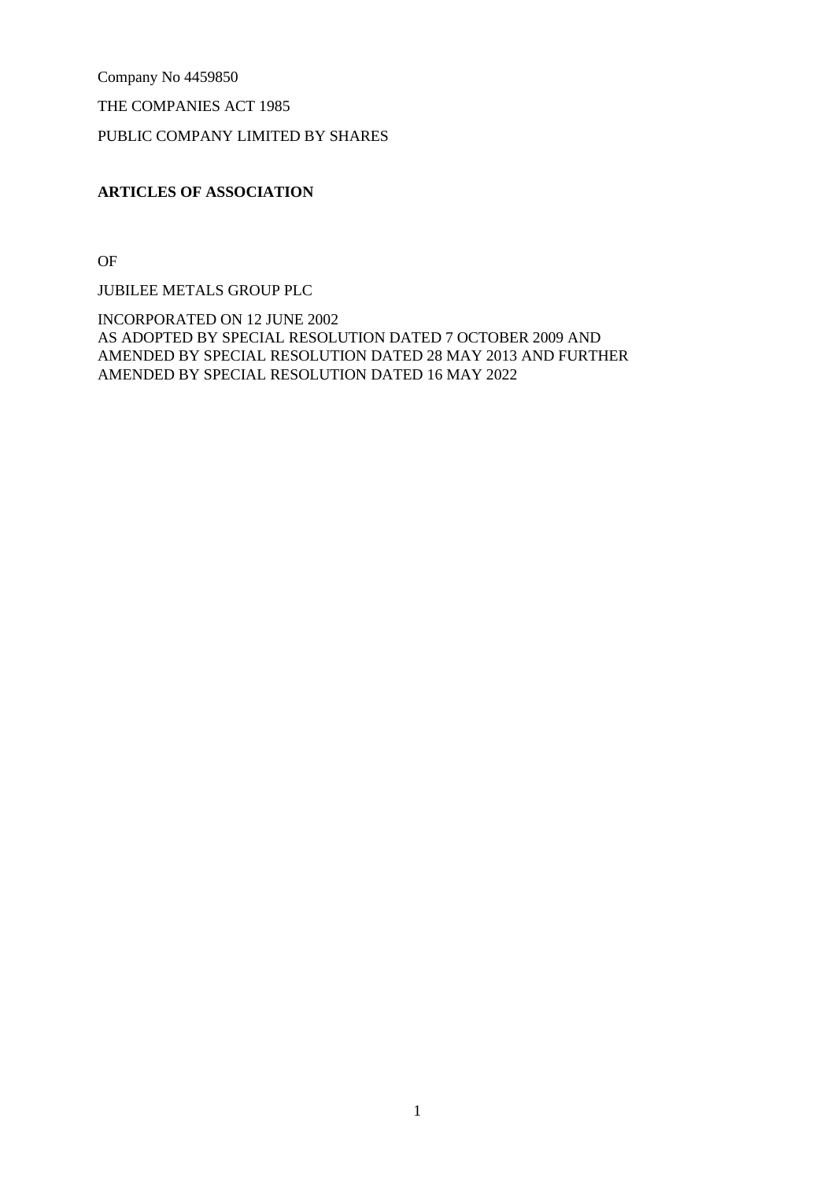Company No 4459850

THE COMPANIES ACT 1985

PUBLIC COMPANY LIMITED BY SHARES

**ARTICLES OF ASSOCIATION**

OF

JUBILEE METALS GROUP PLC

INCORPORATED ON 12 JUNE 2002
AS ADOPTED BY SPECIAL RESOLUTION DATED 7 OCTOBER 2009 AND AMENDED BY SPECIAL RESOLUTION DATED 28 MAY 2013 AND FURTHER AMENDED BY SPECIAL RESOLUTION DATED 16 MAY 2022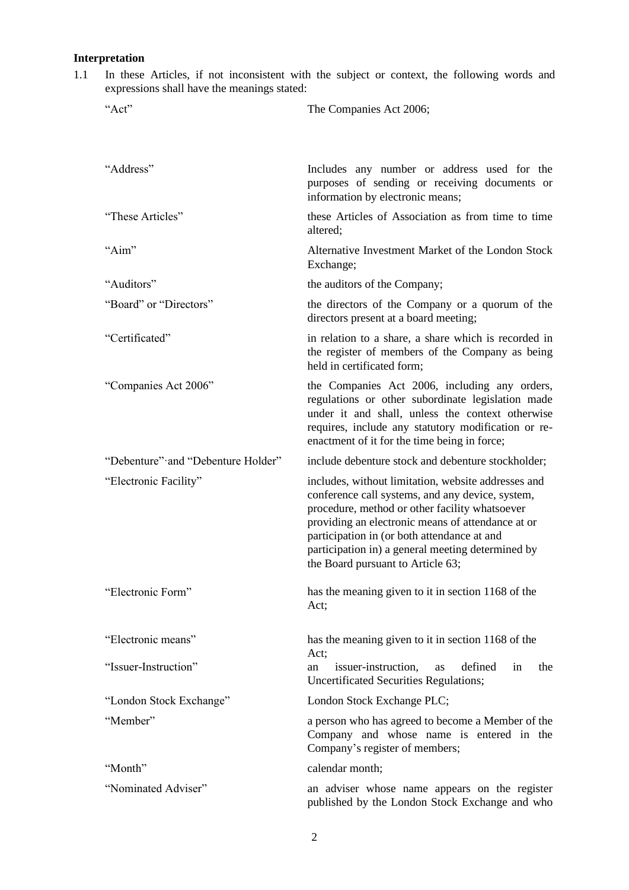**Interpretation**

1.1 In these Articles, if not inconsistent with the subject or context, the following words and expressions shall have the meanings stated:

| | |
|---|---|
| "Act" | The Companies Act 2006; |
| "Address" | Includes any number or address used for the purposes of sending or receiving documents or information by electronic means; |
| "These Articles" | these Articles of Association as from time to time altered; |
| "Aim" | Alternative Investment Market of the London Stock Exchange; |
| "Auditors" | the auditors of the Company; |
| "Board" or "Directors" | the directors of the Company or a quorum of the directors present at a board meeting; |
| "Certificated" | in relation to a share, a share which is recorded in the register of members of the Company as being held in certificated form; |
| "Companies Act 2006" | the Companies Act 2006, including any orders, regulations or other subordinate legislation made under it and shall, unless the context otherwise requires, include any statutory modification or re-enactment of it for the time being in force; |
| "Debenture" and "Debenture Holder" | include debenture stock and debenture stockholder; |
| "Electronic Facility" | includes, without limitation, website addresses and conference call systems, and any device, system, procedure, method or other facility whatsoever providing an electronic means of attendance at or participation in (or both attendance at and participation in) a general meeting determined by the Board pursuant to Article 63; |
| "Electronic Form" | has the meaning given to it in section 1168 of the Act; |
| "Electronic means" | has the meaning given to it in section 1168 of the Act; |
| "Issuer-Instruction" | an issuer-instruction, as defined in the Uncertificated Securities Regulations; |
| "London Stock Exchange" | London Stock Exchange PLC; |
| "Member" | a person who has agreed to become a Member of the Company and whose name is entered in the Company's register of members; |
| "Month" | calendar month; |
| "Nominated Adviser" | an adviser whose name appears on the register published by the London Stock Exchange and who |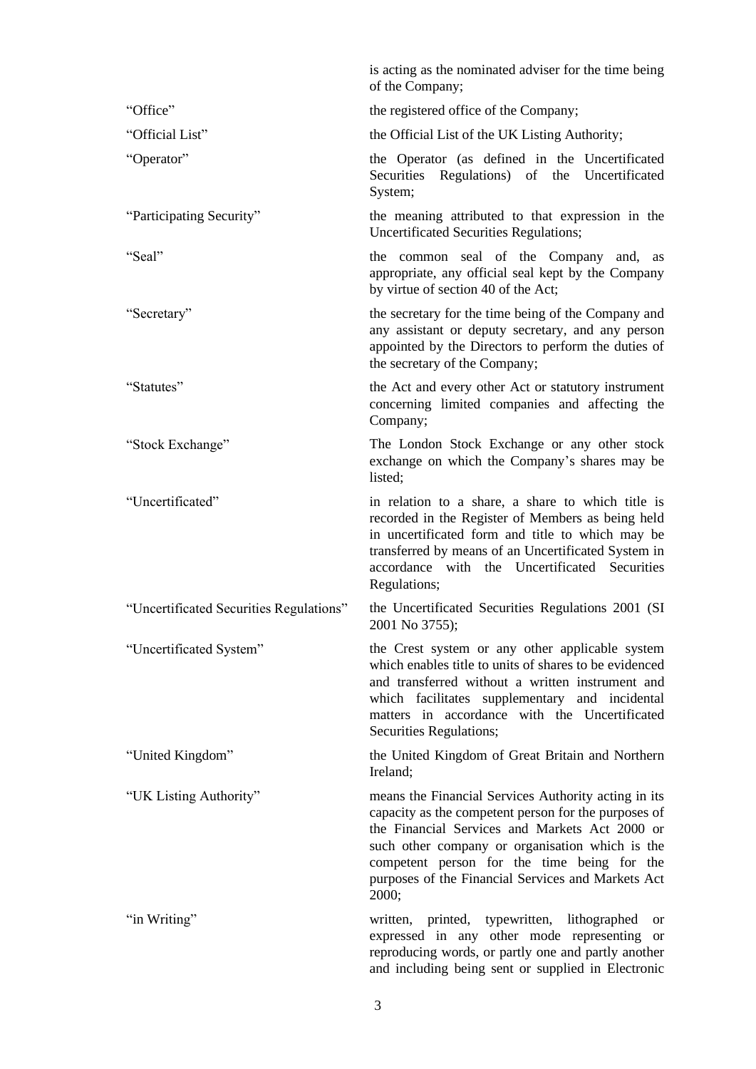| | |
|---|---|
| | is acting as the nominated adviser for the time being of the Company; |
| "Office" | the registered office of the Company; |
| "Official List" | the Official List of the UK Listing Authority; |
| "Operator" | the Operator (as defined in the Uncertificated Securities Regulations) of the Uncertificated System; |
| "Participating Security" | the meaning attributed to that expression in the Uncertificated Securities Regulations; |
| "Seal" | the common seal of the Company and, as appropriate, any official seal kept by the Company by virtue of section 40 of the Act; |
| "Secretary" | the secretary for the time being of the Company and any assistant or deputy secretary, and any person appointed by the Directors to perform the duties of the secretary of the Company; |
| "Statutes" | the Act and every other Act or statutory instrument concerning limited companies and affecting the Company; |
| "Stock Exchange" | The London Stock Exchange or any other stock exchange on which the Company's shares may be listed; |
| "Uncertificated" | in relation to a share, a share to which title is recorded in the Register of Members as being held in uncertificated form and title to which may be transferred by means of an Uncertificated System in accordance with the Uncertificated Securities Regulations; |
| "Uncertificated Securities Regulations" | the Uncertificated Securities Regulations 2001 (SI 2001 No 3755); |
| "Uncertificated System" | the Crest system or any other applicable system which enables title to units of shares to be evidenced and transferred without a written instrument and which facilitates supplementary and incidental matters in accordance with the Uncertificated Securities Regulations; |
| "United Kingdom" | the United Kingdom of Great Britain and Northern Ireland; |
| "UK Listing Authority" | means the Financial Services Authority acting in its capacity as the competent person for the purposes of the Financial Services and Markets Act 2000 or such other company or organisation which is the competent person for the time being for the purposes of the Financial Services and Markets Act 2000; |
| "in Writing" | written, printed, typewritten, lithographed or expressed in any other mode representing or reproducing words, or partly one and partly another and including being sent or supplied in Electronic |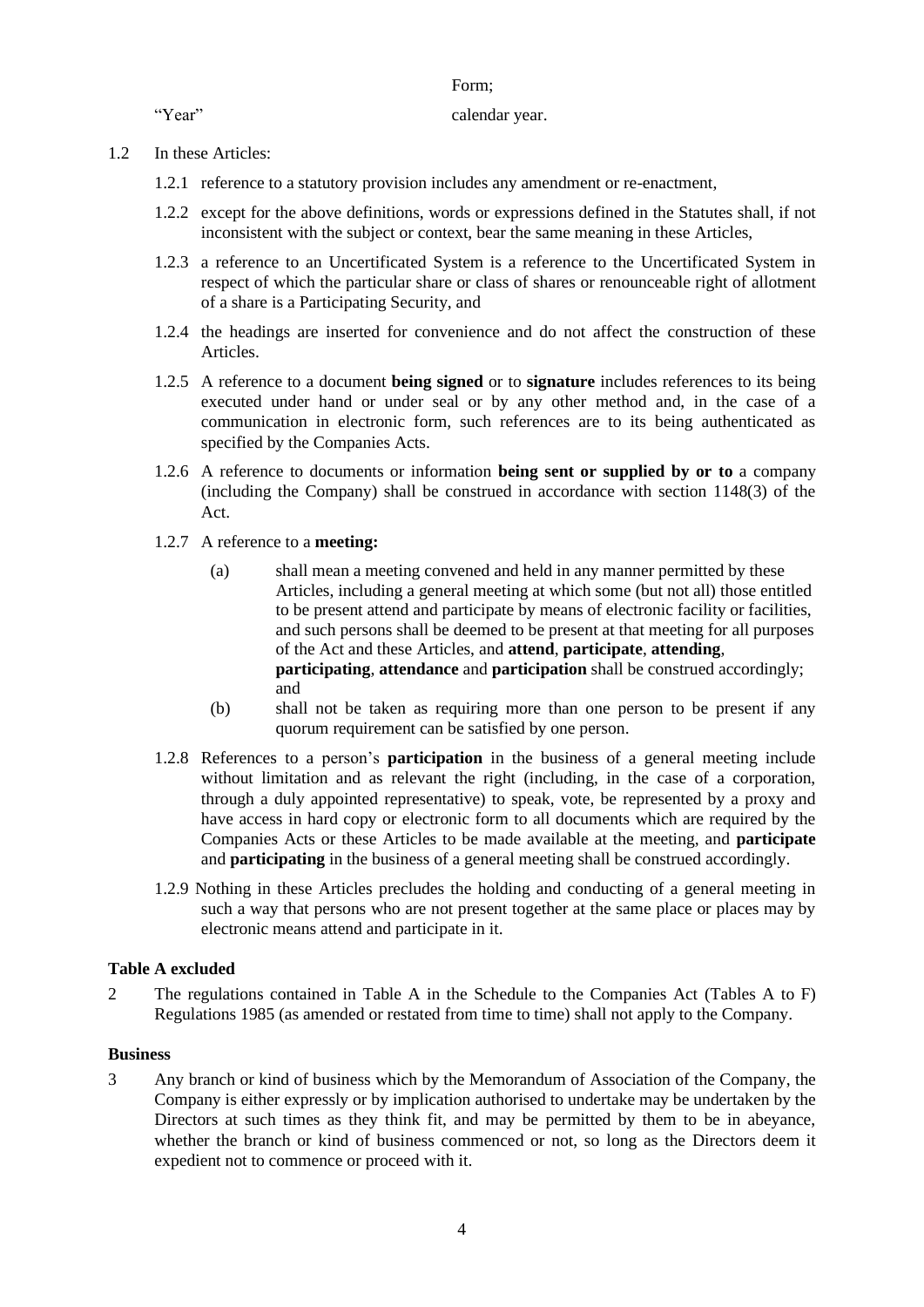| | |
|---|---|
| | Form; |
| "Year" | calendar year. |

1.2 In these Articles:

1.2.1 reference to a statutory provision includes any amendment or re-enactment,

1.2.2 except for the above definitions, words or expressions defined in the Statutes shall, if not inconsistent with the subject or context, bear the same meaning in these Articles,

1.2.3 a reference to an Uncertificated System is a reference to the Uncertificated System in respect of which the particular share or class of shares or renounceable right of allotment of a share is a Participating Security, and

1.2.4 the headings are inserted for convenience and do not affect the construction of these Articles.

1.2.5 A reference to a document **being signed** or to **signature** includes references to its being executed under hand or under seal or by any other method and, in the case of a communication in electronic form, such references are to its being authenticated as specified by the Companies Acts.

1.2.6 A reference to documents or information **being sent or supplied by or to** a company (including the Company) shall be construed in accordance with section 1148(3) of the Act.

1.2.7 A reference to a **meeting:**

(a) shall mean a meeting convened and held in any manner permitted by these Articles, including a general meeting at which some (but not all) those entitled to be present attend and participate by means of electronic facility or facilities, and such persons shall be deemed to be present at that meeting for all purposes of the Act and these Articles, and **attend**, **participate**, **attending**, **participating**, **attendance** and **participation** shall be construed accordingly; and

(b) shall not be taken as requiring more than one person to be present if any quorum requirement can be satisfied by one person.

1.2.8 References to a person's **participation** in the business of a general meeting include without limitation and as relevant the right (including, in the case of a corporation, through a duly appointed representative) to speak, vote, be represented by a proxy and have access in hard copy or electronic form to all documents which are required by the Companies Acts or these Articles to be made available at the meeting, and **participate** and **participating** in the business of a general meeting shall be construed accordingly.

1.2.9 Nothing in these Articles precludes the holding and conducting of a general meeting in such a way that persons who are not present together at the same place or places may by electronic means attend and participate in it.

**Table A excluded**

2 The regulations contained in Table A in the Schedule to the Companies Act (Tables A to F) Regulations 1985 (as amended or restated from time to time) shall not apply to the Company.

**Business**

3 Any branch or kind of business which by the Memorandum of Association of the Company, the Company is either expressly or by implication authorised to undertake may be undertaken by the Directors at such times as they think fit, and may be permitted by them to be in abeyance, whether the branch or kind of business commenced or not, so long as the Directors deem it expedient not to commence or proceed with it.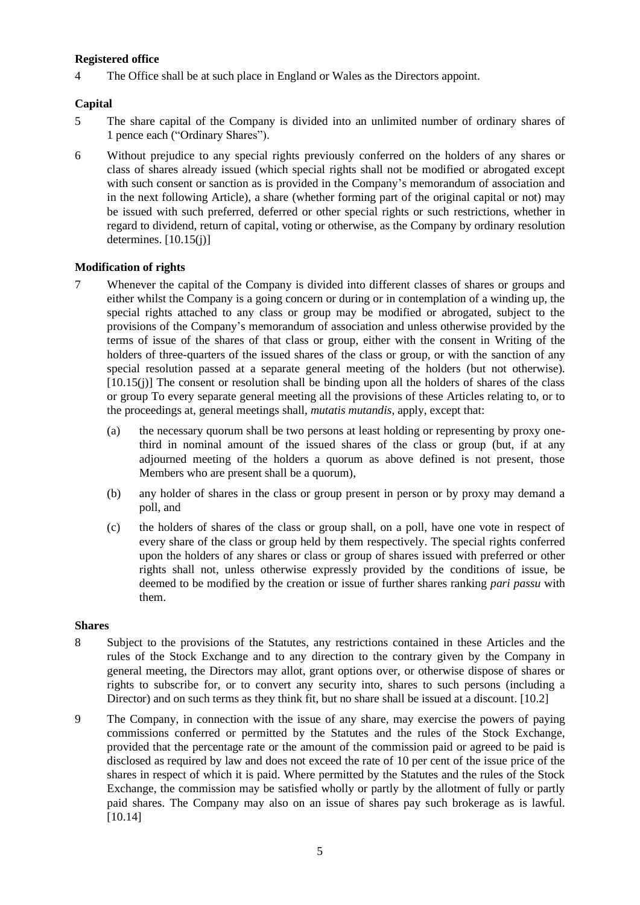**Registered office**

4 The Office shall be at such place in England or Wales as the Directors appoint.

**Capital**

5 The share capital of the Company is divided into an unlimited number of ordinary shares of 1 pence each ("Ordinary Shares").

6 Without prejudice to any special rights previously conferred on the holders of any shares or class of shares already issued (which special rights shall not be modified or abrogated except with such consent or sanction as is provided in the Company's memorandum of association and in the next following Article), a share (whether forming part of the original capital or not) may be issued with such preferred, deferred or other special rights or such restrictions, whether in regard to dividend, return of capital, voting or otherwise, as the Company by ordinary resolution determines. [10.15(j)]

**Modification of rights**

7 Whenever the capital of the Company is divided into different classes of shares or groups and either whilst the Company is a going concern or during or in contemplation of a winding up, the special rights attached to any class or group may be modified or abrogated, subject to the provisions of the Company's memorandum of association and unless otherwise provided by the terms of issue of the shares of that class or group, either with the consent in Writing of the holders of three-quarters of the issued shares of the class or group, or with the sanction of any special resolution passed at a separate general meeting of the holders (but not otherwise). [10.15(j)] The consent or resolution shall be binding upon all the holders of shares of the class or group To every separate general meeting all the provisions of these Articles relating to, or to the proceedings at, general meetings shall, *mutatis mutandis*, apply, except that:

(a) the necessary quorum shall be two persons at least holding or representing by proxy one-third in nominal amount of the issued shares of the class or group (but, if at any adjourned meeting of the holders a quorum as above defined is not present, those Members who are present shall be a quorum),

(b) any holder of shares in the class or group present in person or by proxy may demand a poll, and

(c) the holders of shares of the class or group shall, on a poll, have one vote in respect of every share of the class or group held by them respectively. The special rights conferred upon the holders of any shares or class or group of shares issued with preferred or other rights shall not, unless otherwise expressly provided by the conditions of issue, be deemed to be modified by the creation or issue of further shares ranking *pari passu* with them.

**Shares**

8 Subject to the provisions of the Statutes, any restrictions contained in these Articles and the rules of the Stock Exchange and to any direction to the contrary given by the Company in general meeting, the Directors may allot, grant options over, or otherwise dispose of shares or rights to subscribe for, or to convert any security into, shares to such persons (including a Director) and on such terms as they think fit, but no share shall be issued at a discount. [10.2]

9 The Company, in connection with the issue of any share, may exercise the powers of paying commissions conferred or permitted by the Statutes and the rules of the Stock Exchange, provided that the percentage rate or the amount of the commission paid or agreed to be paid is disclosed as required by law and does not exceed the rate of 10 per cent of the issue price of the shares in respect of which it is paid. Where permitted by the Statutes and the rules of the Stock Exchange, the commission may be satisfied wholly or partly by the allotment of fully or partly paid shares. The Company may also on an issue of shares pay such brokerage as is lawful. [10.14]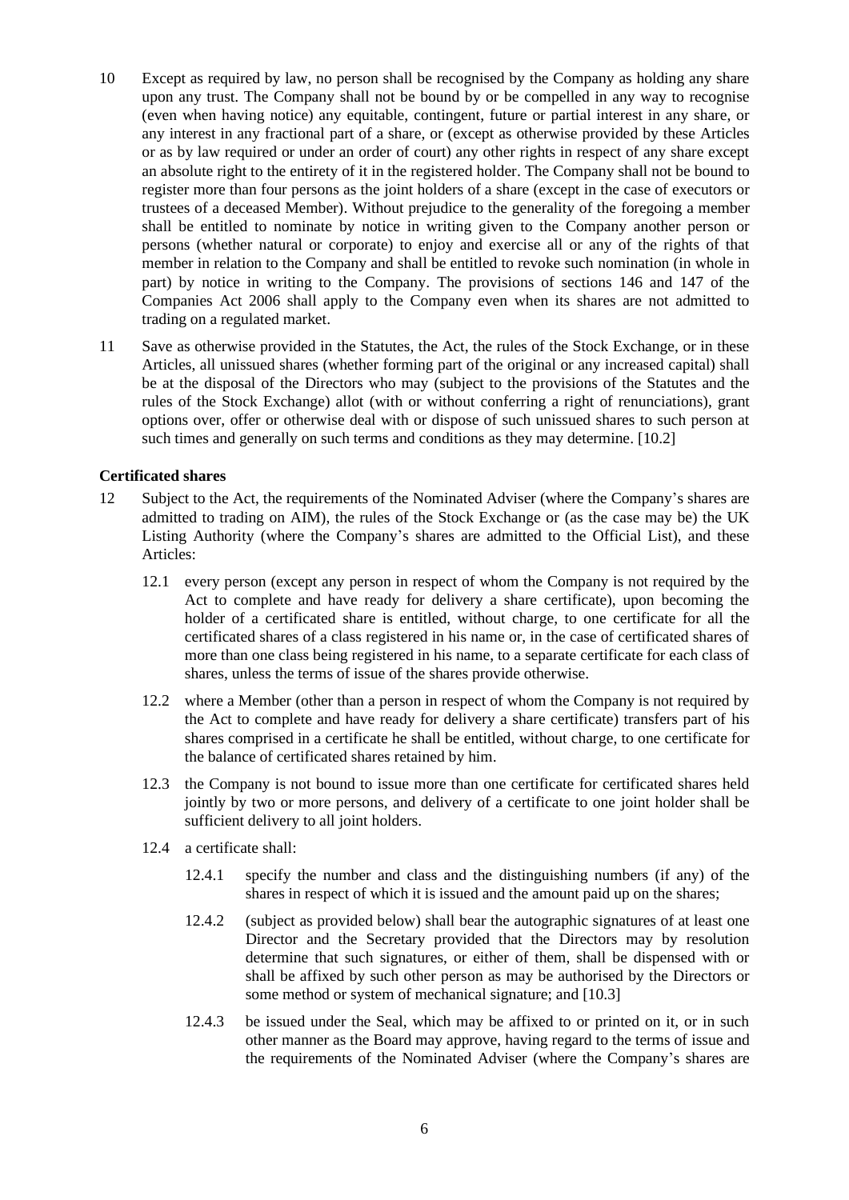10 Except as required by law, no person shall be recognised by the Company as holding any share upon any trust. The Company shall not be bound by or be compelled in any way to recognise (even when having notice) any equitable, contingent, future or partial interest in any share, or any interest in any fractional part of a share, or (except as otherwise provided by these Articles or as by law required or under an order of court) any other rights in respect of any share except an absolute right to the entirety of it in the registered holder. The Company shall not be bound to register more than four persons as the joint holders of a share (except in the case of executors or trustees of a deceased Member). Without prejudice to the generality of the foregoing a member shall be entitled to nominate by notice in writing given to the Company another person or persons (whether natural or corporate) to enjoy and exercise all or any of the rights of that member in relation to the Company and shall be entitled to revoke such nomination (in whole in part) by notice in writing to the Company. The provisions of sections 146 and 147 of the Companies Act 2006 shall apply to the Company even when its shares are not admitted to trading on a regulated market.

11 Save as otherwise provided in the Statutes, the Act, the rules of the Stock Exchange, or in these Articles, all unissued shares (whether forming part of the original or any increased capital) shall be at the disposal of the Directors who may (subject to the provisions of the Statutes and the rules of the Stock Exchange) allot (with or without conferring a right of renunciations), grant options over, offer or otherwise deal with or dispose of such unissued shares to such person at such times and generally on such terms and conditions as they may determine. [10.2]

**Certificated shares**

12 Subject to the Act, the requirements of the Nominated Adviser (where the Company's shares are admitted to trading on AIM), the rules of the Stock Exchange or (as the case may be) the UK Listing Authority (where the Company's shares are admitted to the Official List), and these Articles:

12.1 every person (except any person in respect of whom the Company is not required by the Act to complete and have ready for delivery a share certificate), upon becoming the holder of a certificated share is entitled, without charge, to one certificate for all the certificated shares of a class registered in his name or, in the case of certificated shares of more than one class being registered in his name, to a separate certificate for each class of shares, unless the terms of issue of the shares provide otherwise.

12.2 where a Member (other than a person in respect of whom the Company is not required by the Act to complete and have ready for delivery a share certificate) transfers part of his shares comprised in a certificate he shall be entitled, without charge, to one certificate for the balance of certificated shares retained by him.

12.3 the Company is not bound to issue more than one certificate for certificated shares held jointly by two or more persons, and delivery of a certificate to one joint holder shall be sufficient delivery to all joint holders.

12.4 a certificate shall:

12.4.1 specify the number and class and the distinguishing numbers (if any) of the shares in respect of which it is issued and the amount paid up on the shares;

12.4.2 (subject as provided below) shall bear the autographic signatures of at least one Director and the Secretary provided that the Directors may by resolution determine that such signatures, or either of them, shall be dispensed with or shall be affixed by such other person as may be authorised by the Directors or some method or system of mechanical signature; and [10.3]

12.4.3 be issued under the Seal, which may be affixed to or printed on it, or in such other manner as the Board may approve, having regard to the terms of issue and the requirements of the Nominated Adviser (where the Company's shares are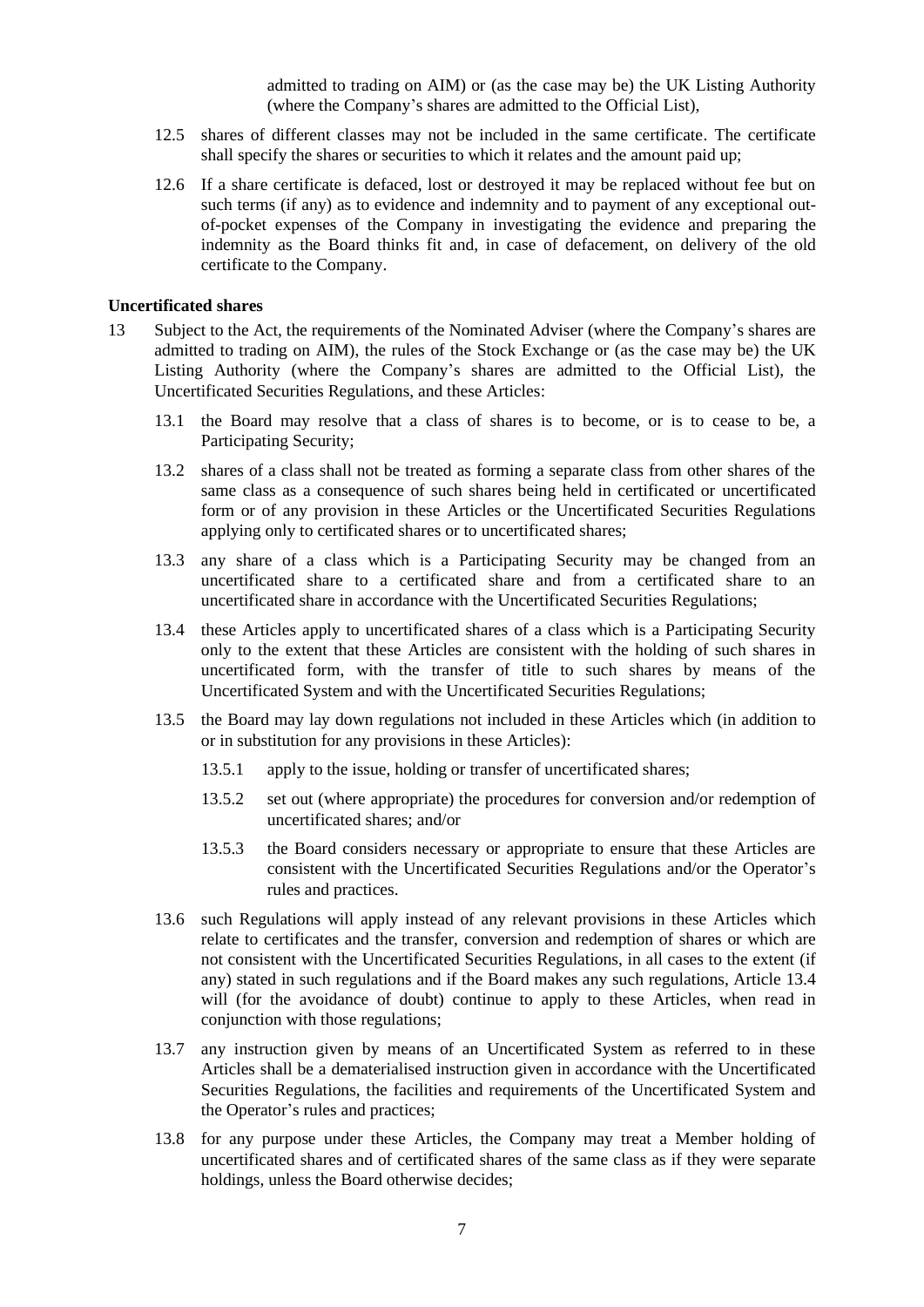admitted to trading on AIM) or (as the case may be) the UK Listing Authority (where the Company's shares are admitted to the Official List),

12.5 shares of different classes may not be included in the same certificate. The certificate shall specify the shares or securities to which it relates and the amount paid up;

12.6 If a share certificate is defaced, lost or destroyed it may be replaced without fee but on such terms (if any) as to evidence and indemnity and to payment of any exceptional out-of-pocket expenses of the Company in investigating the evidence and preparing the indemnity as the Board thinks fit and, in case of defacement, on delivery of the old certificate to the Company.

**Uncertificated shares**

13 Subject to the Act, the requirements of the Nominated Adviser (where the Company's shares are admitted to trading on AIM), the rules of the Stock Exchange or (as the case may be) the UK Listing Authority (where the Company's shares are admitted to the Official List), the Uncertificated Securities Regulations, and these Articles:

13.1 the Board may resolve that a class of shares is to become, or is to cease to be, a Participating Security;

13.2 shares of a class shall not be treated as forming a separate class from other shares of the same class as a consequence of such shares being held in certificated or uncertificated form or of any provision in these Articles or the Uncertificated Securities Regulations applying only to certificated shares or to uncertificated shares;

13.3 any share of a class which is a Participating Security may be changed from an uncertificated share to a certificated share and from a certificated share to an uncertificated share in accordance with the Uncertificated Securities Regulations;

13.4 these Articles apply to uncertificated shares of a class which is a Participating Security only to the extent that these Articles are consistent with the holding of such shares in uncertificated form, with the transfer of title to such shares by means of the Uncertificated System and with the Uncertificated Securities Regulations;

13.5 the Board may lay down regulations not included in these Articles which (in addition to or in substitution for any provisions in these Articles):

13.5.1 apply to the issue, holding or transfer of uncertificated shares;

13.5.2 set out (where appropriate) the procedures for conversion and/or redemption of uncertificated shares; and/or

13.5.3 the Board considers necessary or appropriate to ensure that these Articles are consistent with the Uncertificated Securities Regulations and/or the Operator's rules and practices.

13.6 such Regulations will apply instead of any relevant provisions in these Articles which relate to certificates and the transfer, conversion and redemption of shares or which are not consistent with the Uncertificated Securities Regulations, in all cases to the extent (if any) stated in such regulations and if the Board makes any such regulations, Article 13.4 will (for the avoidance of doubt) continue to apply to these Articles, when read in conjunction with those regulations;

13.7 any instruction given by means of an Uncertificated System as referred to in these Articles shall be a dematerialised instruction given in accordance with the Uncertificated Securities Regulations, the facilities and requirements of the Uncertificated System and the Operator's rules and practices;

13.8 for any purpose under these Articles, the Company may treat a Member holding of uncertificated shares and of certificated shares of the same class as if they were separate holdings, unless the Board otherwise decides;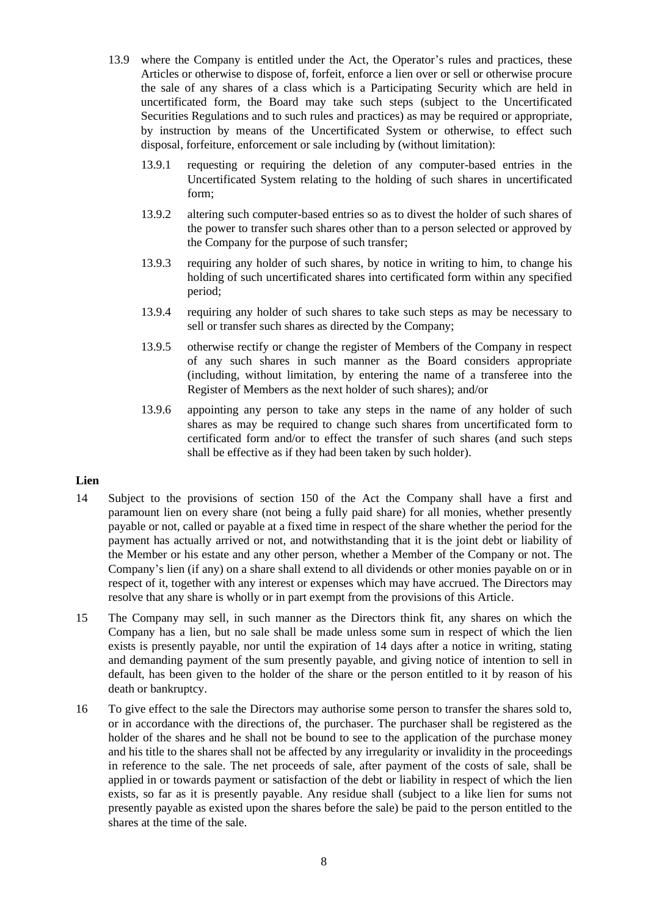13.9 where the Company is entitled under the Act, the Operator's rules and practices, these Articles or otherwise to dispose of, forfeit, enforce a lien over or sell or otherwise procure the sale of any shares of a class which is a Participating Security which are held in uncertificated form, the Board may take such steps (subject to the Uncertificated Securities Regulations and to such rules and practices) as may be required or appropriate, by instruction by means of the Uncertificated System or otherwise, to effect such disposal, forfeiture, enforcement or sale including by (without limitation):

   13.9.1 requesting or requiring the deletion of any computer-based entries in the Uncertificated System relating to the holding of such shares in uncertificated form;

   13.9.2 altering such computer-based entries so as to divest the holder of such shares of the power to transfer such shares other than to a person selected or approved by the Company for the purpose of such transfer;

   13.9.3 requiring any holder of such shares, by notice in writing to him, to change his holding of such uncertificated shares into certificated form within any specified period;

   13.9.4 requiring any holder of such shares to take such steps as may be necessary to sell or transfer such shares as directed by the Company;

   13.9.5 otherwise rectify or change the register of Members of the Company in respect of any such shares in such manner as the Board considers appropriate (including, without limitation, by entering the name of a transferee into the Register of Members as the next holder of such shares); and/or

   13.9.6 appointing any person to take any steps in the name of any holder of such shares as may be required to change such shares from uncertificated form to certificated form and/or to effect the transfer of such shares (and such steps shall be effective as if they had been taken by such holder).

**Lien**

14 Subject to the provisions of section 150 of the Act the Company shall have a first and paramount lien on every share (not being a fully paid share) for all monies, whether presently payable or not, called or payable at a fixed time in respect of the share whether the period for the payment has actually arrived or not, and notwithstanding that it is the joint debt or liability of the Member or his estate and any other person, whether a Member of the Company or not. The Company's lien (if any) on a share shall extend to all dividends or other monies payable on or in respect of it, together with any interest or expenses which may have accrued. The Directors may resolve that any share is wholly or in part exempt from the provisions of this Article.

15 The Company may sell, in such manner as the Directors think fit, any shares on which the Company has a lien, but no sale shall be made unless some sum in respect of which the lien exists is presently payable, nor until the expiration of 14 days after a notice in writing, stating and demanding payment of the sum presently payable, and giving notice of intention to sell in default, has been given to the holder of the share or the person entitled to it by reason of his death or bankruptcy.

16 To give effect to the sale the Directors may authorise some person to transfer the shares sold to, or in accordance with the directions of, the purchaser. The purchaser shall be registered as the holder of the shares and he shall not be bound to see to the application of the purchase money and his title to the shares shall not be affected by any irregularity or invalidity in the proceedings in reference to the sale. The net proceeds of sale, after payment of the costs of sale, shall be applied in or towards payment or satisfaction of the debt or liability in respect of which the lien exists, so far as it is presently payable. Any residue shall (subject to a like lien for sums not presently payable as existed upon the shares before the sale) be paid to the person entitled to the shares at the time of the sale.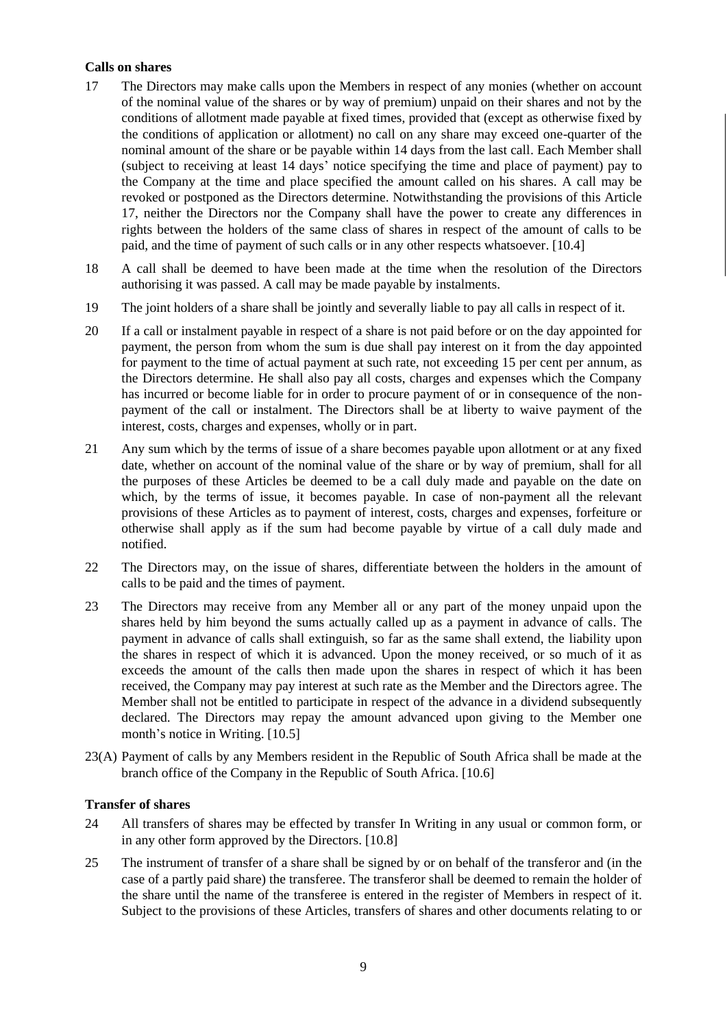**Calls on shares**

17 The Directors may make calls upon the Members in respect of any monies (whether on account of the nominal value of the shares or by way of premium) unpaid on their shares and not by the conditions of allotment made payable at fixed times, provided that (except as otherwise fixed by the conditions of application or allotment) no call on any share may exceed one-quarter of the nominal amount of the share or be payable within 14 days from the last call. Each Member shall (subject to receiving at least 14 days' notice specifying the time and place of payment) pay to the Company at the time and place specified the amount called on his shares. A call may be revoked or postponed as the Directors determine. Notwithstanding the provisions of this Article 17, neither the Directors nor the Company shall have the power to create any differences in rights between the holders of the same class of shares in respect of the amount of calls to be paid, and the time of payment of such calls or in any other respects whatsoever. [10.4]

18 A call shall be deemed to have been made at the time when the resolution of the Directors authorising it was passed. A call may be made payable by instalments.

19 The joint holders of a share shall be jointly and severally liable to pay all calls in respect of it.

20 If a call or instalment payable in respect of a share is not paid before or on the day appointed for payment, the person from whom the sum is due shall pay interest on it from the day appointed for payment to the time of actual payment at such rate, not exceeding 15 per cent per annum, as the Directors determine. He shall also pay all costs, charges and expenses which the Company has incurred or become liable for in order to procure payment of or in consequence of the non-payment of the call or instalment. The Directors shall be at liberty to waive payment of the interest, costs, charges and expenses, wholly or in part.

21 Any sum which by the terms of issue of a share becomes payable upon allotment or at any fixed date, whether on account of the nominal value of the share or by way of premium, shall for all the purposes of these Articles be deemed to be a call duly made and payable on the date on which, by the terms of issue, it becomes payable. In case of non-payment all the relevant provisions of these Articles as to payment of interest, costs, charges and expenses, forfeiture or otherwise shall apply as if the sum had become payable by virtue of a call duly made and notified.

22 The Directors may, on the issue of shares, differentiate between the holders in the amount of calls to be paid and the times of payment.

23 The Directors may receive from any Member all or any part of the money unpaid upon the shares held by him beyond the sums actually called up as a payment in advance of calls. The payment in advance of calls shall extinguish, so far as the same shall extend, the liability upon the shares in respect of which it is advanced. Upon the money received, or so much of it as exceeds the amount of the calls then made upon the shares in respect of which it has been received, the Company may pay interest at such rate as the Member and the Directors agree. The Member shall not be entitled to participate in respect of the advance in a dividend subsequently declared. The Directors may repay the amount advanced upon giving to the Member one month's notice in Writing. [10.5]

23(A) Payment of calls by any Members resident in the Republic of South Africa shall be made at the branch office of the Company in the Republic of South Africa. [10.6]

**Transfer of shares**

24 All transfers of shares may be effected by transfer In Writing in any usual or common form, or in any other form approved by the Directors. [10.8]

25 The instrument of transfer of a share shall be signed by or on behalf of the transferor and (in the case of a partly paid share) the transferee. The transferor shall be deemed to remain the holder of the share until the name of the transferee is entered in the register of Members in respect of it. Subject to the provisions of these Articles, transfers of shares and other documents relating to or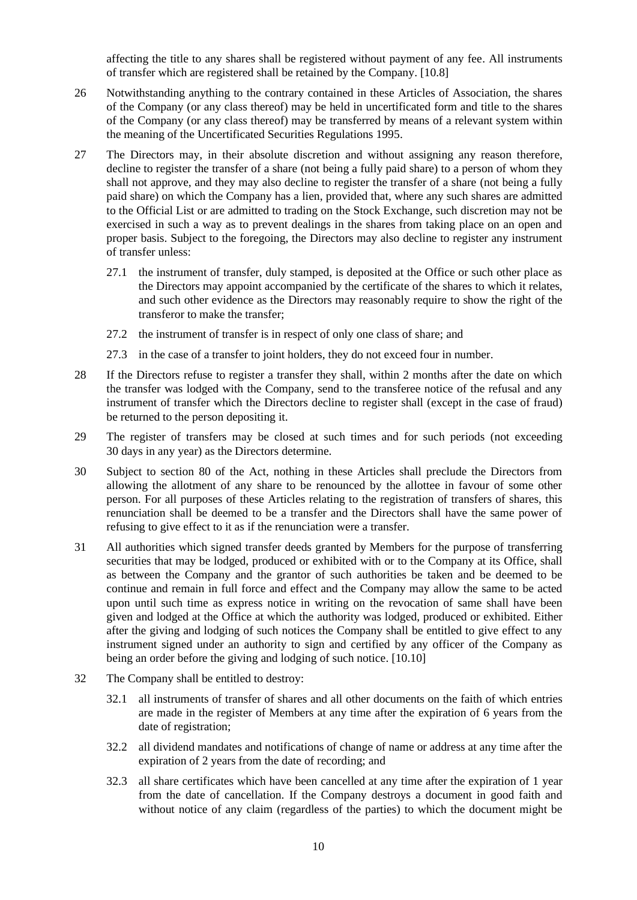affecting the title to any shares shall be registered without payment of any fee. All instruments of transfer which are registered shall be retained by the Company. [10.8]

26 Notwithstanding anything to the contrary contained in these Articles of Association, the shares of the Company (or any class thereof) may be held in uncertificated form and title to the shares of the Company (or any class thereof) may be transferred by means of a relevant system within the meaning of the Uncertificated Securities Regulations 1995.

27 The Directors may, in their absolute discretion and without assigning any reason therefore, decline to register the transfer of a share (not being a fully paid share) to a person of whom they shall not approve, and they may also decline to register the transfer of a share (not being a fully paid share) on which the Company has a lien, provided that, where any such shares are admitted to the Official List or are admitted to trading on the Stock Exchange, such discretion may not be exercised in such a way as to prevent dealings in the shares from taking place on an open and proper basis. Subject to the foregoing, the Directors may also decline to register any instrument of transfer unless:

27.1 the instrument of transfer, duly stamped, is deposited at the Office or such other place as the Directors may appoint accompanied by the certificate of the shares to which it relates, and such other evidence as the Directors may reasonably require to show the right of the transferor to make the transfer;

27.2 the instrument of transfer is in respect of only one class of share; and

27.3 in the case of a transfer to joint holders, they do not exceed four in number.

28 If the Directors refuse to register a transfer they shall, within 2 months after the date on which the transfer was lodged with the Company, send to the transferee notice of the refusal and any instrument of transfer which the Directors decline to register shall (except in the case of fraud) be returned to the person depositing it.

29 The register of transfers may be closed at such times and for such periods (not exceeding 30 days in any year) as the Directors determine.

30 Subject to section 80 of the Act, nothing in these Articles shall preclude the Directors from allowing the allotment of any share to be renounced by the allottee in favour of some other person. For all purposes of these Articles relating to the registration of transfers of shares, this renunciation shall be deemed to be a transfer and the Directors shall have the same power of refusing to give effect to it as if the renunciation were a transfer.

31 All authorities which signed transfer deeds granted by Members for the purpose of transferring securities that may be lodged, produced or exhibited with or to the Company at its Office, shall as between the Company and the grantor of such authorities be taken and be deemed to be continue and remain in full force and effect and the Company may allow the same to be acted upon until such time as express notice in writing on the revocation of same shall have been given and lodged at the Office at which the authority was lodged, produced or exhibited. Either after the giving and lodging of such notices the Company shall be entitled to give effect to any instrument signed under an authority to sign and certified by any officer of the Company as being an order before the giving and lodging of such notice. [10.10]

32 The Company shall be entitled to destroy:

32.1 all instruments of transfer of shares and all other documents on the faith of which entries are made in the register of Members at any time after the expiration of 6 years from the date of registration;

32.2 all dividend mandates and notifications of change of name or address at any time after the expiration of 2 years from the date of recording; and

32.3 all share certificates which have been cancelled at any time after the expiration of 1 year from the date of cancellation. If the Company destroys a document in good faith and without notice of any claim (regardless of the parties) to which the document might be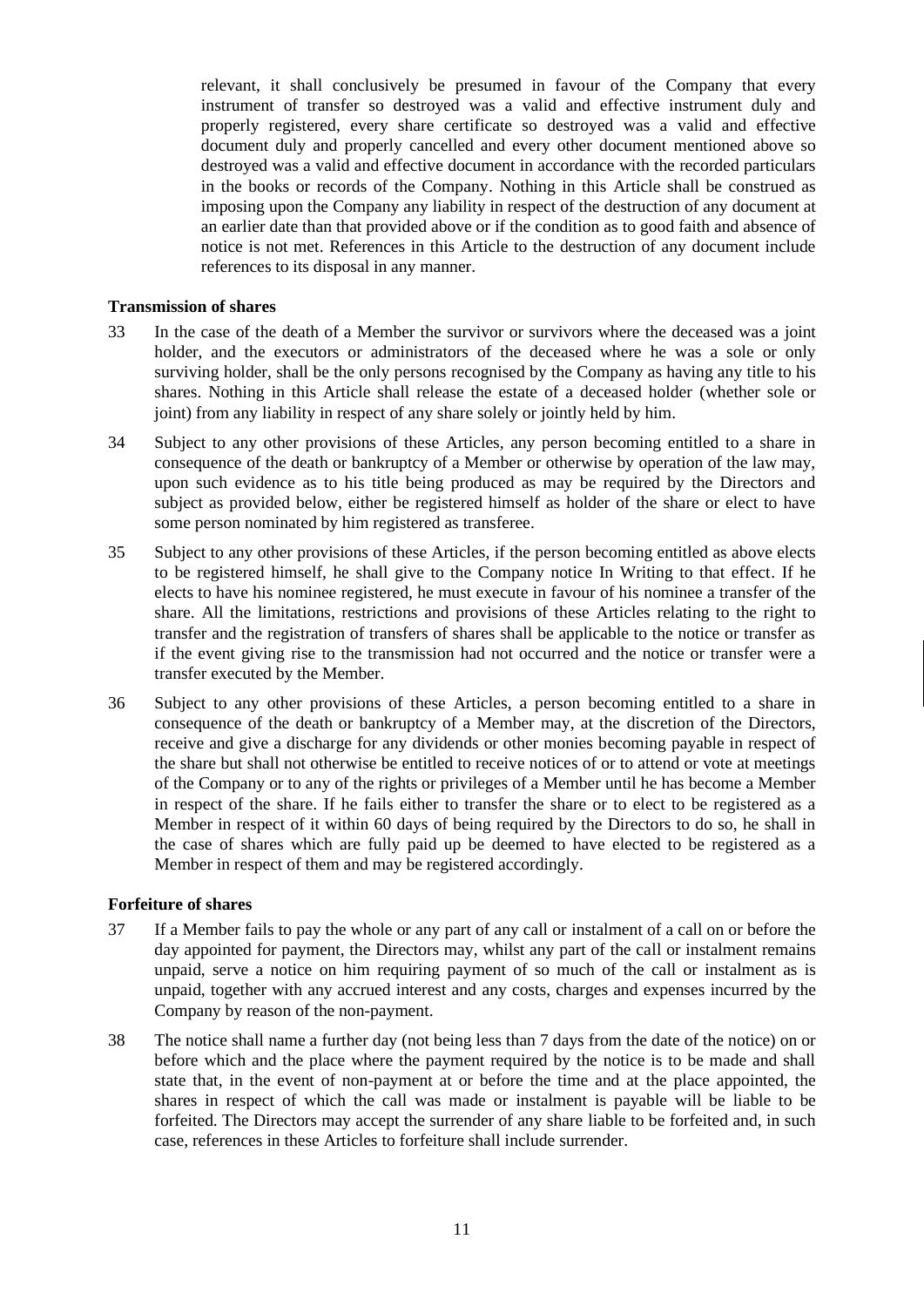relevant, it shall conclusively be presumed in favour of the Company that every instrument of transfer so destroyed was a valid and effective instrument duly and properly registered, every share certificate so destroyed was a valid and effective document duly and properly cancelled and every other document mentioned above so destroyed was a valid and effective document in accordance with the recorded particulars in the books or records of the Company. Nothing in this Article shall be construed as imposing upon the Company any liability in respect of the destruction of any document at an earlier date than that provided above or if the condition as to good faith and absence of notice is not met. References in this Article to the destruction of any document include references to its disposal in any manner.

**Transmission of shares**

33 In the case of the death of a Member the survivor or survivors where the deceased was a joint holder, and the executors or administrators of the deceased where he was a sole or only surviving holder, shall be the only persons recognised by the Company as having any title to his shares. Nothing in this Article shall release the estate of a deceased holder (whether sole or joint) from any liability in respect of any share solely or jointly held by him.

34 Subject to any other provisions of these Articles, any person becoming entitled to a share in consequence of the death or bankruptcy of a Member or otherwise by operation of the law may, upon such evidence as to his title being produced as may be required by the Directors and subject as provided below, either be registered himself as holder of the share or elect to have some person nominated by him registered as transferee.

35 Subject to any other provisions of these Articles, if the person becoming entitled as above elects to be registered himself, he shall give to the Company notice In Writing to that effect. If he elects to have his nominee registered, he must execute in favour of his nominee a transfer of the share. All the limitations, restrictions and provisions of these Articles relating to the right to transfer and the registration of transfers of shares shall be applicable to the notice or transfer as if the event giving rise to the transmission had not occurred and the notice or transfer were a transfer executed by the Member.

36 Subject to any other provisions of these Articles, a person becoming entitled to a share in consequence of the death or bankruptcy of a Member may, at the discretion of the Directors, receive and give a discharge for any dividends or other monies becoming payable in respect of the share but shall not otherwise be entitled to receive notices of or to attend or vote at meetings of the Company or to any of the rights or privileges of a Member until he has become a Member in respect of the share. If he fails either to transfer the share or to elect to be registered as a Member in respect of it within 60 days of being required by the Directors to do so, he shall in the case of shares which are fully paid up be deemed to have elected to be registered as a Member in respect of them and may be registered accordingly.

**Forfeiture of shares**

37 If a Member fails to pay the whole or any part of any call or instalment of a call on or before the day appointed for payment, the Directors may, whilst any part of the call or instalment remains unpaid, serve a notice on him requiring payment of so much of the call or instalment as is unpaid, together with any accrued interest and any costs, charges and expenses incurred by the Company by reason of the non-payment.

38 The notice shall name a further day (not being less than 7 days from the date of the notice) on or before which and the place where the payment required by the notice is to be made and shall state that, in the event of non-payment at or before the time and at the place appointed, the shares in respect of which the call was made or instalment is payable will be liable to be forfeited. The Directors may accept the surrender of any share liable to be forfeited and, in such case, references in these Articles to forfeiture shall include surrender.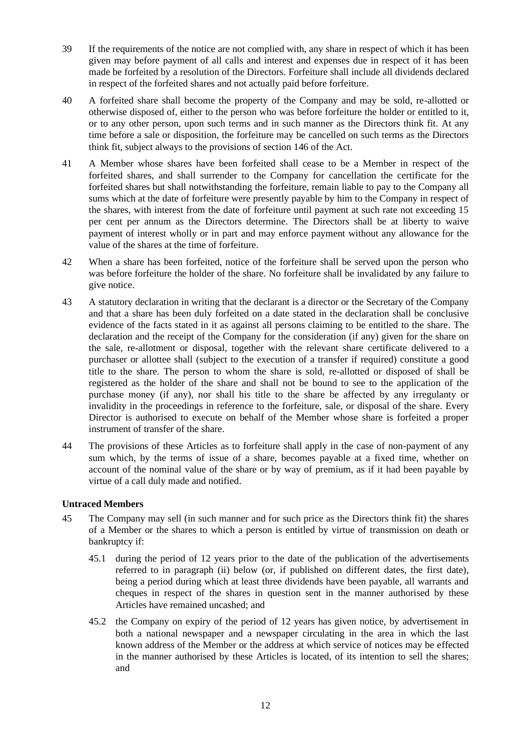39 If the requirements of the notice are not complied with, any share in respect of which it has been given may before payment of all calls and interest and expenses due in respect of it has been made be forfeited by a resolution of the Directors. Forfeiture shall include all dividends declared in respect of the forfeited shares and not actually paid before forfeiture.

40 A forfeited share shall become the property of the Company and may be sold, re-allotted or otherwise disposed of, either to the person who was before forfeiture the holder or entitled to it, or to any other person, upon such terms and in such manner as the Directors think fit. At any time before a sale or disposition, the forfeiture may be cancelled on such terms as the Directors think fit, subject always to the provisions of section 146 of the Act.

41 A Member whose shares have been forfeited shall cease to be a Member in respect of the forfeited shares, and shall surrender to the Company for cancellation the certificate for the forfeited shares but shall notwithstanding the forfeiture, remain liable to pay to the Company all sums which at the date of forfeiture were presently payable by him to the Company in respect of the shares, with interest from the date of forfeiture until payment at such rate not exceeding 15 per cent per annum as the Directors determine. The Directors shall be at liberty to waive payment of interest wholly or in part and may enforce payment without any allowance for the value of the shares at the time of forfeiture.

42 When a share has been forfeited, notice of the forfeiture shall be served upon the person who was before forfeiture the holder of the share. No forfeiture shall be invalidated by any failure to give notice.

43 A statutory declaration in writing that the declarant is a director or the Secretary of the Company and that a share has been duly forfeited on a date stated in the declaration shall be conclusive evidence of the facts stated in it as against all persons claiming to be entitled to the share. The declaration and the receipt of the Company for the consideration (if any) given for the share on the sale, re-allotment or disposal, together with the relevant share certificate delivered to a purchaser or allottee shall (subject to the execution of a transfer if required) constitute a good title to the share. The person to whom the share is sold, re-allotted or disposed of shall be registered as the holder of the share and shall not be bound to see to the application of the purchase money (if any), nor shall his title to the share be affected by any irregularty or invalidity in the proceedings in reference to the forfeiture, sale, or disposal of the share. Every Director is authorised to execute on behalf of the Member whose share is forfeited a proper instrument of transfer of the share.

44 The provisions of these Articles as to forfeiture shall apply in the case of non-payment of any sum which, by the terms of issue of a share, becomes payable at a fixed time, whether on account of the nominal value of the share or by way of premium, as if it had been payable by virtue of a call duly made and notified.

**Untraced Members**

45 The Company may sell (in such manner and for such price as the Directors think fit) the shares of a Member or the shares to which a person is entitled by virtue of transmission on death or bankruptcy if:

45.1 during the period of 12 years prior to the date of the publication of the advertisements referred to in paragraph (ii) below (or, if published on different dates, the first date), being a period during which at least three dividends have been payable, all warrants and cheques in respect of the shares in question sent in the manner authorised by these Articles have remained uncashed; and

45.2 the Company on expiry of the period of 12 years has given notice, by advertisement in both a national newspaper and a newspaper circulating in the area in which the last known address of the Member or the address at which service of notices may be effected in the manner authorised by these Articles is located, of its intention to sell the shares; and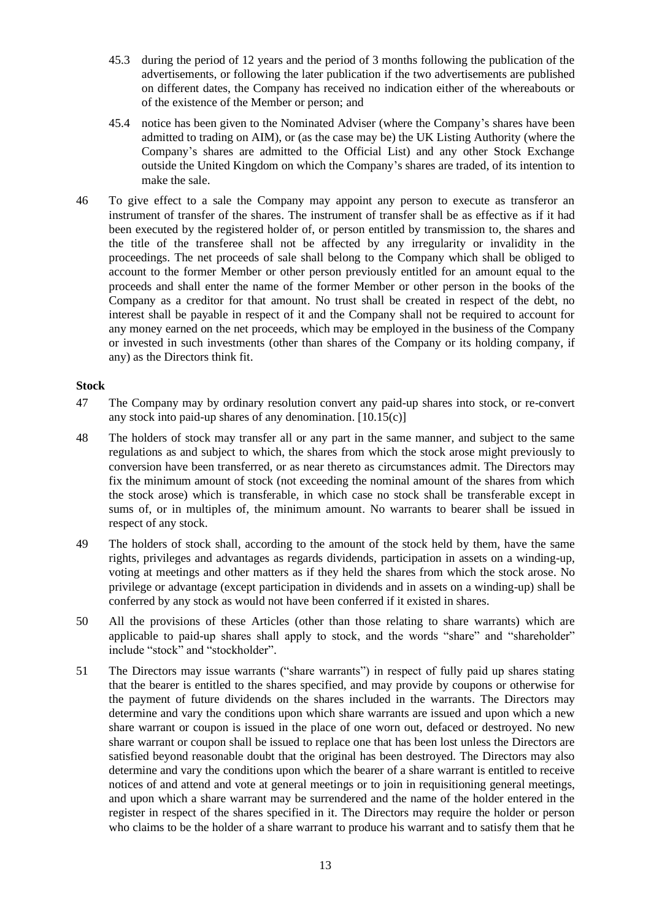45.3 during the period of 12 years and the period of 3 months following the publication of the advertisements, or following the later publication if the two advertisements are published on different dates, the Company has received no indication either of the whereabouts or of the existence of the Member or person; and

45.4 notice has been given to the Nominated Adviser (where the Company's shares have been admitted to trading on AIM), or (as the case may be) the UK Listing Authority (where the Company's shares are admitted to the Official List) and any other Stock Exchange outside the United Kingdom on which the Company's shares are traded, of its intention to make the sale.

46 To give effect to a sale the Company may appoint any person to execute as transferor an instrument of transfer of the shares. The instrument of transfer shall be as effective as if it had been executed by the registered holder of, or person entitled by transmission to, the shares and the title of the transferee shall not be affected by any irregularity or invalidity in the proceedings. The net proceeds of sale shall belong to the Company which shall be obliged to account to the former Member or other person previously entitled for an amount equal to the proceeds and shall enter the name of the former Member or other person in the books of the Company as a creditor for that amount. No trust shall be created in respect of the debt, no interest shall be payable in respect of it and the Company shall not be required to account for any money earned on the net proceeds, which may be employed in the business of the Company or invested in such investments (other than shares of the Company or its holding company, if any) as the Directors think fit.

**Stock**

47 The Company may by ordinary resolution convert any paid-up shares into stock, or re-convert any stock into paid-up shares of any denomination. [10.15(c)]

48 The holders of stock may transfer all or any part in the same manner, and subject to the same regulations as and subject to which, the shares from which the stock arose might previously to conversion have been transferred, or as near thereto as circumstances admit. The Directors may fix the minimum amount of stock (not exceeding the nominal amount of the shares from which the stock arose) which is transferable, in which case no stock shall be transferable except in sums of, or in multiples of, the minimum amount. No warrants to bearer shall be issued in respect of any stock.

49 The holders of stock shall, according to the amount of the stock held by them, have the same rights, privileges and advantages as regards dividends, participation in assets on a winding-up, voting at meetings and other matters as if they held the shares from which the stock arose. No privilege or advantage (except participation in dividends and in assets on a winding-up) shall be conferred by any stock as would not have been conferred if it existed in shares.

50 All the provisions of these Articles (other than those relating to share warrants) which are applicable to paid-up shares shall apply to stock, and the words "share" and "shareholder" include "stock" and "stockholder".

51 The Directors may issue warrants ("share warrants") in respect of fully paid up shares stating that the bearer is entitled to the shares specified, and may provide by coupons or otherwise for the payment of future dividends on the shares included in the warrants. The Directors may determine and vary the conditions upon which share warrants are issued and upon which a new share warrant or coupon is issued in the place of one worn out, defaced or destroyed. No new share warrant or coupon shall be issued to replace one that has been lost unless the Directors are satisfied beyond reasonable doubt that the original has been destroyed. The Directors may also determine and vary the conditions upon which the bearer of a share warrant is entitled to receive notices of and attend and vote at general meetings or to join in requisitioning general meetings, and upon which a share warrant may be surrendered and the name of the holder entered in the register in respect of the shares specified in it. The Directors may require the holder or person who claims to be the holder of a share warrant to produce his warrant and to satisfy them that he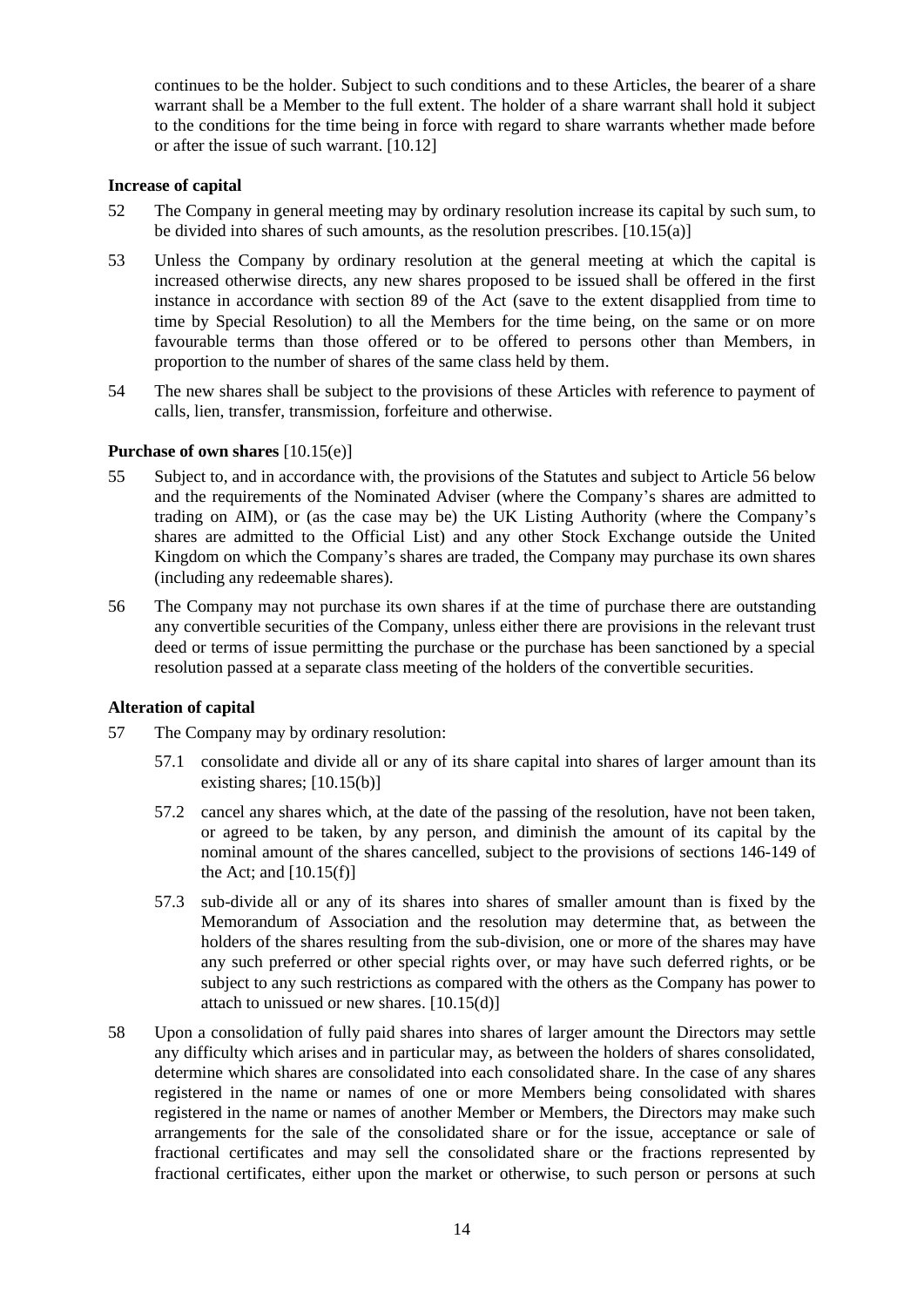continues to be the holder. Subject to such conditions and to these Articles, the bearer of a share warrant shall be a Member to the full extent. The holder of a share warrant shall hold it subject to the conditions for the time being in force with regard to share warrants whether made before or after the issue of such warrant. [10.12]

**Increase of capital**

52 The Company in general meeting may by ordinary resolution increase its capital by such sum, to be divided into shares of such amounts, as the resolution prescribes. [10.15(a)]

53 Unless the Company by ordinary resolution at the general meeting at which the capital is increased otherwise directs, any new shares proposed to be issued shall be offered in the first instance in accordance with section 89 of the Act (save to the extent disapplied from time to time by Special Resolution) to all the Members for the time being, on the same or on more favourable terms than those offered or to be offered to persons other than Members, in proportion to the number of shares of the same class held by them.

54 The new shares shall be subject to the provisions of these Articles with reference to payment of calls, lien, transfer, transmission, forfeiture and otherwise.

**Purchase of own shares** [10.15(e)]

55 Subject to, and in accordance with, the provisions of the Statutes and subject to Article 56 below and the requirements of the Nominated Adviser (where the Company's shares are admitted to trading on AIM), or (as the case may be) the UK Listing Authority (where the Company's shares are admitted to the Official List) and any other Stock Exchange outside the United Kingdom on which the Company's shares are traded, the Company may purchase its own shares (including any redeemable shares).

56 The Company may not purchase its own shares if at the time of purchase there are outstanding any convertible securities of the Company, unless either there are provisions in the relevant trust deed or terms of issue permitting the purchase or the purchase has been sanctioned by a special resolution passed at a separate class meeting of the holders of the convertible securities.

**Alteration of capital**

57 The Company may by ordinary resolution:

57.1 consolidate and divide all or any of its share capital into shares of larger amount than its existing shares; [10.15(b)]

57.2 cancel any shares which, at the date of the passing of the resolution, have not been taken, or agreed to be taken, by any person, and diminish the amount of its capital by the nominal amount of the shares cancelled, subject to the provisions of sections 146-149 of the Act; and [10.15(f)]

57.3 sub-divide all or any of its shares into shares of smaller amount than is fixed by the Memorandum of Association and the resolution may determine that, as between the holders of the shares resulting from the sub-division, one or more of the shares may have any such preferred or other special rights over, or may have such deferred rights, or be subject to any such restrictions as compared with the others as the Company has power to attach to unissued or new shares. [10.15(d)]

58 Upon a consolidation of fully paid shares into shares of larger amount the Directors may settle any difficulty which arises and in particular may, as between the holders of shares consolidated, determine which shares are consolidated into each consolidated share. In the case of any shares registered in the name or names of one or more Members being consolidated with shares registered in the name or names of another Member or Members, the Directors may make such arrangements for the sale of the consolidated share or for the issue, acceptance or sale of fractional certificates and may sell the consolidated share or the fractions represented by fractional certificates, either upon the market or otherwise, to such person or persons at such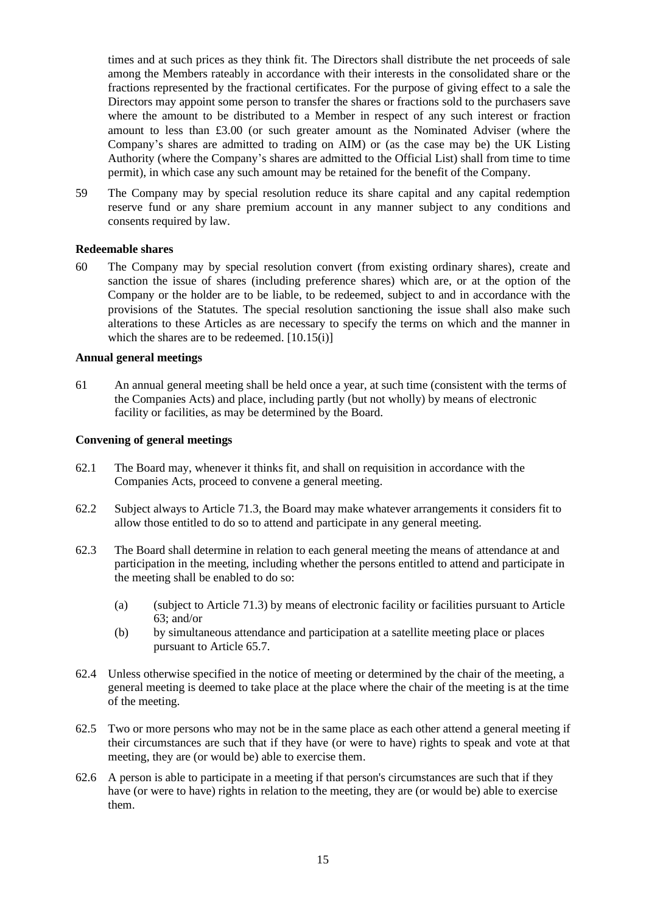times and at such prices as they think fit. The Directors shall distribute the net proceeds of sale among the Members rateably in accordance with their interests in the consolidated share or the fractions represented by the fractional certificates. For the purpose of giving effect to a sale the Directors may appoint some person to transfer the shares or fractions sold to the purchasers save where the amount to be distributed to a Member in respect of any such interest or fraction amount to less than £3.00 (or such greater amount as the Nominated Adviser (where the Company's shares are admitted to trading on AIM) or (as the case may be) the UK Listing Authority (where the Company's shares are admitted to the Official List) shall from time to time permit), in which case any such amount may be retained for the benefit of the Company.

59 The Company may by special resolution reduce its share capital and any capital redemption reserve fund or any share premium account in any manner subject to any conditions and consents required by law.

**Redeemable shares**

60 The Company may by special resolution convert (from existing ordinary shares), create and sanction the issue of shares (including preference shares) which are, or at the option of the Company or the holder are to be liable, to be redeemed, subject to and in accordance with the provisions of the Statutes. The special resolution sanctioning the issue shall also make such alterations to these Articles as are necessary to specify the terms on which and the manner in which the shares are to be redeemed. [10.15(i)]

**Annual general meetings**

61 An annual general meeting shall be held once a year, at such time (consistent with the terms of the Companies Acts) and place, including partly (but not wholly) by means of electronic facility or facilities, as may be determined by the Board.

**Convening of general meetings**

62.1 The Board may, whenever it thinks fit, and shall on requisition in accordance with the Companies Acts, proceed to convene a general meeting.

62.2 Subject always to Article 71.3, the Board may make whatever arrangements it considers fit to allow those entitled to do so to attend and participate in any general meeting.

62.3 The Board shall determine in relation to each general meeting the means of attendance at and participation in the meeting, including whether the persons entitled to attend and participate in the meeting shall be enabled to do so:

(a) (subject to Article 71.3) by means of electronic facility or facilities pursuant to Article 63; and/or

(b) by simultaneous attendance and participation at a satellite meeting place or places pursuant to Article 65.7.

62.4 Unless otherwise specified in the notice of meeting or determined by the chair of the meeting, a general meeting is deemed to take place at the place where the chair of the meeting is at the time of the meeting.

62.5 Two or more persons who may not be in the same place as each other attend a general meeting if their circumstances are such that if they have (or were to have) rights to speak and vote at that meeting, they are (or would be) able to exercise them.

62.6 A person is able to participate in a meeting if that person's circumstances are such that if they have (or were to have) rights in relation to the meeting, they are (or would be) able to exercise them.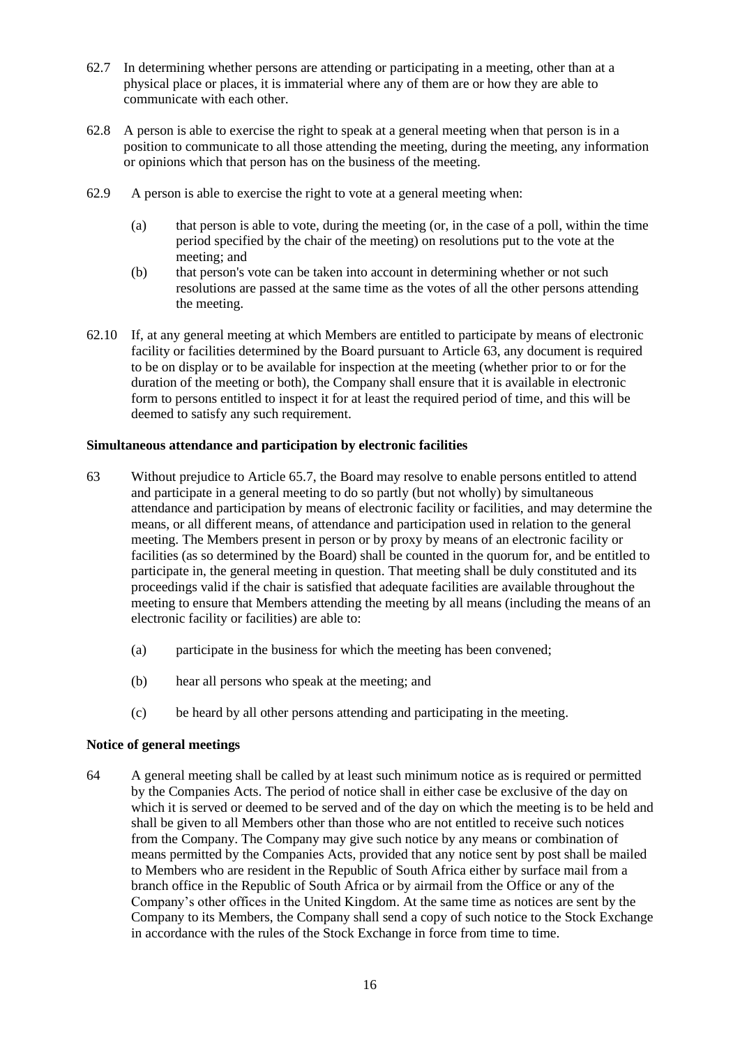62.7 In determining whether persons are attending or participating in a meeting, other than at a physical place or places, it is immaterial where any of them are or how they are able to communicate with each other.

62.8 A person is able to exercise the right to speak at a general meeting when that person is in a position to communicate to all those attending the meeting, during the meeting, any information or opinions which that person has on the business of the meeting.

62.9 A person is able to exercise the right to vote at a general meeting when:

(a) that person is able to vote, during the meeting (or, in the case of a poll, within the time period specified by the chair of the meeting) on resolutions put to the vote at the meeting; and

(b) that person's vote can be taken into account in determining whether or not such resolutions are passed at the same time as the votes of all the other persons attending the meeting.

62.10 If, at any general meeting at which Members are entitled to participate by means of electronic facility or facilities determined by the Board pursuant to Article 63, any document is required to be on display or to be available for inspection at the meeting (whether prior to or for the duration of the meeting or both), the Company shall ensure that it is available in electronic form to persons entitled to inspect it for at least the required period of time, and this will be deemed to satisfy any such requirement.

**Simultaneous attendance and participation by electronic facilities**

63 Without prejudice to Article 65.7, the Board may resolve to enable persons entitled to attend and participate in a general meeting to do so partly (but not wholly) by simultaneous attendance and participation by means of electronic facility or facilities, and may determine the means, or all different means, of attendance and participation used in relation to the general meeting. The Members present in person or by proxy by means of an electronic facility or facilities (as so determined by the Board) shall be counted in the quorum for, and be entitled to participate in, the general meeting in question. That meeting shall be duly constituted and its proceedings valid if the chair is satisfied that adequate facilities are available throughout the meeting to ensure that Members attending the meeting by all means (including the means of an electronic facility or facilities) are able to:

(a) participate in the business for which the meeting has been convened;

(b) hear all persons who speak at the meeting; and

(c) be heard by all other persons attending and participating in the meeting.

**Notice of general meetings**

64 A general meeting shall be called by at least such minimum notice as is required or permitted by the Companies Acts. The period of notice shall in either case be exclusive of the day on which it is served or deemed to be served and of the day on which the meeting is to be held and shall be given to all Members other than those who are not entitled to receive such notices from the Company. The Company may give such notice by any means or combination of means permitted by the Companies Acts, provided that any notice sent by post shall be mailed to Members who are resident in the Republic of South Africa either by surface mail from a branch office in the Republic of South Africa or by airmail from the Office or any of the Company's other offices in the United Kingdom. At the same time as notices are sent by the Company to its Members, the Company shall send a copy of such notice to the Stock Exchange in accordance with the rules of the Stock Exchange in force from time to time.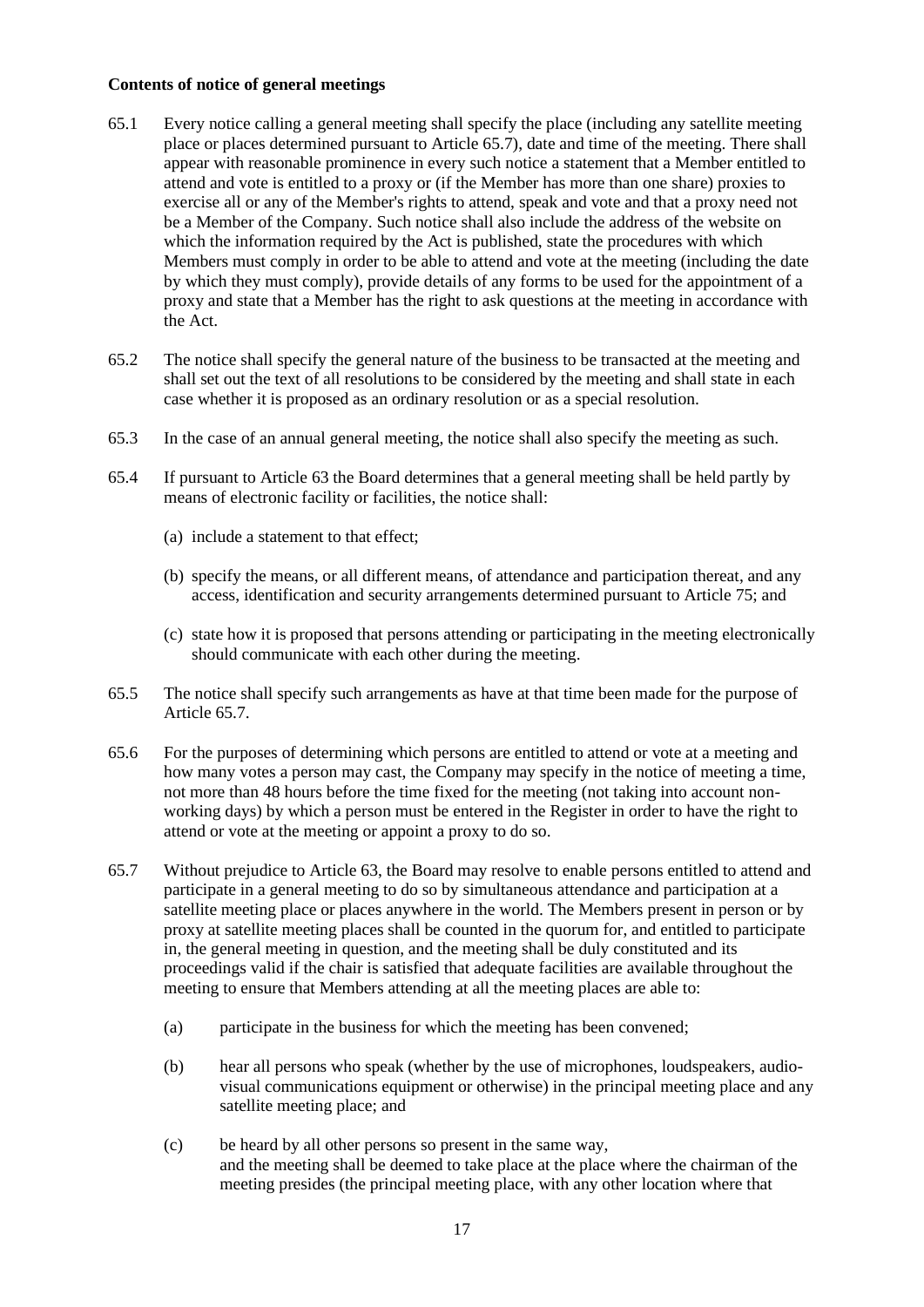**Contents of notice of general meetings**

65.1 Every notice calling a general meeting shall specify the place (including any satellite meeting place or places determined pursuant to Article 65.7), date and time of the meeting. There shall appear with reasonable prominence in every such notice a statement that a Member entitled to attend and vote is entitled to a proxy or (if the Member has more than one share) proxies to exercise all or any of the Member's rights to attend, speak and vote and that a proxy need not be a Member of the Company. Such notice shall also include the address of the website on which the information required by the Act is published, state the procedures with which Members must comply in order to be able to attend and vote at the meeting (including the date by which they must comply), provide details of any forms to be used for the appointment of a proxy and state that a Member has the right to ask questions at the meeting in accordance with the Act.

65.2 The notice shall specify the general nature of the business to be transacted at the meeting and shall set out the text of all resolutions to be considered by the meeting and shall state in each case whether it is proposed as an ordinary resolution or as a special resolution.

65.3 In the case of an annual general meeting, the notice shall also specify the meeting as such.

65.4 If pursuant to Article 63 the Board determines that a general meeting shall be held partly by means of electronic facility or facilities, the notice shall:

(a) include a statement to that effect;

(b) specify the means, or all different means, of attendance and participation thereat, and any access, identification and security arrangements determined pursuant to Article 75; and

(c) state how it is proposed that persons attending or participating in the meeting electronically should communicate with each other during the meeting.

65.5 The notice shall specify such arrangements as have at that time been made for the purpose of Article 65.7.

65.6 For the purposes of determining which persons are entitled to attend or vote at a meeting and how many votes a person may cast, the Company may specify in the notice of meeting a time, not more than 48 hours before the time fixed for the meeting (not taking into account non-working days) by which a person must be entered in the Register in order to have the right to attend or vote at the meeting or appoint a proxy to do so.

65.7 Without prejudice to Article 63, the Board may resolve to enable persons entitled to attend and participate in a general meeting to do so by simultaneous attendance and participation at a satellite meeting place or places anywhere in the world. The Members present in person or by proxy at satellite meeting places shall be counted in the quorum for, and entitled to participate in, the general meeting in question, and the meeting shall be duly constituted and its proceedings valid if the chair is satisfied that adequate facilities are available throughout the meeting to ensure that Members attending at all the meeting places are able to:

(a) participate in the business for which the meeting has been convened;

(b) hear all persons who speak (whether by the use of microphones, loudspeakers, audio-visual communications equipment or otherwise) in the principal meeting place and any satellite meeting place; and

(c) be heard by all other persons so present in the same way,

and the meeting shall be deemed to take place at the place where the chairman of the meeting presides (the principal meeting place, with any other location where that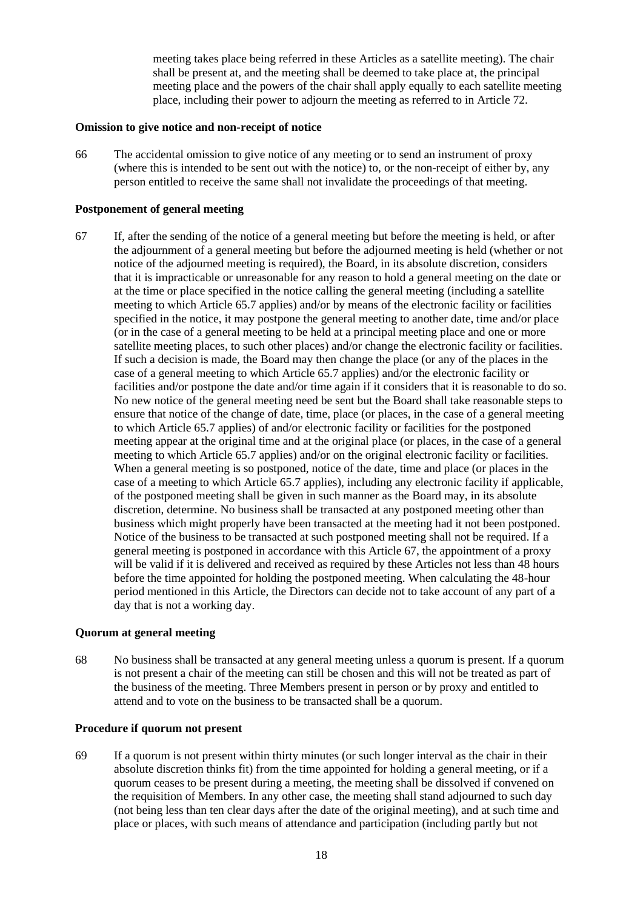meeting takes place being referred in these Articles as a satellite meeting). The chair shall be present at, and the meeting shall be deemed to take place at, the principal meeting place and the powers of the chair shall apply equally to each satellite meeting place, including their power to adjourn the meeting as referred to in Article 72.

**Omission to give notice and non-receipt of notice**

66 The accidental omission to give notice of any meeting or to send an instrument of proxy (where this is intended to be sent out with the notice) to, or the non-receipt of either by, any person entitled to receive the same shall not invalidate the proceedings of that meeting.

**Postponement of general meeting**

67 If, after the sending of the notice of a general meeting but before the meeting is held, or after the adjournment of a general meeting but before the adjourned meeting is held (whether or not notice of the adjourned meeting is required), the Board, in its absolute discretion, considers that it is impracticable or unreasonable for any reason to hold a general meeting on the date or at the time or place specified in the notice calling the general meeting (including a satellite meeting to which Article 65.7 applies) and/or by means of the electronic facility or facilities specified in the notice, it may postpone the general meeting to another date, time and/or place (or in the case of a general meeting to be held at a principal meeting place and one or more satellite meeting places, to such other places) and/or change the electronic facility or facilities. If such a decision is made, the Board may then change the place (or any of the places in the case of a general meeting to which Article 65.7 applies) and/or the electronic facility or facilities and/or postpone the date and/or time again if it considers that it is reasonable to do so. No new notice of the general meeting need be sent but the Board shall take reasonable steps to ensure that notice of the change of date, time, place (or places, in the case of a general meeting to which Article 65.7 applies) of and/or electronic facility or facilities for the postponed meeting appear at the original time and at the original place (or places, in the case of a general meeting to which Article 65.7 applies) and/or on the original electronic facility or facilities. When a general meeting is so postponed, notice of the date, time and place (or places in the case of a meeting to which Article 65.7 applies), including any electronic facility if applicable, of the postponed meeting shall be given in such manner as the Board may, in its absolute discretion, determine. No business shall be transacted at any postponed meeting other than business which might properly have been transacted at the meeting had it not been postponed. Notice of the business to be transacted at such postponed meeting shall not be required. If a general meeting is postponed in accordance with this Article 67, the appointment of a proxy will be valid if it is delivered and received as required by these Articles not less than 48 hours before the time appointed for holding the postponed meeting. When calculating the 48-hour period mentioned in this Article, the Directors can decide not to take account of any part of a day that is not a working day.

**Quorum at general meeting**

68 No business shall be transacted at any general meeting unless a quorum is present. If a quorum is not present a chair of the meeting can still be chosen and this will not be treated as part of the business of the meeting. Three Members present in person or by proxy and entitled to attend and to vote on the business to be transacted shall be a quorum.

**Procedure if quorum not present**

69 If a quorum is not present within thirty minutes (or such longer interval as the chair in their absolute discretion thinks fit) from the time appointed for holding a general meeting, or if a quorum ceases to be present during a meeting, the meeting shall be dissolved if convened on the requisition of Members. In any other case, the meeting shall stand adjourned to such day (not being less than ten clear days after the date of the original meeting), and at such time and place or places, with such means of attendance and participation (including partly but not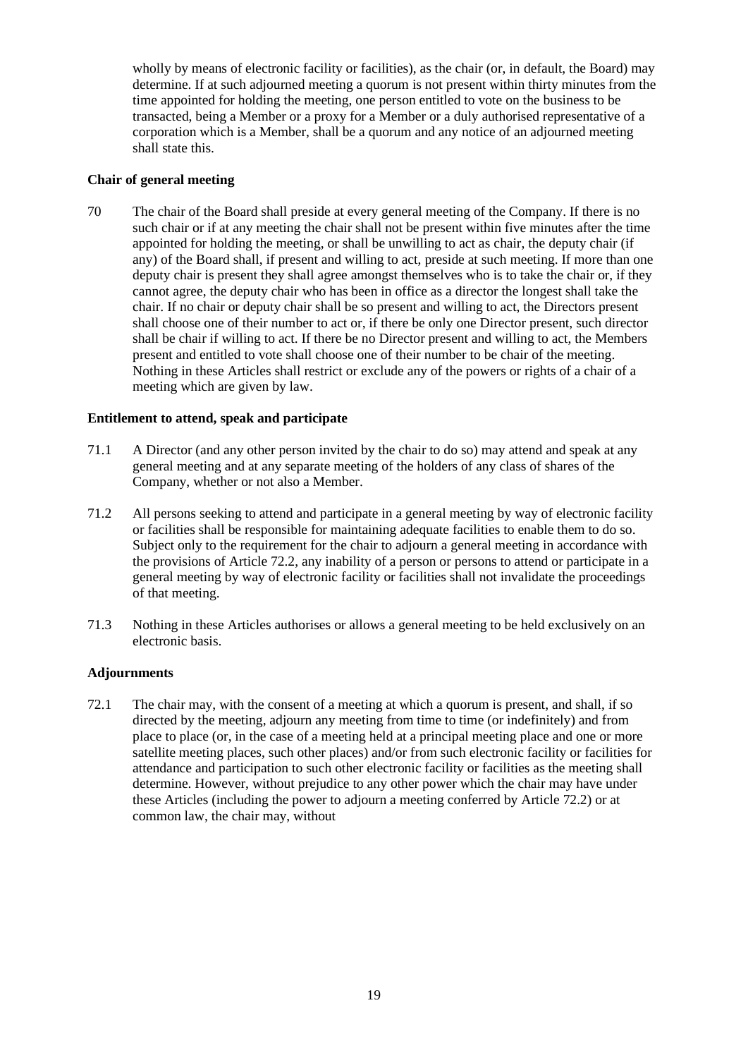wholly by means of electronic facility or facilities), as the chair (or, in default, the Board) may determine. If at such adjourned meeting a quorum is not present within thirty minutes from the time appointed for holding the meeting, one person entitled to vote on the business to be transacted, being a Member or a proxy for a Member or a duly authorised representative of a corporation which is a Member, shall be a quorum and any notice of an adjourned meeting shall state this.

**Chair of general meeting**

70 The chair of the Board shall preside at every general meeting of the Company. If there is no such chair or if at any meeting the chair shall not be present within five minutes after the time appointed for holding the meeting, or shall be unwilling to act as chair, the deputy chair (if any) of the Board shall, if present and willing to act, preside at such meeting. If more than one deputy chair is present they shall agree amongst themselves who is to take the chair or, if they cannot agree, the deputy chair who has been in office as a director the longest shall take the chair. If no chair or deputy chair shall be so present and willing to act, the Directors present shall choose one of their number to act or, if there be only one Director present, such director shall be chair if willing to act. If there be no Director present and willing to act, the Members present and entitled to vote shall choose one of their number to be chair of the meeting. Nothing in these Articles shall restrict or exclude any of the powers or rights of a chair of a meeting which are given by law.

**Entitlement to attend, speak and participate**

71.1 A Director (and any other person invited by the chair to do so) may attend and speak at any general meeting and at any separate meeting of the holders of any class of shares of the Company, whether or not also a Member.

71.2 All persons seeking to attend and participate in a general meeting by way of electronic facility or facilities shall be responsible for maintaining adequate facilities to enable them to do so. Subject only to the requirement for the chair to adjourn a general meeting in accordance with the provisions of Article 72.2, any inability of a person or persons to attend or participate in a general meeting by way of electronic facility or facilities shall not invalidate the proceedings of that meeting.

71.3 Nothing in these Articles authorises or allows a general meeting to be held exclusively on an electronic basis.

**Adjournments**

72.1 The chair may, with the consent of a meeting at which a quorum is present, and shall, if so directed by the meeting, adjourn any meeting from time to time (or indefinitely) and from place to place (or, in the case of a meeting held at a principal meeting place and one or more satellite meeting places, such other places) and/or from such electronic facility or facilities for attendance and participation to such other electronic facility or facilities as the meeting shall determine. However, without prejudice to any other power which the chair may have under these Articles (including the power to adjourn a meeting conferred by Article 72.2) or at common law, the chair may, without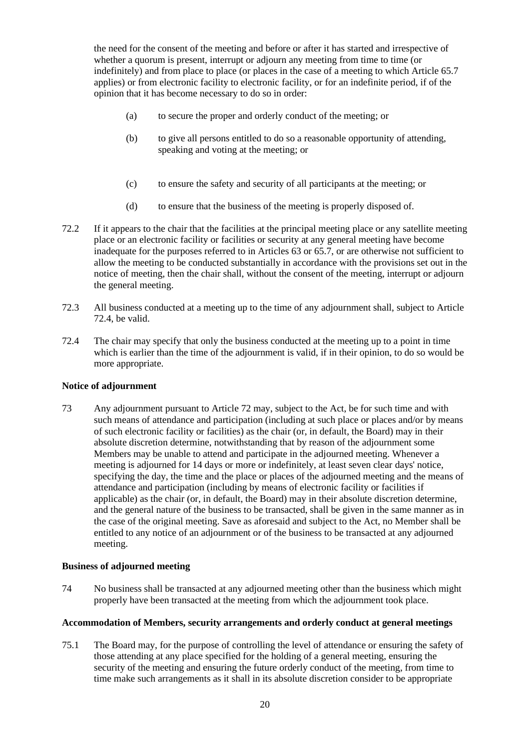the need for the consent of the meeting and before or after it has started and irrespective of whether a quorum is present, interrupt or adjourn any meeting from time to time (or indefinitely) and from place to place (or places in the case of a meeting to which Article 65.7 applies) or from electronic facility to electronic facility, or for an indefinite period, if of the opinion that it has become necessary to do so in order:

(a) to secure the proper and orderly conduct of the meeting; or

(b) to give all persons entitled to do so a reasonable opportunity of attending, speaking and voting at the meeting; or

(c) to ensure the safety and security of all participants at the meeting; or

(d) to ensure that the business of the meeting is properly disposed of.

72.2 If it appears to the chair that the facilities at the principal meeting place or any satellite meeting place or an electronic facility or facilities or security at any general meeting have become inadequate for the purposes referred to in Articles 63 or 65.7, or are otherwise not sufficient to allow the meeting to be conducted substantially in accordance with the provisions set out in the notice of meeting, then the chair shall, without the consent of the meeting, interrupt or adjourn the general meeting.

72.3 All business conducted at a meeting up to the time of any adjournment shall, subject to Article 72.4, be valid.

72.4 The chair may specify that only the business conducted at the meeting up to a point in time which is earlier than the time of the adjournment is valid, if in their opinion, to do so would be more appropriate.

**Notice of adjournment**

73 Any adjournment pursuant to Article 72 may, subject to the Act, be for such time and with such means of attendance and participation (including at such place or places and/or by means of such electronic facility or facilities) as the chair (or, in default, the Board) may in their absolute discretion determine, notwithstanding that by reason of the adjournment some Members may be unable to attend and participate in the adjourned meeting. Whenever a meeting is adjourned for 14 days or more or indefinitely, at least seven clear days' notice, specifying the day, the time and the place or places of the adjourned meeting and the means of attendance and participation (including by means of electronic facility or facilities if applicable) as the chair (or, in default, the Board) may in their absolute discretion determine, and the general nature of the business to be transacted, shall be given in the same manner as in the case of the original meeting. Save as aforesaid and subject to the Act, no Member shall be entitled to any notice of an adjournment or of the business to be transacted at any adjourned meeting.

**Business of adjourned meeting**

74 No business shall be transacted at any adjourned meeting other than the business which might properly have been transacted at the meeting from which the adjournment took place.

**Accommodation of Members, security arrangements and orderly conduct at general meetings**

75.1 The Board may, for the purpose of controlling the level of attendance or ensuring the safety of those attending at any place specified for the holding of a general meeting, ensuring the security of the meeting and ensuring the future orderly conduct of the meeting, from time to time make such arrangements as it shall in its absolute discretion consider to be appropriate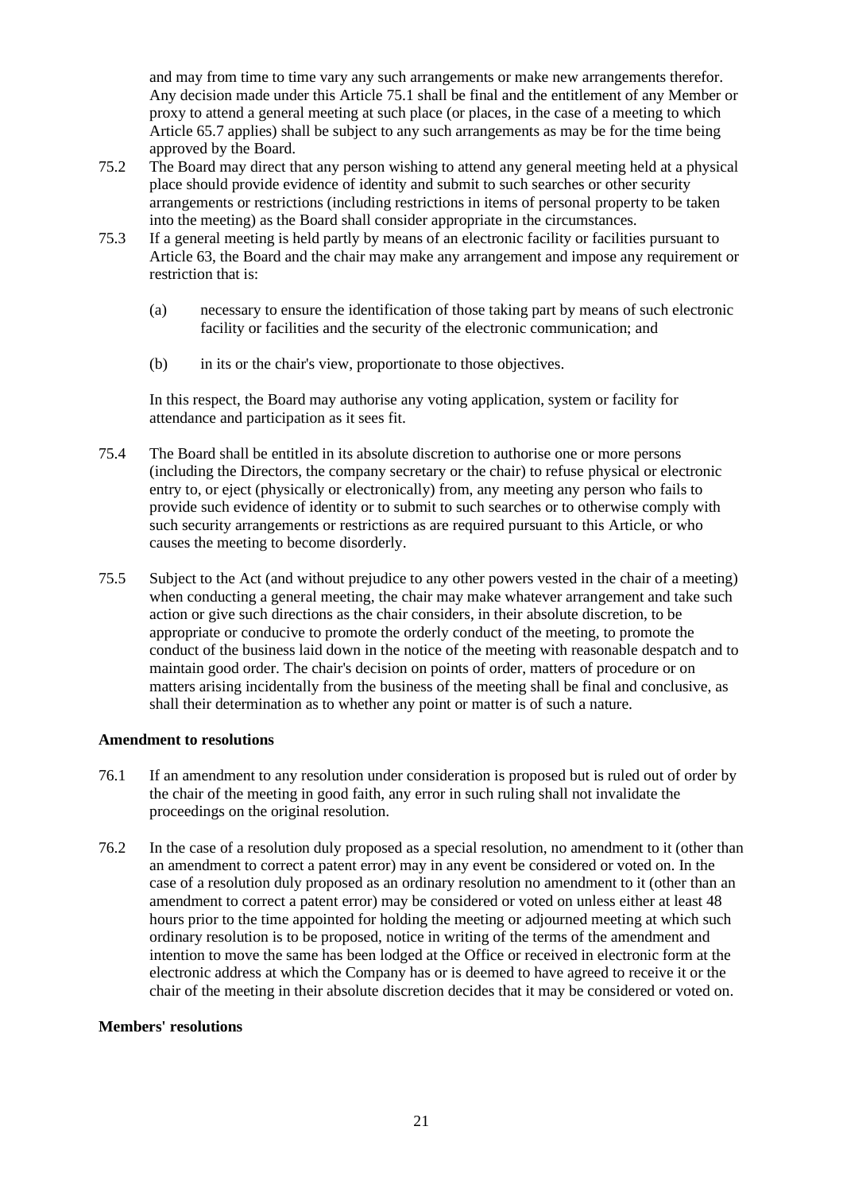and may from time to time vary any such arrangements or make new arrangements therefor. Any decision made under this Article 75.1 shall be final and the entitlement of any Member or proxy to attend a general meeting at such place (or places, in the case of a meeting to which Article 65.7 applies) shall be subject to any such arrangements as may be for the time being approved by the Board.

75.2 The Board may direct that any person wishing to attend any general meeting held at a physical place should provide evidence of identity and submit to such searches or other security arrangements or restrictions (including restrictions in items of personal property to be taken into the meeting) as the Board shall consider appropriate in the circumstances.

75.3 If a general meeting is held partly by means of an electronic facility or facilities pursuant to Article 63, the Board and the chair may make any arrangement and impose any requirement or restriction that is:

(a) necessary to ensure the identification of those taking part by means of such electronic facility or facilities and the security of the electronic communication; and

(b) in its or the chair's view, proportionate to those objectives.

In this respect, the Board may authorise any voting application, system or facility for attendance and participation as it sees fit.

75.4 The Board shall be entitled in its absolute discretion to authorise one or more persons (including the Directors, the company secretary or the chair) to refuse physical or electronic entry to, or eject (physically or electronically) from, any meeting any person who fails to provide such evidence of identity or to submit to such searches or to otherwise comply with such security arrangements or restrictions as are required pursuant to this Article, or who causes the meeting to become disorderly.

75.5 Subject to the Act (and without prejudice to any other powers vested in the chair of a meeting) when conducting a general meeting, the chair may make whatever arrangement and take such action or give such directions as the chair considers, in their absolute discretion, to be appropriate or conducive to promote the orderly conduct of the meeting, to promote the conduct of the business laid down in the notice of the meeting with reasonable despatch and to maintain good order. The chair's decision on points of order, matters of procedure or on matters arising incidentally from the business of the meeting shall be final and conclusive, as shall their determination as to whether any point or matter is of such a nature.

**Amendment to resolutions**

76.1 If an amendment to any resolution under consideration is proposed but is ruled out of order by the chair of the meeting in good faith, any error in such ruling shall not invalidate the proceedings on the original resolution.

76.2 In the case of a resolution duly proposed as a special resolution, no amendment to it (other than an amendment to correct a patent error) may in any event be considered or voted on. In the case of a resolution duly proposed as an ordinary resolution no amendment to it (other than an amendment to correct a patent error) may be considered or voted on unless either at least 48 hours prior to the time appointed for holding the meeting or adjourned meeting at which such ordinary resolution is to be proposed, notice in writing of the terms of the amendment and intention to move the same has been lodged at the Office or received in electronic form at the electronic address at which the Company has or is deemed to have agreed to receive it or the chair of the meeting in their absolute discretion decides that it may be considered or voted on.

**Members' resolutions**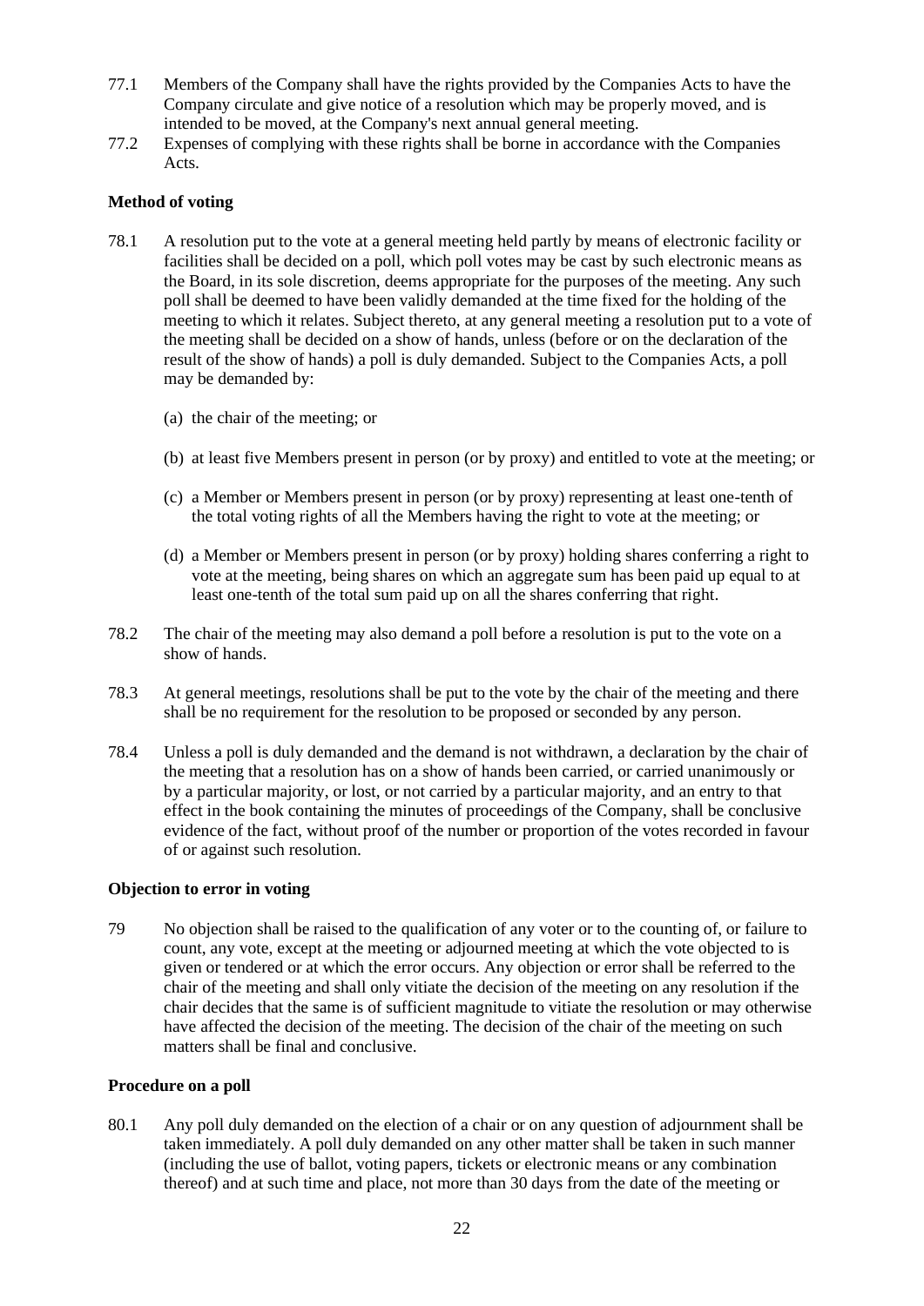77.1 Members of the Company shall have the rights provided by the Companies Acts to have the Company circulate and give notice of a resolution which may be properly moved, and is intended to be moved, at the Company's next annual general meeting.

77.2 Expenses of complying with these rights shall be borne in accordance with the Companies Acts.

**Method of voting**

78.1 A resolution put to the vote at a general meeting held partly by means of electronic facility or facilities shall be decided on a poll, which poll votes may be cast by such electronic means as the Board, in its sole discretion, deems appropriate for the purposes of the meeting. Any such poll shall be deemed to have been validly demanded at the time fixed for the holding of the meeting to which it relates. Subject thereto, at any general meeting a resolution put to a vote of the meeting shall be decided on a show of hands, unless (before or on the declaration of the result of the show of hands) a poll is duly demanded. Subject to the Companies Acts, a poll may be demanded by:

(a) the chair of the meeting; or

(b) at least five Members present in person (or by proxy) and entitled to vote at the meeting; or

(c) a Member or Members present in person (or by proxy) representing at least one-tenth of the total voting rights of all the Members having the right to vote at the meeting; or

(d) a Member or Members present in person (or by proxy) holding shares conferring a right to vote at the meeting, being shares on which an aggregate sum has been paid up equal to at least one-tenth of the total sum paid up on all the shares conferring that right.

78.2 The chair of the meeting may also demand a poll before a resolution is put to the vote on a show of hands.

78.3 At general meetings, resolutions shall be put to the vote by the chair of the meeting and there shall be no requirement for the resolution to be proposed or seconded by any person.

78.4 Unless a poll is duly demanded and the demand is not withdrawn, a declaration by the chair of the meeting that a resolution has on a show of hands been carried, or carried unanimously or by a particular majority, or lost, or not carried by a particular majority, and an entry to that effect in the book containing the minutes of proceedings of the Company, shall be conclusive evidence of the fact, without proof of the number or proportion of the votes recorded in favour of or against such resolution.

**Objection to error in voting**

79 No objection shall be raised to the qualification of any voter or to the counting of, or failure to count, any vote, except at the meeting or adjourned meeting at which the vote objected to is given or tendered or at which the error occurs. Any objection or error shall be referred to the chair of the meeting and shall only vitiate the decision of the meeting on any resolution if the chair decides that the same is of sufficient magnitude to vitiate the resolution or may otherwise have affected the decision of the meeting. The decision of the chair of the meeting on such matters shall be final and conclusive.

**Procedure on a poll**

80.1 Any poll duly demanded on the election of a chair or on any question of adjournment shall be taken immediately. A poll duly demanded on any other matter shall be taken in such manner (including the use of ballot, voting papers, tickets or electronic means or any combination thereof) and at such time and place, not more than 30 days from the date of the meeting or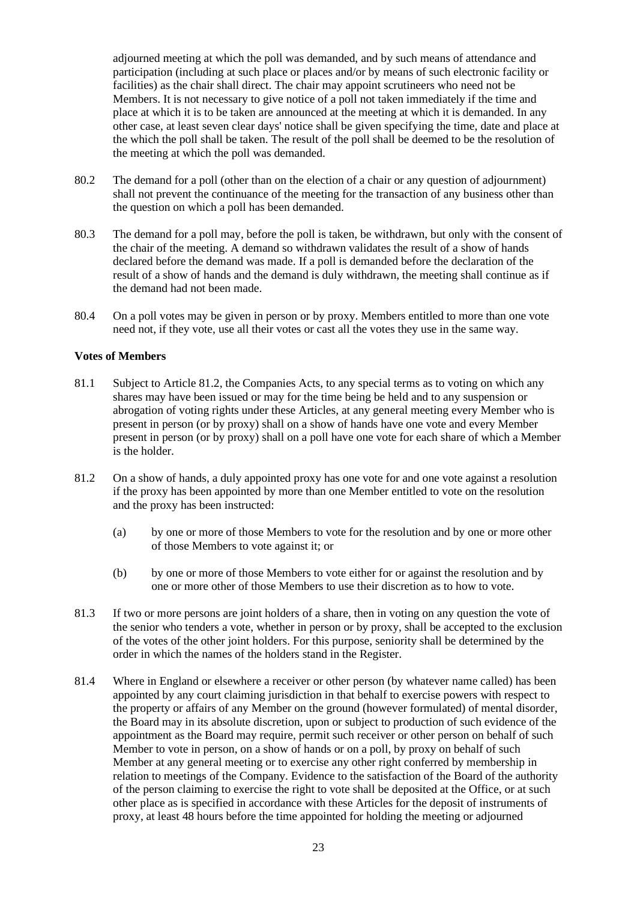adjourned meeting at which the poll was demanded, and by such means of attendance and participation (including at such place or places and/or by means of such electronic facility or facilities) as the chair shall direct. The chair may appoint scrutineers who need not be Members. It is not necessary to give notice of a poll not taken immediately if the time and place at which it is to be taken are announced at the meeting at which it is demanded. In any other case, at least seven clear days' notice shall be given specifying the time, date and place at the which the poll shall be taken. The result of the poll shall be deemed to be the resolution of the meeting at which the poll was demanded.

80.2 The demand for a poll (other than on the election of a chair or any question of adjournment) shall not prevent the continuance of the meeting for the transaction of any business other than the question on which a poll has been demanded.

80.3 The demand for a poll may, before the poll is taken, be withdrawn, but only with the consent of the chair of the meeting. A demand so withdrawn validates the result of a show of hands declared before the demand was made. If a poll is demanded before the declaration of the result of a show of hands and the demand is duly withdrawn, the meeting shall continue as if the demand had not been made.

80.4 On a poll votes may be given in person or by proxy. Members entitled to more than one vote need not, if they vote, use all their votes or cast all the votes they use in the same way.

**Votes of Members**

81.1 Subject to Article 81.2, the Companies Acts, to any special terms as to voting on which any shares may have been issued or may for the time being be held and to any suspension or abrogation of voting rights under these Articles, at any general meeting every Member who is present in person (or by proxy) shall on a show of hands have one vote and every Member present in person (or by proxy) shall on a poll have one vote for each share of which a Member is the holder.

81.2 On a show of hands, a duly appointed proxy has one vote for and one vote against a resolution if the proxy has been appointed by more than one Member entitled to vote on the resolution and the proxy has been instructed:

(a) by one or more of those Members to vote for the resolution and by one or more other of those Members to vote against it; or

(b) by one or more of those Members to vote either for or against the resolution and by one or more other of those Members to use their discretion as to how to vote.

81.3 If two or more persons are joint holders of a share, then in voting on any question the vote of the senior who tenders a vote, whether in person or by proxy, shall be accepted to the exclusion of the votes of the other joint holders. For this purpose, seniority shall be determined by the order in which the names of the holders stand in the Register.

81.4 Where in England or elsewhere a receiver or other person (by whatever name called) has been appointed by any court claiming jurisdiction in that behalf to exercise powers with respect to the property or affairs of any Member on the ground (however formulated) of mental disorder, the Board may in its absolute discretion, upon or subject to production of such evidence of the appointment as the Board may require, permit such receiver or other person on behalf of such Member to vote in person, on a show of hands or on a poll, by proxy on behalf of such Member at any general meeting or to exercise any other right conferred by membership in relation to meetings of the Company. Evidence to the satisfaction of the Board of the authority of the person claiming to exercise the right to vote shall be deposited at the Office, or at such other place as is specified in accordance with these Articles for the deposit of instruments of proxy, at least 48 hours before the time appointed for holding the meeting or adjourned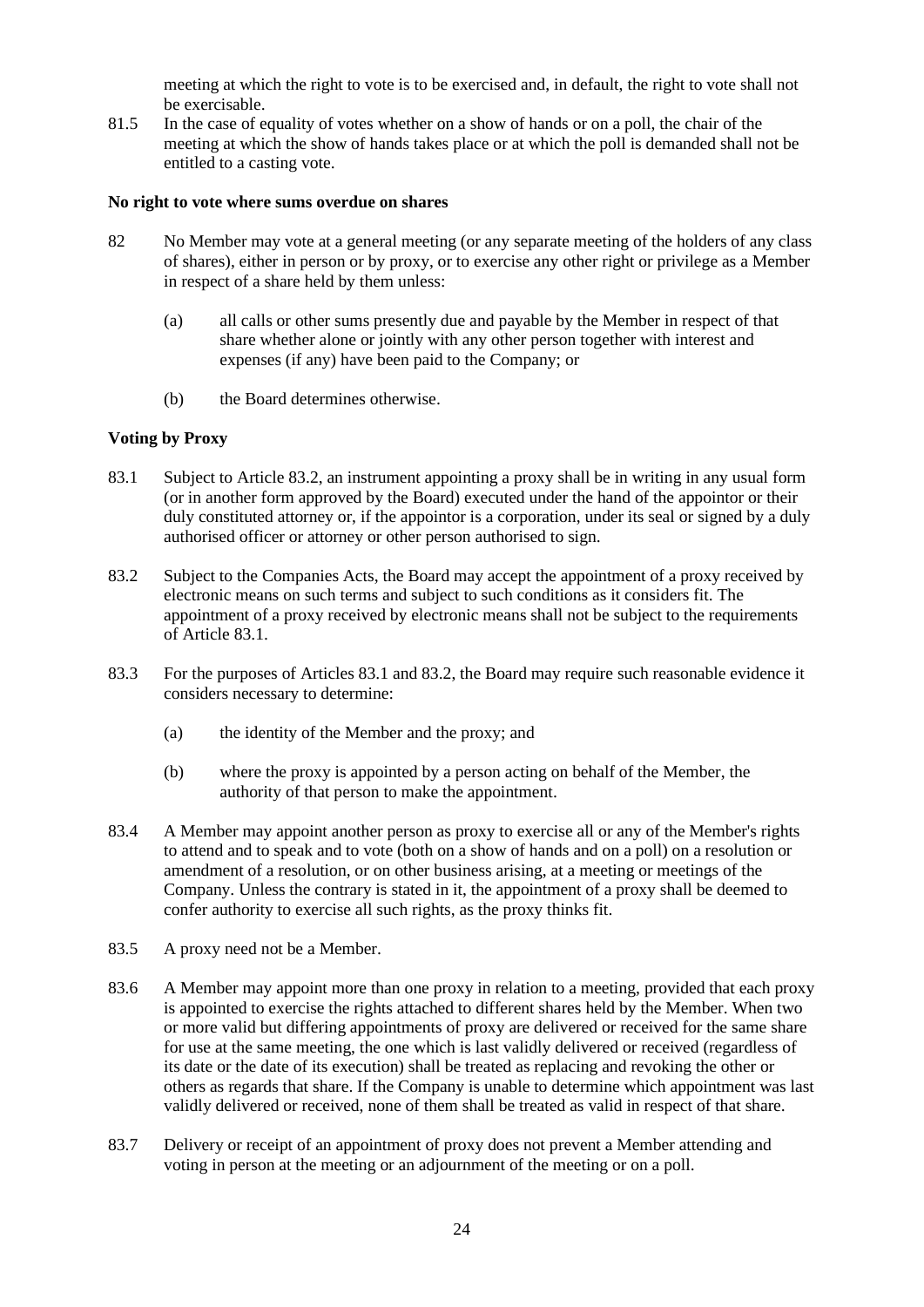meeting at which the right to vote is to be exercised and, in default, the right to vote shall not be exercisable.

81.5 In the case of equality of votes whether on a show of hands or on a poll, the chair of the meeting at which the show of hands takes place or at which the poll is demanded shall not be entitled to a casting vote.

**No right to vote where sums overdue on shares**

82 No Member may vote at a general meeting (or any separate meeting of the holders of any class of shares), either in person or by proxy, or to exercise any other right or privilege as a Member in respect of a share held by them unless:

(a) all calls or other sums presently due and payable by the Member in respect of that share whether alone or jointly with any other person together with interest and expenses (if any) have been paid to the Company; or

(b) the Board determines otherwise.

**Voting by Proxy**

83.1 Subject to Article 83.2, an instrument appointing a proxy shall be in writing in any usual form (or in another form approved by the Board) executed under the hand of the appointor or their duly constituted attorney or, if the appointor is a corporation, under its seal or signed by a duly authorised officer or attorney or other person authorised to sign.

83.2 Subject to the Companies Acts, the Board may accept the appointment of a proxy received by electronic means on such terms and subject to such conditions as it considers fit. The appointment of a proxy received by electronic means shall not be subject to the requirements of Article 83.1.

83.3 For the purposes of Articles 83.1 and 83.2, the Board may require such reasonable evidence it considers necessary to determine:

(a) the identity of the Member and the proxy; and

(b) where the proxy is appointed by a person acting on behalf of the Member, the authority of that person to make the appointment.

83.4 A Member may appoint another person as proxy to exercise all or any of the Member's rights to attend and to speak and to vote (both on a show of hands and on a poll) on a resolution or amendment of a resolution, or on other business arising, at a meeting or meetings of the Company. Unless the contrary is stated in it, the appointment of a proxy shall be deemed to confer authority to exercise all such rights, as the proxy thinks fit.

83.5 A proxy need not be a Member.

83.6 A Member may appoint more than one proxy in relation to a meeting, provided that each proxy is appointed to exercise the rights attached to different shares held by the Member. When two or more valid but differing appointments of proxy are delivered or received for the same share for use at the same meeting, the one which is last validly delivered or received (regardless of its date or the date of its execution) shall be treated as replacing and revoking the other or others as regards that share. If the Company is unable to determine which appointment was last validly delivered or received, none of them shall be treated as valid in respect of that share.

83.7 Delivery or receipt of an appointment of proxy does not prevent a Member attending and voting in person at the meeting or an adjournment of the meeting or on a poll.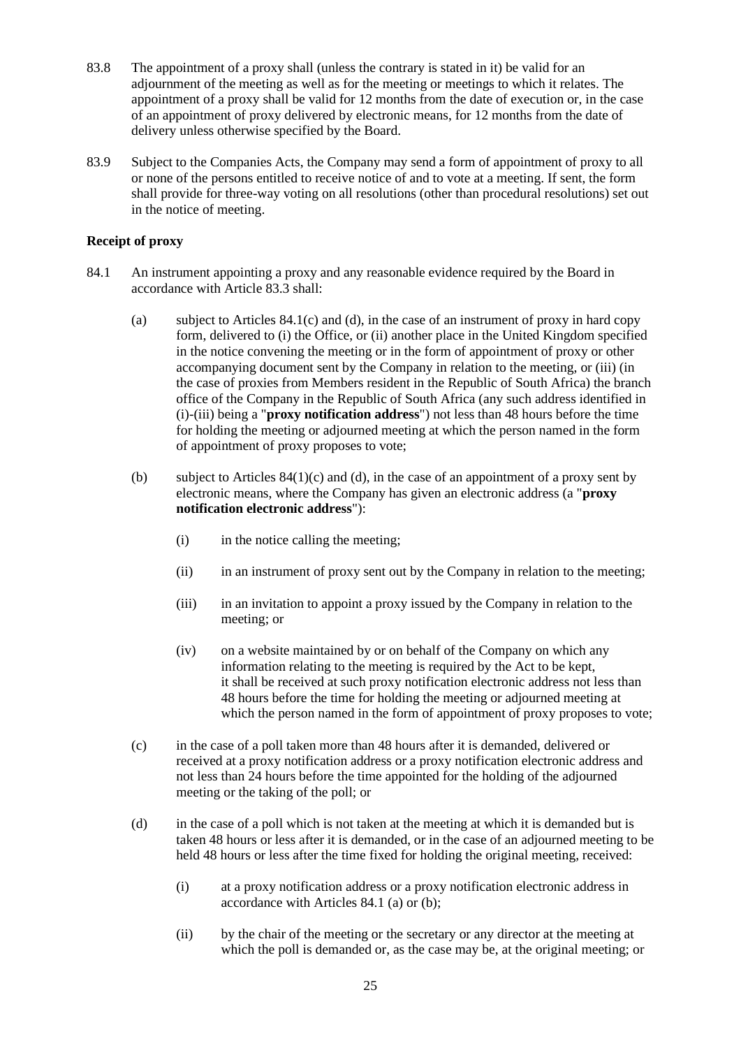83.8 The appointment of a proxy shall (unless the contrary is stated in it) be valid for an adjournment of the meeting as well as for the meeting or meetings to which it relates. The appointment of a proxy shall be valid for 12 months from the date of execution or, in the case of an appointment of proxy delivered by electronic means, for 12 months from the date of delivery unless otherwise specified by the Board.

83.9 Subject to the Companies Acts, the Company may send a form of appointment of proxy to all or none of the persons entitled to receive notice of and to vote at a meeting. If sent, the form shall provide for three-way voting on all resolutions (other than procedural resolutions) set out in the notice of meeting.

**Receipt of proxy**

84.1 An instrument appointing a proxy and any reasonable evidence required by the Board in accordance with Article 83.3 shall:

(a) subject to Articles 84.1(c) and (d), in the case of an instrument of proxy in hard copy form, delivered to (i) the Office, or (ii) another place in the United Kingdom specified in the notice convening the meeting or in the form of appointment of proxy or other accompanying document sent by the Company in relation to the meeting, or (iii) (in the case of proxies from Members resident in the Republic of South Africa) the branch office of the Company in the Republic of South Africa (any such address identified in (i)-(iii) being a "**proxy notification address**") not less than 48 hours before the time for holding the meeting or adjourned meeting at which the person named in the form of appointment of proxy proposes to vote;

(b) subject to Articles 84(1)(c) and (d), in the case of an appointment of a proxy sent by electronic means, where the Company has given an electronic address (a "**proxy notification electronic address**"):

(i) in the notice calling the meeting;

(ii) in an instrument of proxy sent out by the Company in relation to the meeting;

(iii) in an invitation to appoint a proxy issued by the Company in relation to the meeting; or

(iv) on a website maintained by or on behalf of the Company on which any information relating to the meeting is required by the Act to be kept, it shall be received at such proxy notification electronic address not less than 48 hours before the time for holding the meeting or adjourned meeting at which the person named in the form of appointment of proxy proposes to vote;

(c) in the case of a poll taken more than 48 hours after it is demanded, delivered or received at a proxy notification address or a proxy notification electronic address and not less than 24 hours before the time appointed for the holding of the adjourned meeting or the taking of the poll; or

(d) in the case of a poll which is not taken at the meeting at which it is demanded but is taken 48 hours or less after it is demanded, or in the case of an adjourned meeting to be held 48 hours or less after the time fixed for holding the original meeting, received:

(i) at a proxy notification address or a proxy notification electronic address in accordance with Articles 84.1 (a) or (b);

(ii) by the chair of the meeting or the secretary or any director at the meeting at which the poll is demanded or, as the case may be, at the original meeting; or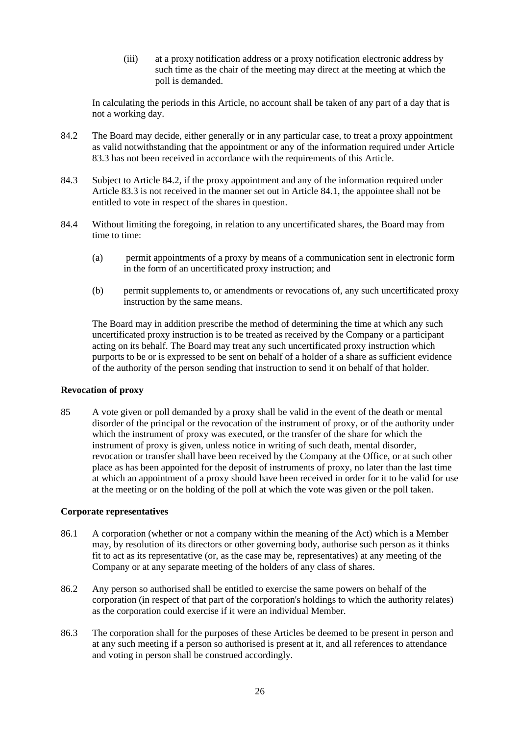(iii) at a proxy notification address or a proxy notification electronic address by such time as the chair of the meeting may direct at the meeting at which the poll is demanded.

In calculating the periods in this Article, no account shall be taken of any part of a day that is not a working day.

84.2 The Board may decide, either generally or in any particular case, to treat a proxy appointment as valid notwithstanding that the appointment or any of the information required under Article 83.3 has not been received in accordance with the requirements of this Article.

84.3 Subject to Article 84.2, if the proxy appointment and any of the information required under Article 83.3 is not received in the manner set out in Article 84.1, the appointee shall not be entitled to vote in respect of the shares in question.

84.4 Without limiting the foregoing, in relation to any uncertificated shares, the Board may from time to time:

(a) permit appointments of a proxy by means of a communication sent in electronic form in the form of an uncertificated proxy instruction; and

(b) permit supplements to, or amendments or revocations of, any such uncertificated proxy instruction by the same means.

The Board may in addition prescribe the method of determining the time at which any such uncertificated proxy instruction is to be treated as received by the Company or a participant acting on its behalf. The Board may treat any such uncertificated proxy instruction which purports to be or is expressed to be sent on behalf of a holder of a share as sufficient evidence of the authority of the person sending that instruction to send it on behalf of that holder.

**Revocation of proxy**

85 A vote given or poll demanded by a proxy shall be valid in the event of the death or mental disorder of the principal or the revocation of the instrument of proxy, or of the authority under which the instrument of proxy was executed, or the transfer of the share for which the instrument of proxy is given, unless notice in writing of such death, mental disorder, revocation or transfer shall have been received by the Company at the Office, or at such other place as has been appointed for the deposit of instruments of proxy, no later than the last time at which an appointment of a proxy should have been received in order for it to be valid for use at the meeting or on the holding of the poll at which the vote was given or the poll taken.

**Corporate representatives**

86.1 A corporation (whether or not a company within the meaning of the Act) which is a Member may, by resolution of its directors or other governing body, authorise such person as it thinks fit to act as its representative (or, as the case may be, representatives) at any meeting of the Company or at any separate meeting of the holders of any class of shares.

86.2 Any person so authorised shall be entitled to exercise the same powers on behalf of the corporation (in respect of that part of the corporation's holdings to which the authority relates) as the corporation could exercise if it were an individual Member.

86.3 The corporation shall for the purposes of these Articles be deemed to be present in person and at any such meeting if a person so authorised is present at it, and all references to attendance and voting in person shall be construed accordingly.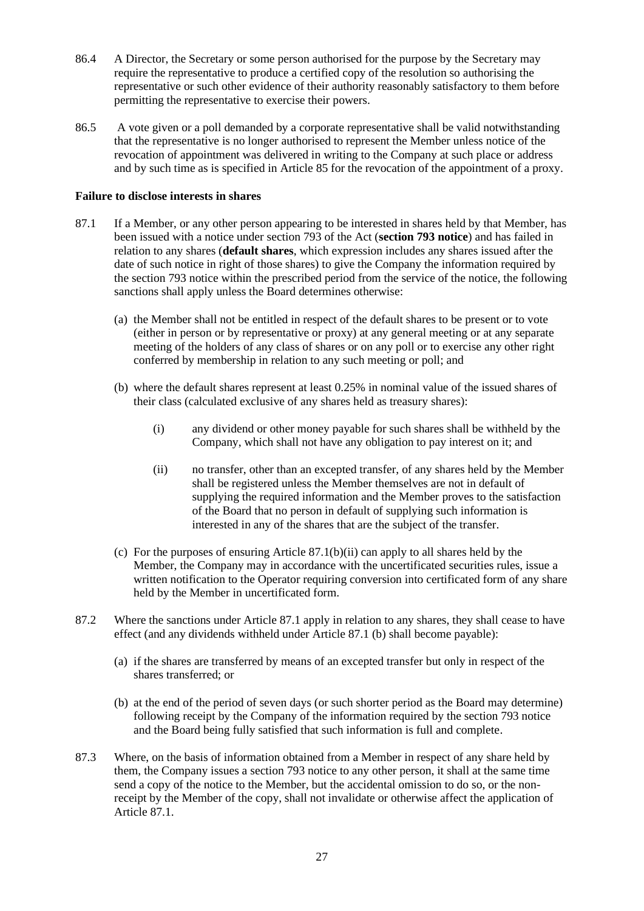86.4 A Director, the Secretary or some person authorised for the purpose by the Secretary may require the representative to produce a certified copy of the resolution so authorising the representative or such other evidence of their authority reasonably satisfactory to them before permitting the representative to exercise their powers.

86.5 A vote given or a poll demanded by a corporate representative shall be valid notwithstanding that the representative is no longer authorised to represent the Member unless notice of the revocation of appointment was delivered in writing to the Company at such place or address and by such time as is specified in Article 85 for the revocation of the appointment of a proxy.

**Failure to disclose interests in shares**

87.1 If a Member, or any other person appearing to be interested in shares held by that Member, has been issued with a notice under section 793 of the Act (**section 793 notice**) and has failed in relation to any shares (**default shares**, which expression includes any shares issued after the date of such notice in right of those shares) to give the Company the information required by the section 793 notice within the prescribed period from the service of the notice, the following sanctions shall apply unless the Board determines otherwise:

(a) the Member shall not be entitled in respect of the default shares to be present or to vote (either in person or by representative or proxy) at any general meeting or at any separate meeting of the holders of any class of shares or on any poll or to exercise any other right conferred by membership in relation to any such meeting or poll; and

(b) where the default shares represent at least 0.25% in nominal value of the issued shares of their class (calculated exclusive of any shares held as treasury shares):

(i) any dividend or other money payable for such shares shall be withheld by the Company, which shall not have any obligation to pay interest on it; and

(ii) no transfer, other than an excepted transfer, of any shares held by the Member shall be registered unless the Member themselves are not in default of supplying the required information and the Member proves to the satisfaction of the Board that no person in default of supplying such information is interested in any of the shares that are the subject of the transfer.

(c) For the purposes of ensuring Article 87.1(b)(ii) can apply to all shares held by the Member, the Company may in accordance with the uncertificated securities rules, issue a written notification to the Operator requiring conversion into certificated form of any share held by the Member in uncertificated form.

87.2 Where the sanctions under Article 87.1 apply in relation to any shares, they shall cease to have effect (and any dividends withheld under Article 87.1 (b) shall become payable):

(a) if the shares are transferred by means of an excepted transfer but only in respect of the shares transferred; or

(b) at the end of the period of seven days (or such shorter period as the Board may determine) following receipt by the Company of the information required by the section 793 notice and the Board being fully satisfied that such information is full and complete.

87.3 Where, on the basis of information obtained from a Member in respect of any share held by them, the Company issues a section 793 notice to any other person, it shall at the same time send a copy of the notice to the Member, but the accidental omission to do so, or the non-receipt by the Member of the copy, shall not invalidate or otherwise affect the application of Article 87.1.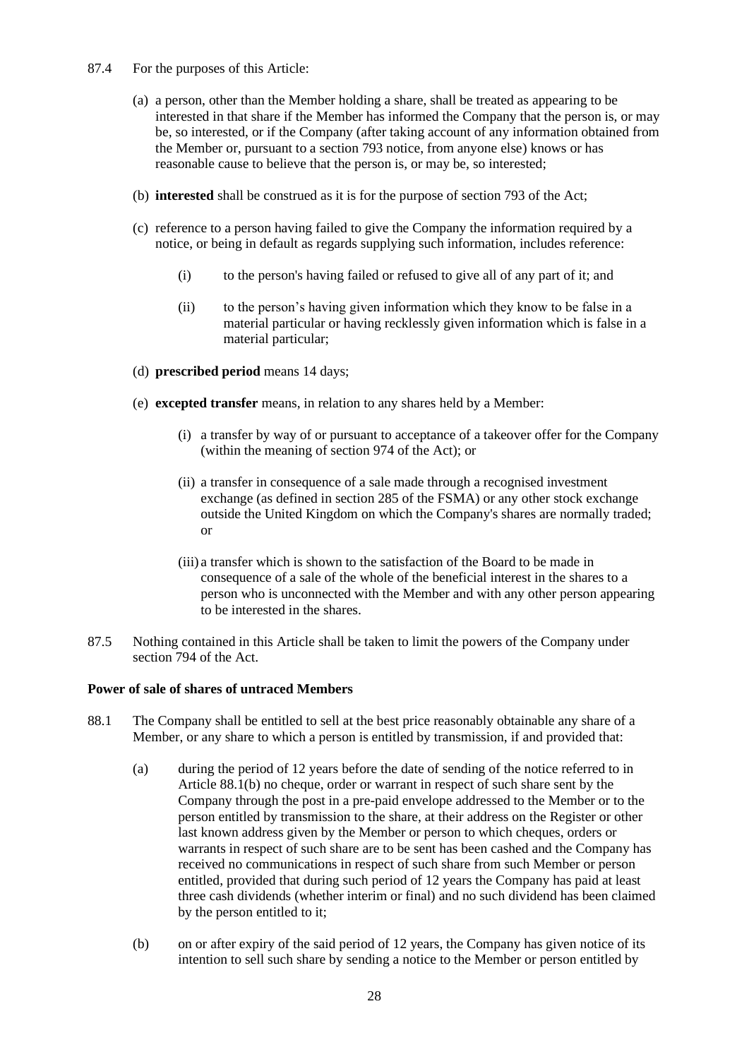87.4 For the purposes of this Article:

(a) a person, other than the Member holding a share, shall be treated as appearing to be interested in that share if the Member has informed the Company that the person is, or may be, so interested, or if the Company (after taking account of any information obtained from the Member or, pursuant to a section 793 notice, from anyone else) knows or has reasonable cause to believe that the person is, or may be, so interested;

(b) **interested** shall be construed as it is for the purpose of section 793 of the Act;

(c) reference to a person having failed to give the Company the information required by a notice, or being in default as regards supplying such information, includes reference:

(i) to the person's having failed or refused to give all of any part of it; and

(ii) to the person's having given information which they know to be false in a material particular or having recklessly given information which is false in a material particular;

(d) **prescribed period** means 14 days;

(e) **excepted transfer** means, in relation to any shares held by a Member:

(i) a transfer by way of or pursuant to acceptance of a takeover offer for the Company (within the meaning of section 974 of the Act); or

(ii) a transfer in consequence of a sale made through a recognised investment exchange (as defined in section 285 of the FSMA) or any other stock exchange outside the United Kingdom on which the Company's shares are normally traded; or

(iii) a transfer which is shown to the satisfaction of the Board to be made in consequence of a sale of the whole of the beneficial interest in the shares to a person who is unconnected with the Member and with any other person appearing to be interested in the shares.

87.5 Nothing contained in this Article shall be taken to limit the powers of the Company under section 794 of the Act.

**Power of sale of shares of untraced Members**

88.1 The Company shall be entitled to sell at the best price reasonably obtainable any share of a Member, or any share to which a person is entitled by transmission, if and provided that:

(a) during the period of 12 years before the date of sending of the notice referred to in Article 88.1(b) no cheque, order or warrant in respect of such share sent by the Company through the post in a pre-paid envelope addressed to the Member or to the person entitled by transmission to the share, at their address on the Register or other last known address given by the Member or person to which cheques, orders or warrants in respect of such share are to be sent has been cashed and the Company has received no communications in respect of such share from such Member or person entitled, provided that during such period of 12 years the Company has paid at least three cash dividends (whether interim or final) and no such dividend has been claimed by the person entitled to it;

(b) on or after expiry of the said period of 12 years, the Company has given notice of its intention to sell such share by sending a notice to the Member or person entitled by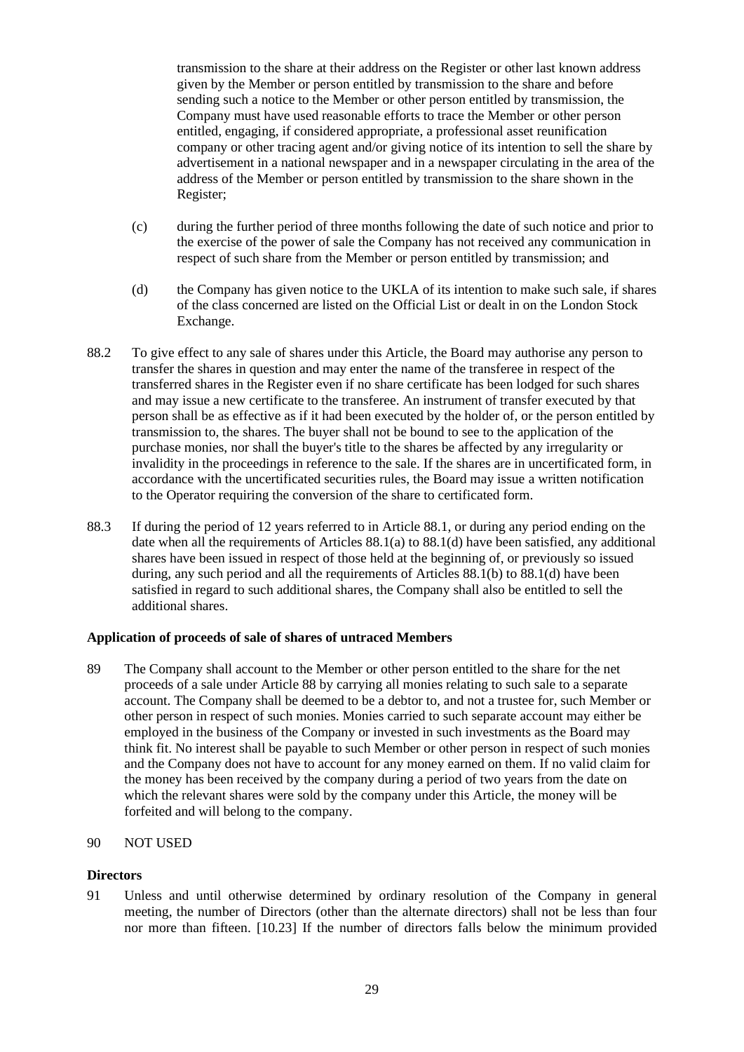transmission to the share at their address on the Register or other last known address given by the Member or person entitled by transmission to the share and before sending such a notice to the Member or other person entitled by transmission, the Company must have used reasonable efforts to trace the Member or other person entitled, engaging, if considered appropriate, a professional asset reunification company or other tracing agent and/or giving notice of its intention to sell the share by advertisement in a national newspaper and in a newspaper circulating in the area of the address of the Member or person entitled by transmission to the share shown in the Register;

(c) during the further period of three months following the date of such notice and prior to the exercise of the power of sale the Company has not received any communication in respect of such share from the Member or person entitled by transmission; and

(d) the Company has given notice to the UKLA of its intention to make such sale, if shares of the class concerned are listed on the Official List or dealt in on the London Stock Exchange.

88.2 To give effect to any sale of shares under this Article, the Board may authorise any person to transfer the shares in question and may enter the name of the transferee in respect of the transferred shares in the Register even if no share certificate has been lodged for such shares and may issue a new certificate to the transferee. An instrument of transfer executed by that person shall be as effective as if it had been executed by the holder of, or the person entitled by transmission to, the shares. The buyer shall not be bound to see to the application of the purchase monies, nor shall the buyer's title to the shares be affected by any irregularity or invalidity in the proceedings in reference to the sale. If the shares are in uncertificated form, in accordance with the uncertificated securities rules, the Board may issue a written notification to the Operator requiring the conversion of the share to certificated form.

88.3 If during the period of 12 years referred to in Article 88.1, or during any period ending on the date when all the requirements of Articles 88.1(a) to 88.1(d) have been satisfied, any additional shares have been issued in respect of those held at the beginning of, or previously so issued during, any such period and all the requirements of Articles 88.1(b) to 88.1(d) have been satisfied in regard to such additional shares, the Company shall also be entitled to sell the additional shares.

**Application of proceeds of sale of shares of untraced Members**

89 The Company shall account to the Member or other person entitled to the share for the net proceeds of a sale under Article 88 by carrying all monies relating to such sale to a separate account. The Company shall be deemed to be a debtor to, and not a trustee for, such Member or other person in respect of such monies. Monies carried to such separate account may either be employed in the business of the Company or invested in such investments as the Board may think fit. No interest shall be payable to such Member or other person in respect of such monies and the Company does not have to account for any money earned on them. If no valid claim for the money has been received by the company during a period of two years from the date on which the relevant shares were sold by the company under this Article, the money will be forfeited and will belong to the company.

90 NOT USED

**Directors**

91 Unless and until otherwise determined by ordinary resolution of the Company in general meeting, the number of Directors (other than the alternate directors) shall not be less than four nor more than fifteen. [10.23] If the number of directors falls below the minimum provided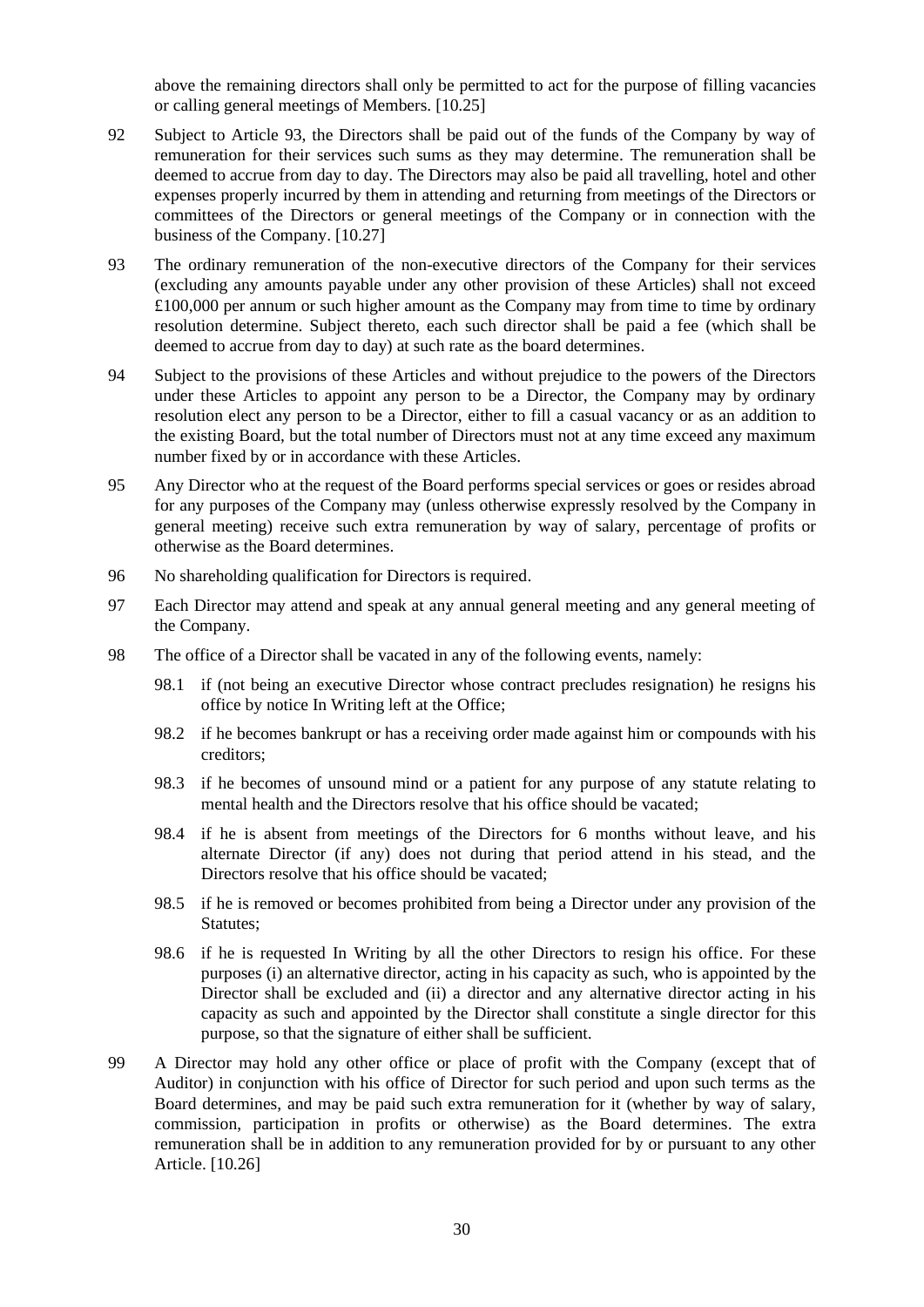above the remaining directors shall only be permitted to act for the purpose of filling vacancies or calling general meetings of Members. [10.25]

92 Subject to Article 93, the Directors shall be paid out of the funds of the Company by way of remuneration for their services such sums as they may determine. The remuneration shall be deemed to accrue from day to day. The Directors may also be paid all travelling, hotel and other expenses properly incurred by them in attending and returning from meetings of the Directors or committees of the Directors or general meetings of the Company or in connection with the business of the Company. [10.27]

93 The ordinary remuneration of the non-executive directors of the Company for their services (excluding any amounts payable under any other provision of these Articles) shall not exceed £100,000 per annum or such higher amount as the Company may from time to time by ordinary resolution determine. Subject thereto, each such director shall be paid a fee (which shall be deemed to accrue from day to day) at such rate as the board determines.

94 Subject to the provisions of these Articles and without prejudice to the powers of the Directors under these Articles to appoint any person to be a Director, the Company may by ordinary resolution elect any person to be a Director, either to fill a casual vacancy or as an addition to the existing Board, but the total number of Directors must not at any time exceed any maximum number fixed by or in accordance with these Articles.

95 Any Director who at the request of the Board performs special services or goes or resides abroad for any purposes of the Company may (unless otherwise expressly resolved by the Company in general meeting) receive such extra remuneration by way of salary, percentage of profits or otherwise as the Board determines.

96 No shareholding qualification for Directors is required.

97 Each Director may attend and speak at any annual general meeting and any general meeting of the Company.

98 The office of a Director shall be vacated in any of the following events, namely:

98.1 if (not being an executive Director whose contract precludes resignation) he resigns his office by notice In Writing left at the Office;

98.2 if he becomes bankrupt or has a receiving order made against him or compounds with his creditors;

98.3 if he becomes of unsound mind or a patient for any purpose of any statute relating to mental health and the Directors resolve that his office should be vacated;

98.4 if he is absent from meetings of the Directors for 6 months without leave, and his alternate Director (if any) does not during that period attend in his stead, and the Directors resolve that his office should be vacated;

98.5 if he is removed or becomes prohibited from being a Director under any provision of the Statutes;

98.6 if he is requested In Writing by all the other Directors to resign his office. For these purposes (i) an alternative director, acting in his capacity as such, who is appointed by the Director shall be excluded and (ii) a director and any alternative director acting in his capacity as such and appointed by the Director shall constitute a single director for this purpose, so that the signature of either shall be sufficient.

99 A Director may hold any other office or place of profit with the Company (except that of Auditor) in conjunction with his office of Director for such period and upon such terms as the Board determines, and may be paid such extra remuneration for it (whether by way of salary, commission, participation in profits or otherwise) as the Board determines. The extra remuneration shall be in addition to any remuneration provided for by or pursuant to any other Article. [10.26]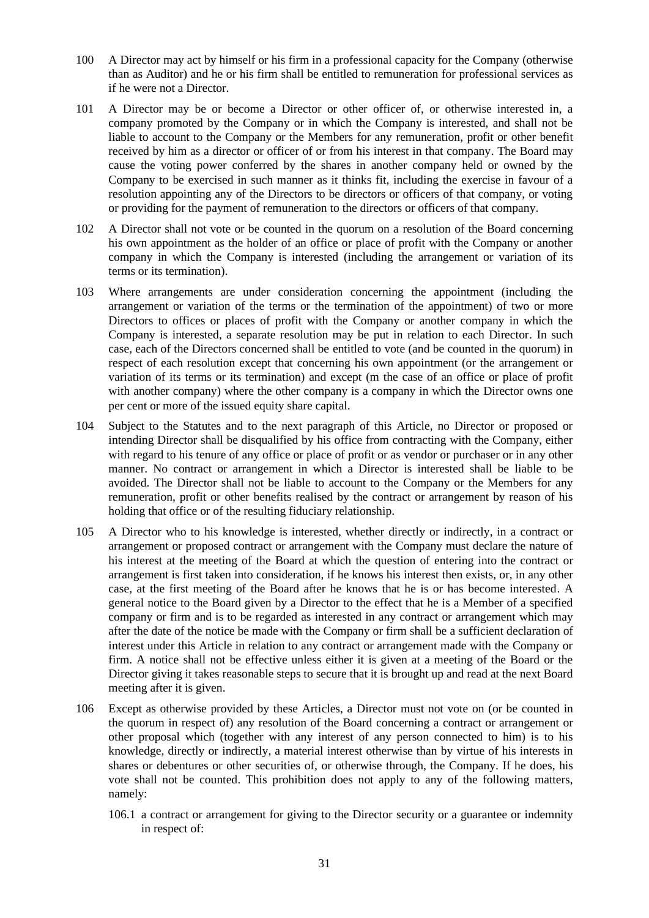100 A Director may act by himself or his firm in a professional capacity for the Company (otherwise than as Auditor) and he or his firm shall be entitled to remuneration for professional services as if he were not a Director.

101 A Director may be or become a Director or other officer of, or otherwise interested in, a company promoted by the Company or in which the Company is interested, and shall not be liable to account to the Company or the Members for any remuneration, profit or other benefit received by him as a director or officer of or from his interest in that company. The Board may cause the voting power conferred by the shares in another company held or owned by the Company to be exercised in such manner as it thinks fit, including the exercise in favour of a resolution appointing any of the Directors to be directors or officers of that company, or voting or providing for the payment of remuneration to the directors or officers of that company.

102 A Director shall not vote or be counted in the quorum on a resolution of the Board concerning his own appointment as the holder of an office or place of profit with the Company or another company in which the Company is interested (including the arrangement or variation of its terms or its termination).

103 Where arrangements are under consideration concerning the appointment (including the arrangement or variation of the terms or the termination of the appointment) of two or more Directors to offices or places of profit with the Company or another company in which the Company is interested, a separate resolution may be put in relation to each Director. In such case, each of the Directors concerned shall be entitled to vote (and be counted in the quorum) in respect of each resolution except that concerning his own appointment (or the arrangement or variation of its terms or its termination) and except (m the case of an office or place of profit with another company) where the other company is a company in which the Director owns one per cent or more of the issued equity share capital.

104 Subject to the Statutes and to the next paragraph of this Article, no Director or proposed or intending Director shall be disqualified by his office from contracting with the Company, either with regard to his tenure of any office or place of profit or as vendor or purchaser or in any other manner. No contract or arrangement in which a Director is interested shall be liable to be avoided. The Director shall not be liable to account to the Company or the Members for any remuneration, profit or other benefits realised by the contract or arrangement by reason of his holding that office or of the resulting fiduciary relationship.

105 A Director who to his knowledge is interested, whether directly or indirectly, in a contract or arrangement or proposed contract or arrangement with the Company must declare the nature of his interest at the meeting of the Board at which the question of entering into the contract or arrangement is first taken into consideration, if he knows his interest then exists, or, in any other case, at the first meeting of the Board after he knows that he is or has become interested. A general notice to the Board given by a Director to the effect that he is a Member of a specified company or firm and is to be regarded as interested in any contract or arrangement which may after the date of the notice be made with the Company or firm shall be a sufficient declaration of interest under this Article in relation to any contract or arrangement made with the Company or firm. A notice shall not be effective unless either it is given at a meeting of the Board or the Director giving it takes reasonable steps to secure that it is brought up and read at the next Board meeting after it is given.

106 Except as otherwise provided by these Articles, a Director must not vote on (or be counted in the quorum in respect of) any resolution of the Board concerning a contract or arrangement or other proposal which (together with any interest of any person connected to him) is to his knowledge, directly or indirectly, a material interest otherwise than by virtue of his interests in shares or debentures or other securities of, or otherwise through, the Company. If he does, his vote shall not be counted. This prohibition does not apply to any of the following matters, namely:

106.1 a contract or arrangement for giving to the Director security or a guarantee or indemnity in respect of: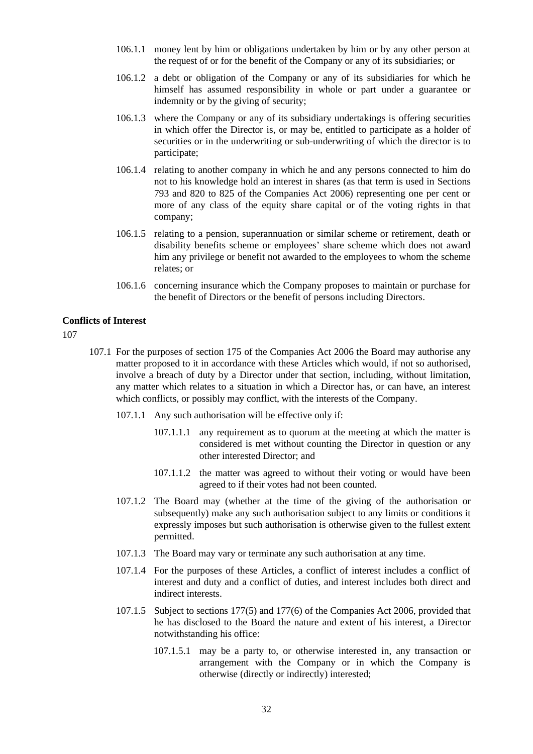106.1.1 money lent by him or obligations undertaken by him or by any other person at the request of or for the benefit of the Company or any of its subsidiaries; or

106.1.2 a debt or obligation of the Company or any of its subsidiaries for which he himself has assumed responsibility in whole or part under a guarantee or indemnity or by the giving of security;

106.1.3 where the Company or any of its subsidiary undertakings is offering securities in which offer the Director is, or may be, entitled to participate as a holder of securities or in the underwriting or sub-underwriting of which the director is to participate;

106.1.4 relating to another company in which he and any persons connected to him do not to his knowledge hold an interest in shares (as that term is used in Sections 793 and 820 to 825 of the Companies Act 2006) representing one per cent or more of any class of the equity share capital or of the voting rights in that company;

106.1.5 relating to a pension, superannuation or similar scheme or retirement, death or disability benefits scheme or employees' share scheme which does not award him any privilege or benefit not awarded to the employees to whom the scheme relates; or

106.1.6 concerning insurance which the Company proposes to maintain or purchase for the benefit of Directors or the benefit of persons including Directors.

**Conflicts of Interest**

107

107.1 For the purposes of section 175 of the Companies Act 2006 the Board may authorise any matter proposed to it in accordance with these Articles which would, if not so authorised, involve a breach of duty by a Director under that section, including, without limitation, any matter which relates to a situation in which a Director has, or can have, an interest which conflicts, or possibly may conflict, with the interests of the Company.

107.1.1 Any such authorisation will be effective only if:

107.1.1.1 any requirement as to quorum at the meeting at which the matter is considered is met without counting the Director in question or any other interested Director; and

107.1.1.2 the matter was agreed to without their voting or would have been agreed to if their votes had not been counted.

107.1.2 The Board may (whether at the time of the giving of the authorisation or subsequently) make any such authorisation subject to any limits or conditions it expressly imposes but such authorisation is otherwise given to the fullest extent permitted.

107.1.3 The Board may vary or terminate any such authorisation at any time.

107.1.4 For the purposes of these Articles, a conflict of interest includes a conflict of interest and duty and a conflict of duties, and interest includes both direct and indirect interests.

107.1.5 Subject to sections 177(5) and 177(6) of the Companies Act 2006, provided that he has disclosed to the Board the nature and extent of his interest, a Director notwithstanding his office:

107.1.5.1 may be a party to, or otherwise interested in, any transaction or arrangement with the Company or in which the Company is otherwise (directly or indirectly) interested;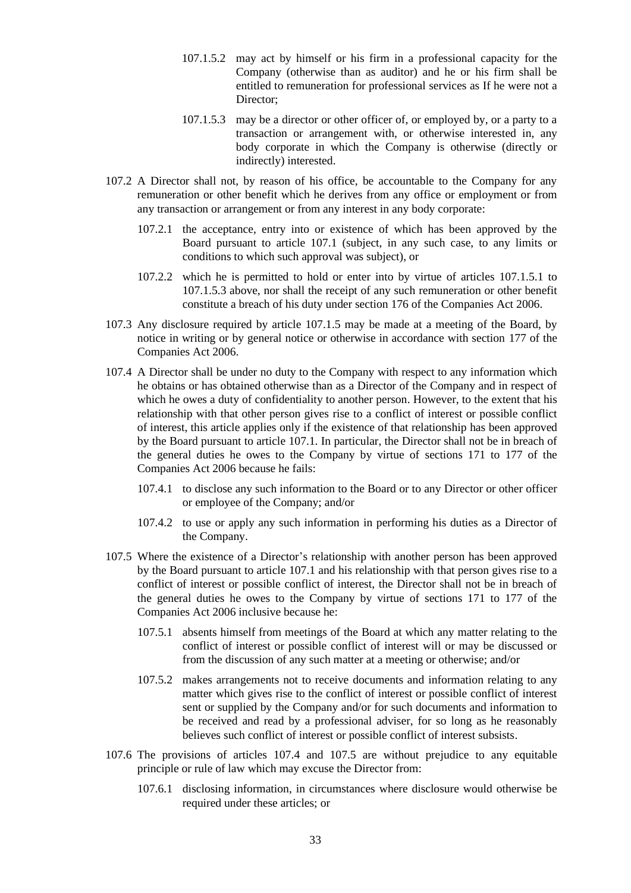107.1.5.2 may act by himself or his firm in a professional capacity for the Company (otherwise than as auditor) and he or his firm shall be entitled to remuneration for professional services as If he were not a Director;

107.1.5.3 may be a director or other officer of, or employed by, or a party to a transaction or arrangement with, or otherwise interested in, any body corporate in which the Company is otherwise (directly or indirectly) interested.

107.2 A Director shall not, by reason of his office, be accountable to the Company for any remuneration or other benefit which he derives from any office or employment or from any transaction or arrangement or from any interest in any body corporate:

107.2.1 the acceptance, entry into or existence of which has been approved by the Board pursuant to article 107.1 (subject, in any such case, to any limits or conditions to which such approval was subject), or

107.2.2 which he is permitted to hold or enter into by virtue of articles 107.1.5.1 to 107.1.5.3 above, nor shall the receipt of any such remuneration or other benefit constitute a breach of his duty under section 176 of the Companies Act 2006.

107.3 Any disclosure required by article 107.1.5 may be made at a meeting of the Board, by notice in writing or by general notice or otherwise in accordance with section 177 of the Companies Act 2006.

107.4 A Director shall be under no duty to the Company with respect to any information which he obtains or has obtained otherwise than as a Director of the Company and in respect of which he owes a duty of confidentiality to another person. However, to the extent that his relationship with that other person gives rise to a conflict of interest or possible conflict of interest, this article applies only if the existence of that relationship has been approved by the Board pursuant to article 107.1. In particular, the Director shall not be in breach of the general duties he owes to the Company by virtue of sections 171 to 177 of the Companies Act 2006 because he fails:

107.4.1 to disclose any such information to the Board or to any Director or other officer or employee of the Company; and/or

107.4.2 to use or apply any such information in performing his duties as a Director of the Company.

107.5 Where the existence of a Director's relationship with another person has been approved by the Board pursuant to article 107.1 and his relationship with that person gives rise to a conflict of interest or possible conflict of interest, the Director shall not be in breach of the general duties he owes to the Company by virtue of sections 171 to 177 of the Companies Act 2006 inclusive because he:

107.5.1 absents himself from meetings of the Board at which any matter relating to the conflict of interest or possible conflict of interest will or may be discussed or from the discussion of any such matter at a meeting or otherwise; and/or

107.5.2 makes arrangements not to receive documents and information relating to any matter which gives rise to the conflict of interest or possible conflict of interest sent or supplied by the Company and/or for such documents and information to be received and read by a professional adviser, for so long as he reasonably believes such conflict of interest or possible conflict of interest subsists.

107.6 The provisions of articles 107.4 and 107.5 are without prejudice to any equitable principle or rule of law which may excuse the Director from:

107.6.1 disclosing information, in circumstances where disclosure would otherwise be required under these articles; or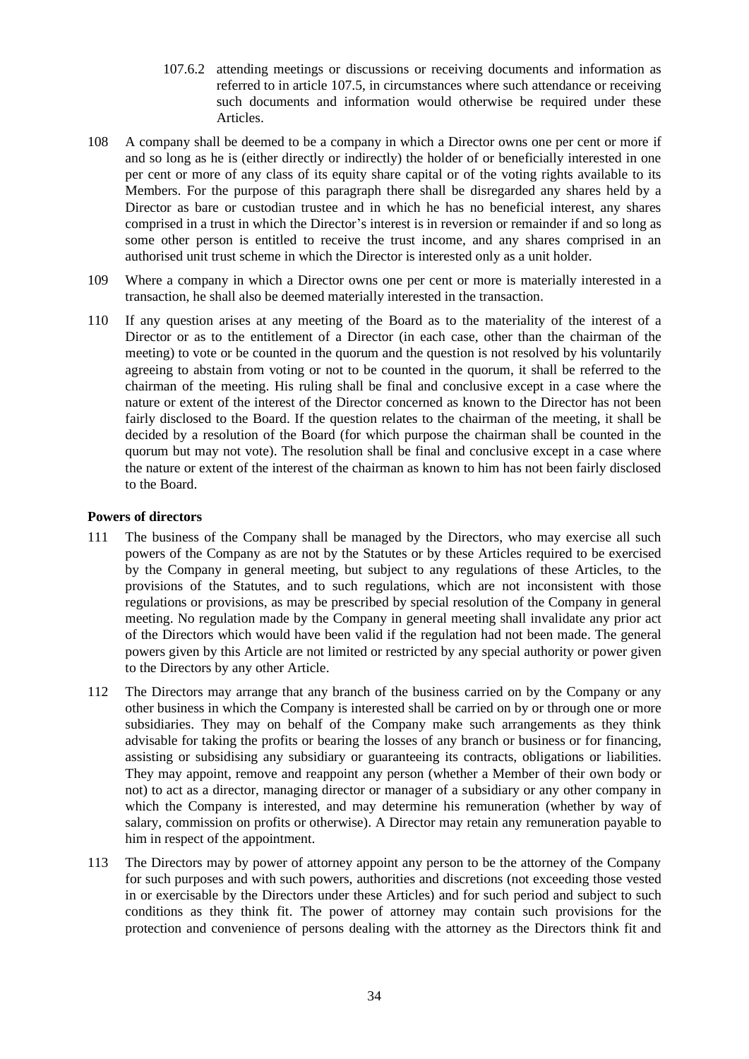107.6.2 attending meetings or discussions or receiving documents and information as referred to in article 107.5, in circumstances where such attendance or receiving such documents and information would otherwise be required under these Articles.

108 A company shall be deemed to be a company in which a Director owns one per cent or more if and so long as he is (either directly or indirectly) the holder of or beneficially interested in one per cent or more of any class of its equity share capital or of the voting rights available to its Members. For the purpose of this paragraph there shall be disregarded any shares held by a Director as bare or custodian trustee and in which he has no beneficial interest, any shares comprised in a trust in which the Director's interest is in reversion or remainder if and so long as some other person is entitled to receive the trust income, and any shares comprised in an authorised unit trust scheme in which the Director is interested only as a unit holder.

109 Where a company in which a Director owns one per cent or more is materially interested in a transaction, he shall also be deemed materially interested in the transaction.

110 If any question arises at any meeting of the Board as to the materiality of the interest of a Director or as to the entitlement of a Director (in each case, other than the chairman of the meeting) to vote or be counted in the quorum and the question is not resolved by his voluntarily agreeing to abstain from voting or not to be counted in the quorum, it shall be referred to the chairman of the meeting. His ruling shall be final and conclusive except in a case where the nature or extent of the interest of the Director concerned as known to the Director has not been fairly disclosed to the Board. If the question relates to the chairman of the meeting, it shall be decided by a resolution of the Board (for which purpose the chairman shall be counted in the quorum but may not vote). The resolution shall be final and conclusive except in a case where the nature or extent of the interest of the chairman as known to him has not been fairly disclosed to the Board.

**Powers of directors**

111 The business of the Company shall be managed by the Directors, who may exercise all such powers of the Company as are not by the Statutes or by these Articles required to be exercised by the Company in general meeting, but subject to any regulations of these Articles, to the provisions of the Statutes, and to such regulations, which are not inconsistent with those regulations or provisions, as may be prescribed by special resolution of the Company in general meeting. No regulation made by the Company in general meeting shall invalidate any prior act of the Directors which would have been valid if the regulation had not been made. The general powers given by this Article are not limited or restricted by any special authority or power given to the Directors by any other Article.

112 The Directors may arrange that any branch of the business carried on by the Company or any other business in which the Company is interested shall be carried on by or through one or more subsidiaries. They may on behalf of the Company make such arrangements as they think advisable for taking the profits or bearing the losses of any branch or business or for financing, assisting or subsidising any subsidiary or guaranteeing its contracts, obligations or liabilities. They may appoint, remove and reappoint any person (whether a Member of their own body or not) to act as a director, managing director or manager of a subsidiary or any other company in which the Company is interested, and may determine his remuneration (whether by way of salary, commission on profits or otherwise). A Director may retain any remuneration payable to him in respect of the appointment.

113 The Directors may by power of attorney appoint any person to be the attorney of the Company for such purposes and with such powers, authorities and discretions (not exceeding those vested in or exercisable by the Directors under these Articles) and for such period and subject to such conditions as they think fit. The power of attorney may contain such provisions for the protection and convenience of persons dealing with the attorney as the Directors think fit and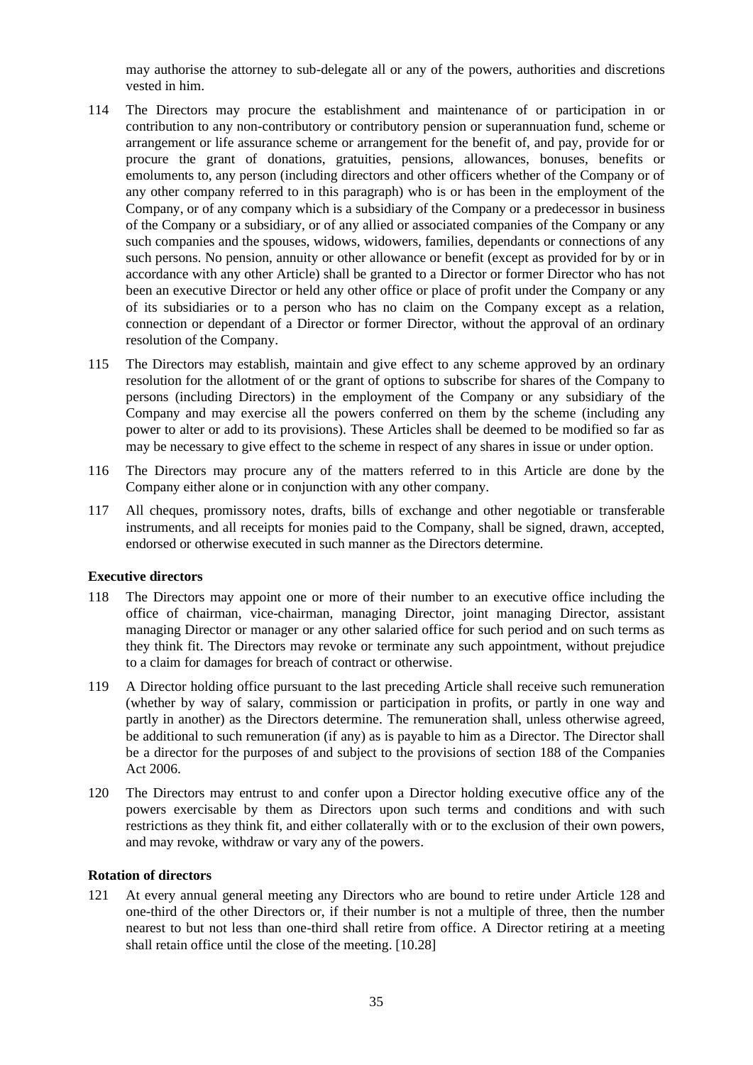may authorise the attorney to sub-delegate all or any of the powers, authorities and discretions vested in him.

114 The Directors may procure the establishment and maintenance of or participation in or contribution to any non-contributory or contributory pension or superannuation fund, scheme or arrangement or life assurance scheme or arrangement for the benefit of, and pay, provide for or procure the grant of donations, gratuities, pensions, allowances, bonuses, benefits or emoluments to, any person (including directors and other officers whether of the Company or of any other company referred to in this paragraph) who is or has been in the employment of the Company, or of any company which is a subsidiary of the Company or a predecessor in business of the Company or a subsidiary, or of any allied or associated companies of the Company or any such companies and the spouses, widows, widowers, families, dependants or connections of any such persons. No pension, annuity or other allowance or benefit (except as provided for by or in accordance with any other Article) shall be granted to a Director or former Director who has not been an executive Director or held any other office or place of profit under the Company or any of its subsidiaries or to a person who has no claim on the Company except as a relation, connection or dependant of a Director or former Director, without the approval of an ordinary resolution of the Company.

115 The Directors may establish, maintain and give effect to any scheme approved by an ordinary resolution for the allotment of or the grant of options to subscribe for shares of the Company to persons (including Directors) in the employment of the Company or any subsidiary of the Company and may exercise all the powers conferred on them by the scheme (including any power to alter or add to its provisions). These Articles shall be deemed to be modified so far as may be necessary to give effect to the scheme in respect of any shares in issue or under option.

116 The Directors may procure any of the matters referred to in this Article are done by the Company either alone or in conjunction with any other company.

117 All cheques, promissory notes, drafts, bills of exchange and other negotiable or transferable instruments, and all receipts for monies paid to the Company, shall be signed, drawn, accepted, endorsed or otherwise executed in such manner as the Directors determine.

**Executive directors**

118 The Directors may appoint one or more of their number to an executive office including the office of chairman, vice-chairman, managing Director, joint managing Director, assistant managing Director or manager or any other salaried office for such period and on such terms as they think fit. The Directors may revoke or terminate any such appointment, without prejudice to a claim for damages for breach of contract or otherwise.

119 A Director holding office pursuant to the last preceding Article shall receive such remuneration (whether by way of salary, commission or participation in profits, or partly in one way and partly in another) as the Directors determine. The remuneration shall, unless otherwise agreed, be additional to such remuneration (if any) as is payable to him as a Director. The Director shall be a director for the purposes of and subject to the provisions of section 188 of the Companies Act 2006.

120 The Directors may entrust to and confer upon a Director holding executive office any of the powers exercisable by them as Directors upon such terms and conditions and with such restrictions as they think fit, and either collaterally with or to the exclusion of their own powers, and may revoke, withdraw or vary any of the powers.

**Rotation of directors**

121 At every annual general meeting any Directors who are bound to retire under Article 128 and one-third of the other Directors or, if their number is not a multiple of three, then the number nearest to but not less than one-third shall retire from office. A Director retiring at a meeting shall retain office until the close of the meeting. [10.28]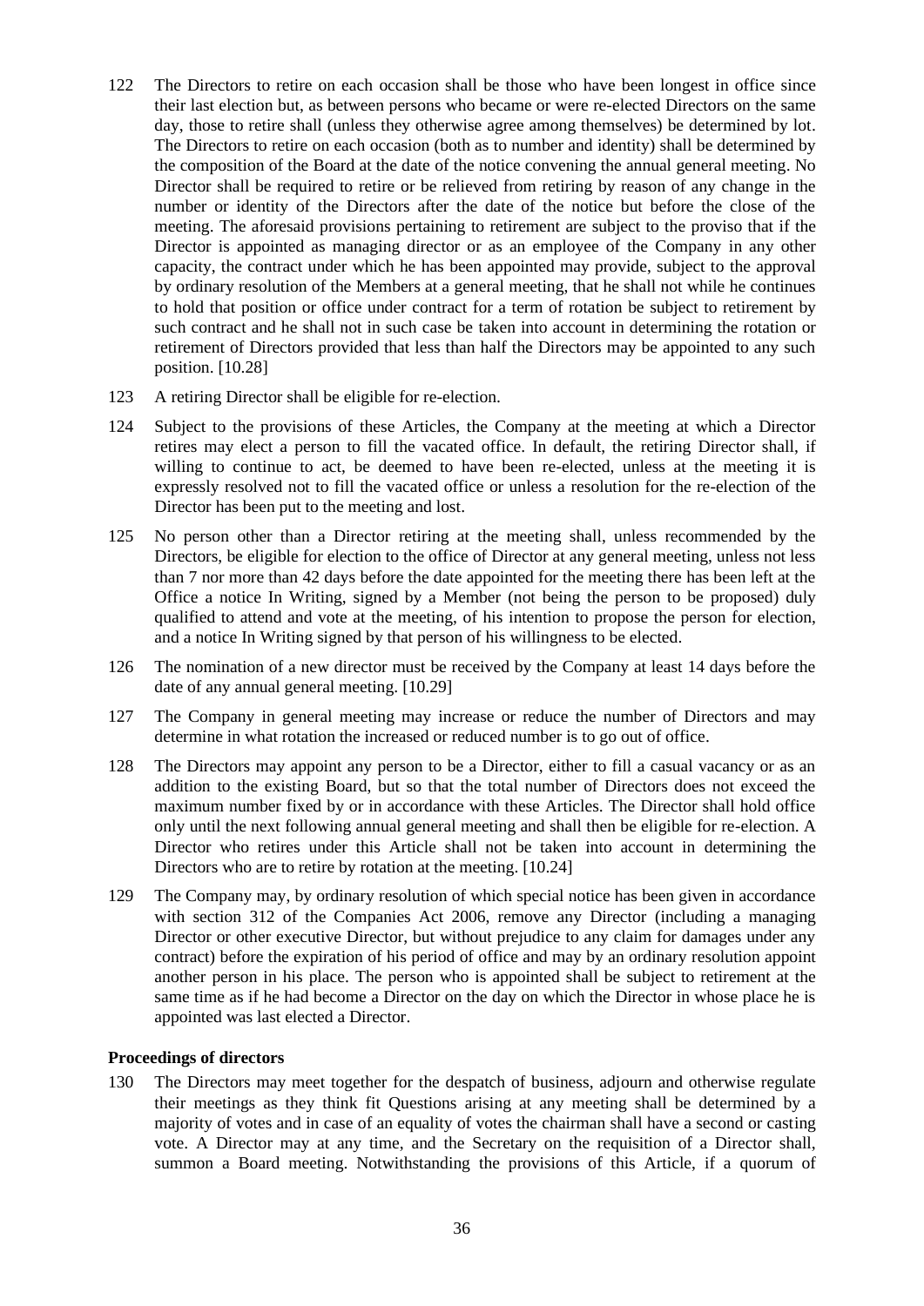122 The Directors to retire on each occasion shall be those who have been longest in office since their last election but, as between persons who became or were re-elected Directors on the same day, those to retire shall (unless they otherwise agree among themselves) be determined by lot. The Directors to retire on each occasion (both as to number and identity) shall be determined by the composition of the Board at the date of the notice convening the annual general meeting. No Director shall be required to retire or be relieved from retiring by reason of any change in the number or identity of the Directors after the date of the notice but before the close of the meeting. The aforesaid provisions pertaining to retirement are subject to the proviso that if the Director is appointed as managing director or as an employee of the Company in any other capacity, the contract under which he has been appointed may provide, subject to the approval by ordinary resolution of the Members at a general meeting, that he shall not while he continues to hold that position or office under contract for a term of rotation be subject to retirement by such contract and he shall not in such case be taken into account in determining the rotation or retirement of Directors provided that less than half the Directors may be appointed to any such position. [10.28]

123 A retiring Director shall be eligible for re-election.

124 Subject to the provisions of these Articles, the Company at the meeting at which a Director retires may elect a person to fill the vacated office. In default, the retiring Director shall, if willing to continue to act, be deemed to have been re-elected, unless at the meeting it is expressly resolved not to fill the vacated office or unless a resolution for the re-election of the Director has been put to the meeting and lost.

125 No person other than a Director retiring at the meeting shall, unless recommended by the Directors, be eligible for election to the office of Director at any general meeting, unless not less than 7 nor more than 42 days before the date appointed for the meeting there has been left at the Office a notice In Writing, signed by a Member (not being the person to be proposed) duly qualified to attend and vote at the meeting, of his intention to propose the person for election, and a notice In Writing signed by that person of his willingness to be elected.

126 The nomination of a new director must be received by the Company at least 14 days before the date of any annual general meeting. [10.29]

127 The Company in general meeting may increase or reduce the number of Directors and may determine in what rotation the increased or reduced number is to go out of office.

128 The Directors may appoint any person to be a Director, either to fill a casual vacancy or as an addition to the existing Board, but so that the total number of Directors does not exceed the maximum number fixed by or in accordance with these Articles. The Director shall hold office only until the next following annual general meeting and shall then be eligible for re-election. A Director who retires under this Article shall not be taken into account in determining the Directors who are to retire by rotation at the meeting. [10.24]

129 The Company may, by ordinary resolution of which special notice has been given in accordance with section 312 of the Companies Act 2006, remove any Director (including a managing Director or other executive Director, but without prejudice to any claim for damages under any contract) before the expiration of his period of office and may by an ordinary resolution appoint another person in his place. The person who is appointed shall be subject to retirement at the same time as if he had become a Director on the day on which the Director in whose place he is appointed was last elected a Director.

**Proceedings of directors**

130 The Directors may meet together for the despatch of business, adjourn and otherwise regulate their meetings as they think fit Questions arising at any meeting shall be determined by a majority of votes and in case of an equality of votes the chairman shall have a second or casting vote. A Director may at any time, and the Secretary on the requisition of a Director shall, summon a Board meeting. Notwithstanding the provisions of this Article, if a quorum of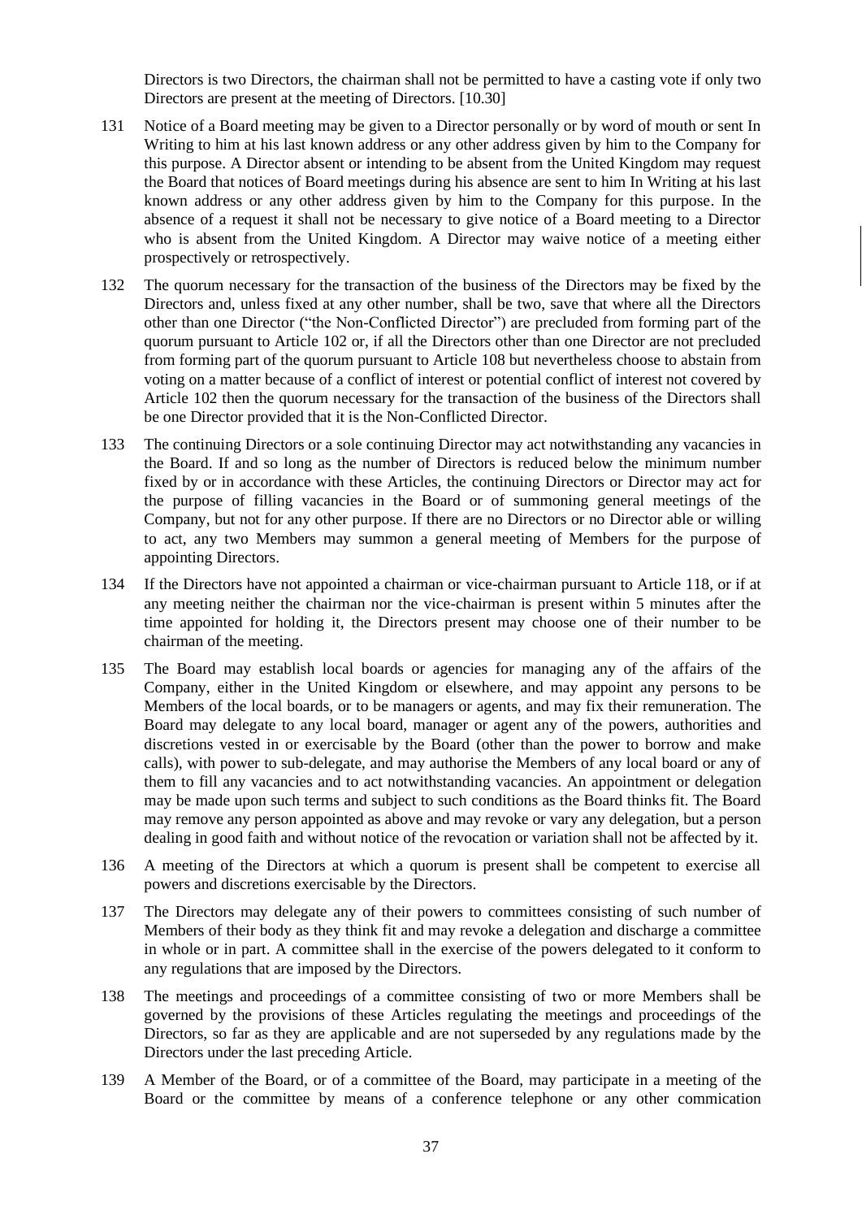Directors is two Directors, the chairman shall not be permitted to have a casting vote if only two Directors are present at the meeting of Directors. [10.30]

131 Notice of a Board meeting may be given to a Director personally or by word of mouth or sent In Writing to him at his last known address or any other address given by him to the Company for this purpose. A Director absent or intending to be absent from the United Kingdom may request the Board that notices of Board meetings during his absence are sent to him In Writing at his last known address or any other address given by him to the Company for this purpose. In the absence of a request it shall not be necessary to give notice of a Board meeting to a Director who is absent from the United Kingdom. A Director may waive notice of a meeting either prospectively or retrospectively.

132 The quorum necessary for the transaction of the business of the Directors may be fixed by the Directors and, unless fixed at any other number, shall be two, save that where all the Directors other than one Director ("the Non-Conflicted Director") are precluded from forming part of the quorum pursuant to Article 102 or, if all the Directors other than one Director are not precluded from forming part of the quorum pursuant to Article 108 but nevertheless choose to abstain from voting on a matter because of a conflict of interest or potential conflict of interest not covered by Article 102 then the quorum necessary for the transaction of the business of the Directors shall be one Director provided that it is the Non-Conflicted Director.

133 The continuing Directors or a sole continuing Director may act notwithstanding any vacancies in the Board. If and so long as the number of Directors is reduced below the minimum number fixed by or in accordance with these Articles, the continuing Directors or Director may act for the purpose of filling vacancies in the Board or of summoning general meetings of the Company, but not for any other purpose. If there are no Directors or no Director able or willing to act, any two Members may summon a general meeting of Members for the purpose of appointing Directors.

134 If the Directors have not appointed a chairman or vice-chairman pursuant to Article 118, or if at any meeting neither the chairman nor the vice-chairman is present within 5 minutes after the time appointed for holding it, the Directors present may choose one of their number to be chairman of the meeting.

135 The Board may establish local boards or agencies for managing any of the affairs of the Company, either in the United Kingdom or elsewhere, and may appoint any persons to be Members of the local boards, or to be managers or agents, and may fix their remuneration. The Board may delegate to any local board, manager or agent any of the powers, authorities and discretions vested in or exercisable by the Board (other than the power to borrow and make calls), with power to sub-delegate, and may authorise the Members of any local board or any of them to fill any vacancies and to act notwithstanding vacancies. An appointment or delegation may be made upon such terms and subject to such conditions as the Board thinks fit. The Board may remove any person appointed as above and may revoke or vary any delegation, but a person dealing in good faith and without notice of the revocation or variation shall not be affected by it.

136 A meeting of the Directors at which a quorum is present shall be competent to exercise all powers and discretions exercisable by the Directors.

137 The Directors may delegate any of their powers to committees consisting of such number of Members of their body as they think fit and may revoke a delegation and discharge a committee in whole or in part. A committee shall in the exercise of the powers delegated to it conform to any regulations that are imposed by the Directors.

138 The meetings and proceedings of a committee consisting of two or more Members shall be governed by the provisions of these Articles regulating the meetings and proceedings of the Directors, so far as they are applicable and are not superseded by any regulations made by the Directors under the last preceding Article.

139 A Member of the Board, or of a committee of the Board, may participate in a meeting of the Board or the committee by means of a conference telephone or any other commication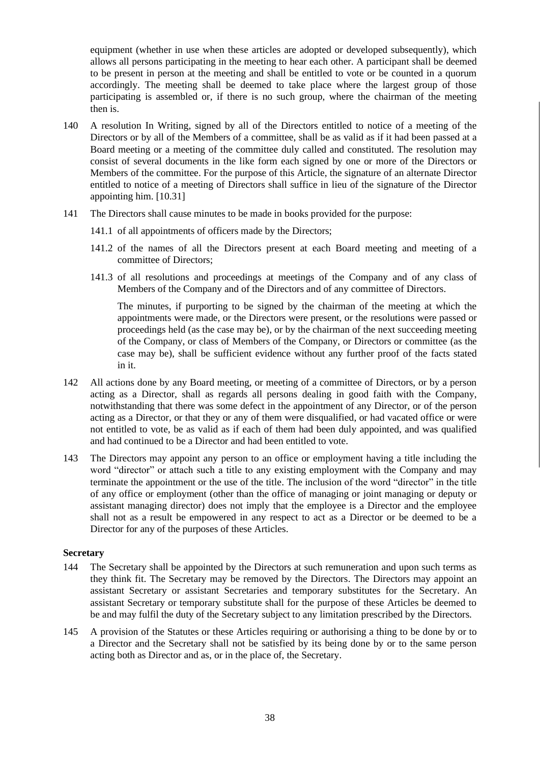equipment (whether in use when these articles are adopted or developed subsequently), which allows all persons participating in the meeting to hear each other. A participant shall be deemed to be present in person at the meeting and shall be entitled to vote or be counted in a quorum accordingly. The meeting shall be deemed to take place where the largest group of those participating is assembled or, if there is no such group, where the chairman of the meeting then is.

140 A resolution In Writing, signed by all of the Directors entitled to notice of a meeting of the Directors or by all of the Members of a committee, shall be as valid as if it had been passed at a Board meeting or a meeting of the committee duly called and constituted. The resolution may consist of several documents in the like form each signed by one or more of the Directors or Members of the committee. For the purpose of this Article, the signature of an alternate Director entitled to notice of a meeting of Directors shall suffice in lieu of the signature of the Director appointing him. [10.31]

141 The Directors shall cause minutes to be made in books provided for the purpose:

141.1 of all appointments of officers made by the Directors;

141.2 of the names of all the Directors present at each Board meeting and meeting of a committee of Directors;

141.3 of all resolutions and proceedings at meetings of the Company and of any class of Members of the Company and of the Directors and of any committee of Directors.

The minutes, if purporting to be signed by the chairman of the meeting at which the appointments were made, or the Directors were present, or the resolutions were passed or proceedings held (as the case may be), or by the chairman of the next succeeding meeting of the Company, or class of Members of the Company, or Directors or committee (as the case may be), shall be sufficient evidence without any further proof of the facts stated in it.

142 All actions done by any Board meeting, or meeting of a committee of Directors, or by a person acting as a Director, shall as regards all persons dealing in good faith with the Company, notwithstanding that there was some defect in the appointment of any Director, or of the person acting as a Director, or that they or any of them were disqualified, or had vacated office or were not entitled to vote, be as valid as if each of them had been duly appointed, and was qualified and had continued to be a Director and had been entitled to vote.

143 The Directors may appoint any person to an office or employment having a title including the word "director" or attach such a title to any existing employment with the Company and may terminate the appointment or the use of the title. The inclusion of the word "director" in the title of any office or employment (other than the office of managing or joint managing or deputy or assistant managing director) does not imply that the employee is a Director and the employee shall not as a result be empowered in any respect to act as a Director or be deemed to be a Director for any of the purposes of these Articles.

**Secretary**

144 The Secretary shall be appointed by the Directors at such remuneration and upon such terms as they think fit. The Secretary may be removed by the Directors. The Directors may appoint an assistant Secretary or assistant Secretaries and temporary substitutes for the Secretary. An assistant Secretary or temporary substitute shall for the purpose of these Articles be deemed to be and may fulfil the duty of the Secretary subject to any limitation prescribed by the Directors.

145 A provision of the Statutes or these Articles requiring or authorising a thing to be done by or to a Director and the Secretary shall not be satisfied by its being done by or to the same person acting both as Director and as, or in the place of, the Secretary.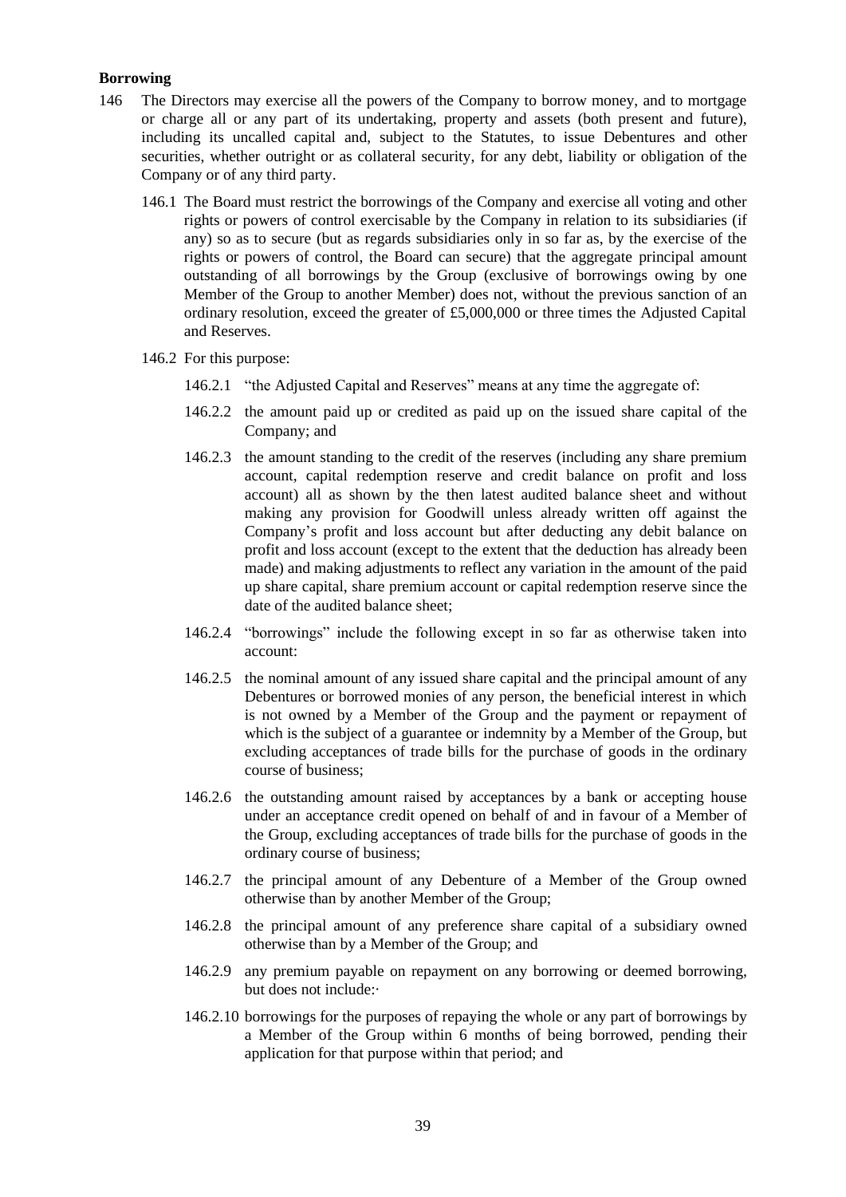**Borrowing**

146 The Directors may exercise all the powers of the Company to borrow money, and to mortgage or charge all or any part of its undertaking, property and assets (both present and future), including its uncalled capital and, subject to the Statutes, to issue Debentures and other securities, whether outright or as collateral security, for any debt, liability or obligation of the Company or of any third party.

146.1 The Board must restrict the borrowings of the Company and exercise all voting and other rights or powers of control exercisable by the Company in relation to its subsidiaries (if any) so as to secure (but as regards subsidiaries only in so far as, by the exercise of the rights or powers of control, the Board can secure) that the aggregate principal amount outstanding of all borrowings by the Group (exclusive of borrowings owing by one Member of the Group to another Member) does not, without the previous sanction of an ordinary resolution, exceed the greater of £5,000,000 or three times the Adjusted Capital and Reserves.

146.2 For this purpose:

146.2.1 "the Adjusted Capital and Reserves" means at any time the aggregate of:

146.2.2 the amount paid up or credited as paid up on the issued share capital of the Company; and

146.2.3 the amount standing to the credit of the reserves (including any share premium account, capital redemption reserve and credit balance on profit and loss account) all as shown by the then latest audited balance sheet and without making any provision for Goodwill unless already written off against the Company's profit and loss account but after deducting any debit balance on profit and loss account (except to the extent that the deduction has already been made) and making adjustments to reflect any variation in the amount of the paid up share capital, share premium account or capital redemption reserve since the date of the audited balance sheet;

146.2.4 "borrowings" include the following except in so far as otherwise taken into account:

146.2.5 the nominal amount of any issued share capital and the principal amount of any Debentures or borrowed monies of any person, the beneficial interest in which is not owned by a Member of the Group and the payment or repayment of which is the subject of a guarantee or indemnity by a Member of the Group, but excluding acceptances of trade bills for the purchase of goods in the ordinary course of business;

146.2.6 the outstanding amount raised by acceptances by a bank or accepting house under an acceptance credit opened on behalf of and in favour of a Member of the Group, excluding acceptances of trade bills for the purchase of goods in the ordinary course of business;

146.2.7 the principal amount of any Debenture of a Member of the Group owned otherwise than by another Member of the Group;

146.2.8 the principal amount of any preference share capital of a subsidiary owned otherwise than by a Member of the Group; and

146.2.9 any premium payable on repayment on any borrowing or deemed borrowing, but does not include:·

146.2.10 borrowings for the purposes of repaying the whole or any part of borrowings by a Member of the Group within 6 months of being borrowed, pending their application for that purpose within that period; and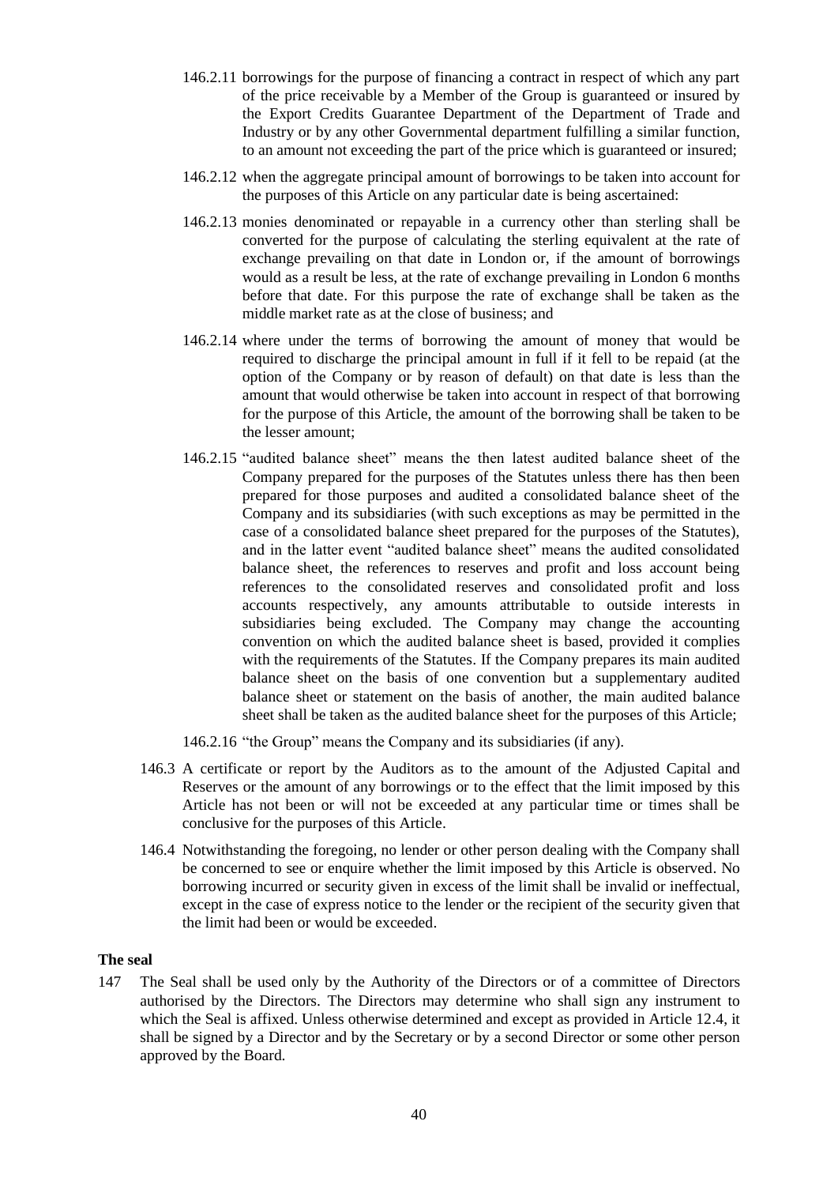146.2.11 borrowings for the purpose of financing a contract in respect of which any part of the price receivable by a Member of the Group is guaranteed or insured by the Export Credits Guarantee Department of the Department of Trade and Industry or by any other Governmental department fulfilling a similar function, to an amount not exceeding the part of the price which is guaranteed or insured;

146.2.12 when the aggregate principal amount of borrowings to be taken into account for the purposes of this Article on any particular date is being ascertained:

146.2.13 monies denominated or repayable in a currency other than sterling shall be converted for the purpose of calculating the sterling equivalent at the rate of exchange prevailing on that date in London or, if the amount of borrowings would as a result be less, at the rate of exchange prevailing in London 6 months before that date. For this purpose the rate of exchange shall be taken as the middle market rate as at the close of business; and

146.2.14 where under the terms of borrowing the amount of money that would be required to discharge the principal amount in full if it fell to be repaid (at the option of the Company or by reason of default) on that date is less than the amount that would otherwise be taken into account in respect of that borrowing for the purpose of this Article, the amount of the borrowing shall be taken to be the lesser amount;

146.2.15 "audited balance sheet" means the then latest audited balance sheet of the Company prepared for the purposes of the Statutes unless there has then been prepared for those purposes and audited a consolidated balance sheet of the Company and its subsidiaries (with such exceptions as may be permitted in the case of a consolidated balance sheet prepared for the purposes of the Statutes), and in the latter event "audited balance sheet" means the audited consolidated balance sheet, the references to reserves and profit and loss account being references to the consolidated reserves and consolidated profit and loss accounts respectively, any amounts attributable to outside interests in subsidiaries being excluded. The Company may change the accounting convention on which the audited balance sheet is based, provided it complies with the requirements of the Statutes. If the Company prepares its main audited balance sheet on the basis of one convention but a supplementary audited balance sheet or statement on the basis of another, the main audited balance sheet shall be taken as the audited balance sheet for the purposes of this Article;

146.2.16 "the Group" means the Company and its subsidiaries (if any).

146.3 A certificate or report by the Auditors as to the amount of the Adjusted Capital and Reserves or the amount of any borrowings or to the effect that the limit imposed by this Article has not been or will not be exceeded at any particular time or times shall be conclusive for the purposes of this Article.

146.4 Notwithstanding the foregoing, no lender or other person dealing with the Company shall be concerned to see or enquire whether the limit imposed by this Article is observed. No borrowing incurred or security given in excess of the limit shall be invalid or ineffectual, except in the case of express notice to the lender or the recipient of the security given that the limit had been or would be exceeded.

**The seal**

147 The Seal shall be used only by the Authority of the Directors or of a committee of Directors authorised by the Directors. The Directors may determine who shall sign any instrument to which the Seal is affixed. Unless otherwise determined and except as provided in Article 12.4, it shall be signed by a Director and by the Secretary or by a second Director or some other person approved by the Board.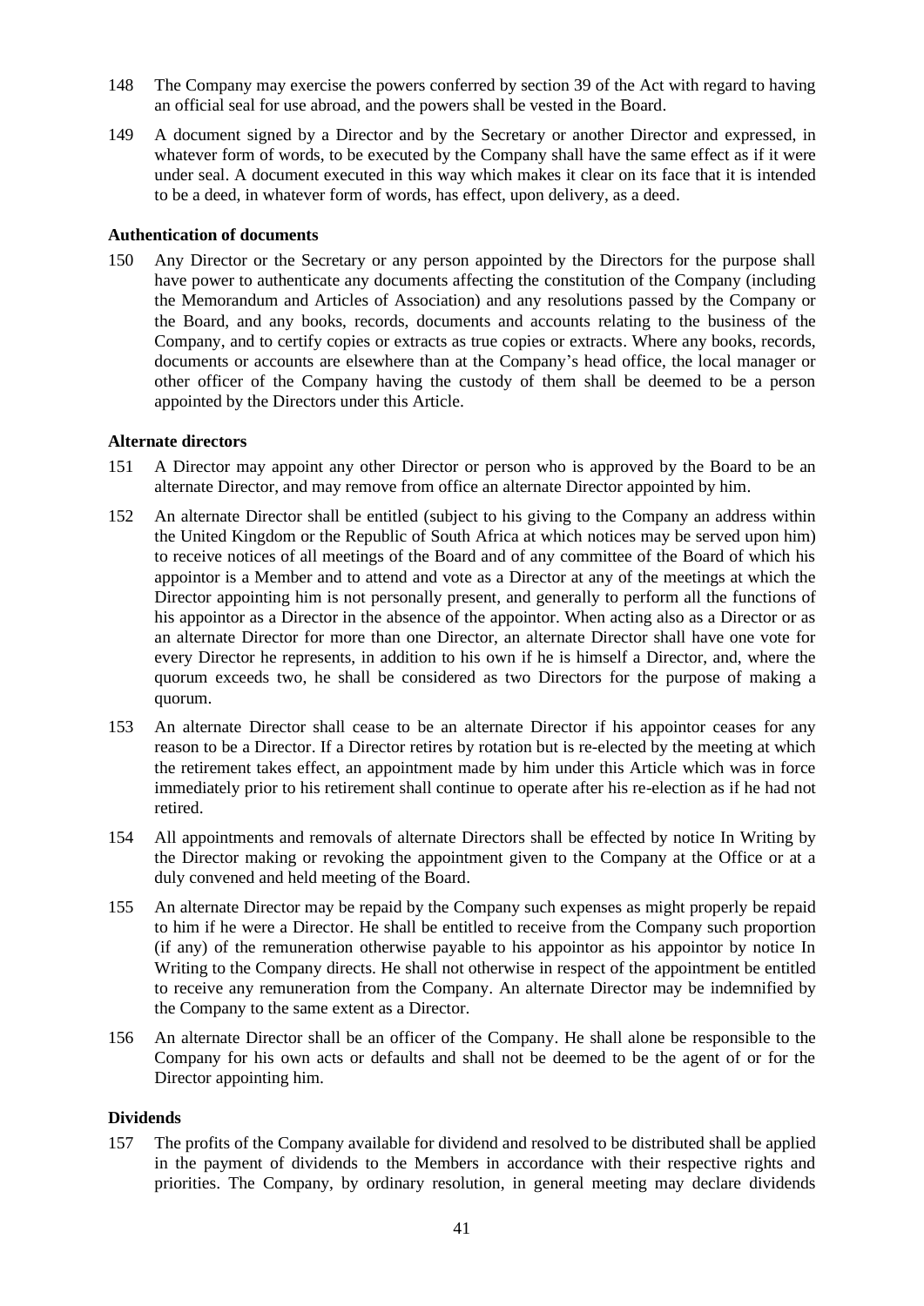148 The Company may exercise the powers conferred by section 39 of the Act with regard to having an official seal for use abroad, and the powers shall be vested in the Board.

149 A document signed by a Director and by the Secretary or another Director and expressed, in whatever form of words, to be executed by the Company shall have the same effect as if it were under seal. A document executed in this way which makes it clear on its face that it is intended to be a deed, in whatever form of words, has effect, upon delivery, as a deed.

**Authentication of documents**

150 Any Director or the Secretary or any person appointed by the Directors for the purpose shall have power to authenticate any documents affecting the constitution of the Company (including the Memorandum and Articles of Association) and any resolutions passed by the Company or the Board, and any books, records, documents and accounts relating to the business of the Company, and to certify copies or extracts as true copies or extracts. Where any books, records, documents or accounts are elsewhere than at the Company's head office, the local manager or other officer of the Company having the custody of them shall be deemed to be a person appointed by the Directors under this Article.

**Alternate directors**

151 A Director may appoint any other Director or person who is approved by the Board to be an alternate Director, and may remove from office an alternate Director appointed by him.

152 An alternate Director shall be entitled (subject to his giving to the Company an address within the United Kingdom or the Republic of South Africa at which notices may be served upon him) to receive notices of all meetings of the Board and of any committee of the Board of which his appointor is a Member and to attend and vote as a Director at any of the meetings at which the Director appointing him is not personally present, and generally to perform all the functions of his appointor as a Director in the absence of the appointor. When acting also as a Director or as an alternate Director for more than one Director, an alternate Director shall have one vote for every Director he represents, in addition to his own if he is himself a Director, and, where the quorum exceeds two, he shall be considered as two Directors for the purpose of making a quorum.

153 An alternate Director shall cease to be an alternate Director if his appointor ceases for any reason to be a Director. If a Director retires by rotation but is re-elected by the meeting at which the retirement takes effect, an appointment made by him under this Article which was in force immediately prior to his retirement shall continue to operate after his re-election as if he had not retired.

154 All appointments and removals of alternate Directors shall be effected by notice In Writing by the Director making or revoking the appointment given to the Company at the Office or at a duly convened and held meeting of the Board.

155 An alternate Director may be repaid by the Company such expenses as might properly be repaid to him if he were a Director. He shall be entitled to receive from the Company such proportion (if any) of the remuneration otherwise payable to his appointor as his appointor by notice In Writing to the Company directs. He shall not otherwise in respect of the appointment be entitled to receive any remuneration from the Company. An alternate Director may be indemnified by the Company to the same extent as a Director.

156 An alternate Director shall be an officer of the Company. He shall alone be responsible to the Company for his own acts or defaults and shall not be deemed to be the agent of or for the Director appointing him.

**Dividends**

157 The profits of the Company available for dividend and resolved to be distributed shall be applied in the payment of dividends to the Members in accordance with their respective rights and priorities. The Company, by ordinary resolution, in general meeting may declare dividends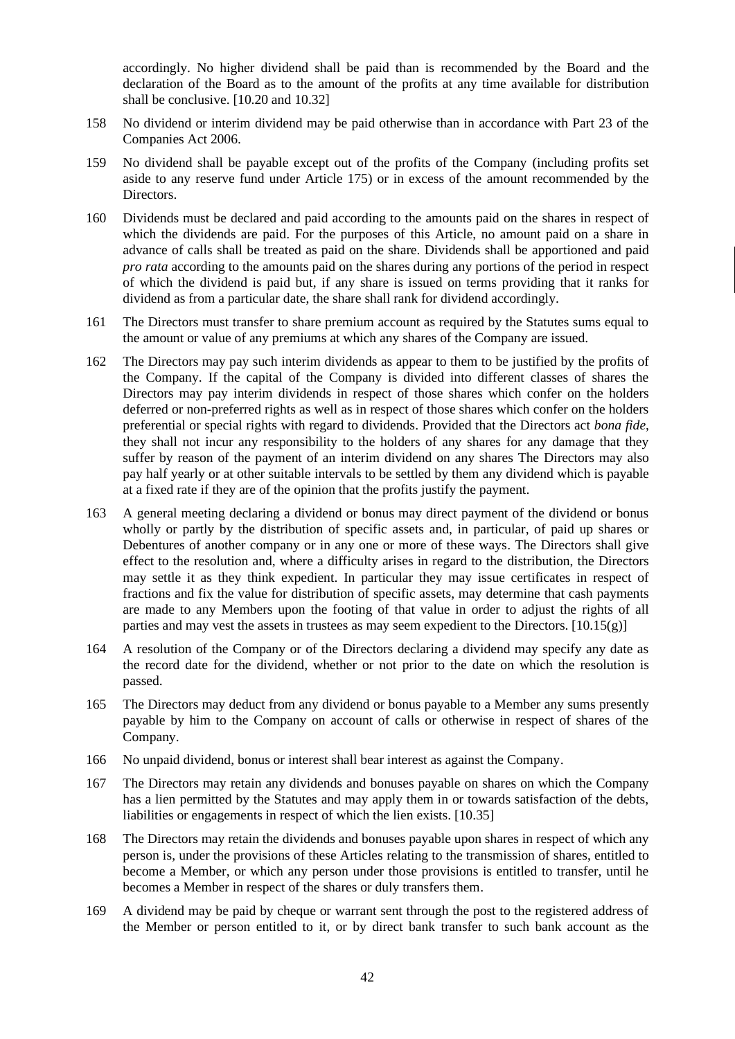accordingly. No higher dividend shall be paid than is recommended by the Board and the declaration of the Board as to the amount of the profits at any time available for distribution shall be conclusive. [10.20 and 10.32]

158 No dividend or interim dividend may be paid otherwise than in accordance with Part 23 of the Companies Act 2006.

159 No dividend shall be payable except out of the profits of the Company (including profits set aside to any reserve fund under Article 175) or in excess of the amount recommended by the Directors.

160 Dividends must be declared and paid according to the amounts paid on the shares in respect of which the dividends are paid. For the purposes of this Article, no amount paid on a share in advance of calls shall be treated as paid on the share. Dividends shall be apportioned and paid *pro rata* according to the amounts paid on the shares during any portions of the period in respect of which the dividend is paid but, if any share is issued on terms providing that it ranks for dividend as from a particular date, the share shall rank for dividend accordingly.

161 The Directors must transfer to share premium account as required by the Statutes sums equal to the amount or value of any premiums at which any shares of the Company are issued.

162 The Directors may pay such interim dividends as appear to them to be justified by the profits of the Company. If the capital of the Company is divided into different classes of shares the Directors may pay interim dividends in respect of those shares which confer on the holders deferred or non-preferred rights as well as in respect of those shares which confer on the holders preferential or special rights with regard to dividends. Provided that the Directors act *bona fide*, they shall not incur any responsibility to the holders of any shares for any damage that they suffer by reason of the payment of an interim dividend on any shares The Directors may also pay half yearly or at other suitable intervals to be settled by them any dividend which is payable at a fixed rate if they are of the opinion that the profits justify the payment.

163 A general meeting declaring a dividend or bonus may direct payment of the dividend or bonus wholly or partly by the distribution of specific assets and, in particular, of paid up shares or Debentures of another company or in any one or more of these ways. The Directors shall give effect to the resolution and, where a difficulty arises in regard to the distribution, the Directors may settle it as they think expedient. In particular they may issue certificates in respect of fractions and fix the value for distribution of specific assets, may determine that cash payments are made to any Members upon the footing of that value in order to adjust the rights of all parties and may vest the assets in trustees as may seem expedient to the Directors. [10.15(g)]

164 A resolution of the Company or of the Directors declaring a dividend may specify any date as the record date for the dividend, whether or not prior to the date on which the resolution is passed.

165 The Directors may deduct from any dividend or bonus payable to a Member any sums presently payable by him to the Company on account of calls or otherwise in respect of shares of the Company.

166 No unpaid dividend, bonus or interest shall bear interest as against the Company.

167 The Directors may retain any dividends and bonuses payable on shares on which the Company has a lien permitted by the Statutes and may apply them in or towards satisfaction of the debts, liabilities or engagements in respect of which the lien exists. [10.35]

168 The Directors may retain the dividends and bonuses payable upon shares in respect of which any person is, under the provisions of these Articles relating to the transmission of shares, entitled to become a Member, or which any person under those provisions is entitled to transfer, until he becomes a Member in respect of the shares or duly transfers them.

169 A dividend may be paid by cheque or warrant sent through the post to the registered address of the Member or person entitled to it, or by direct bank transfer to such bank account as the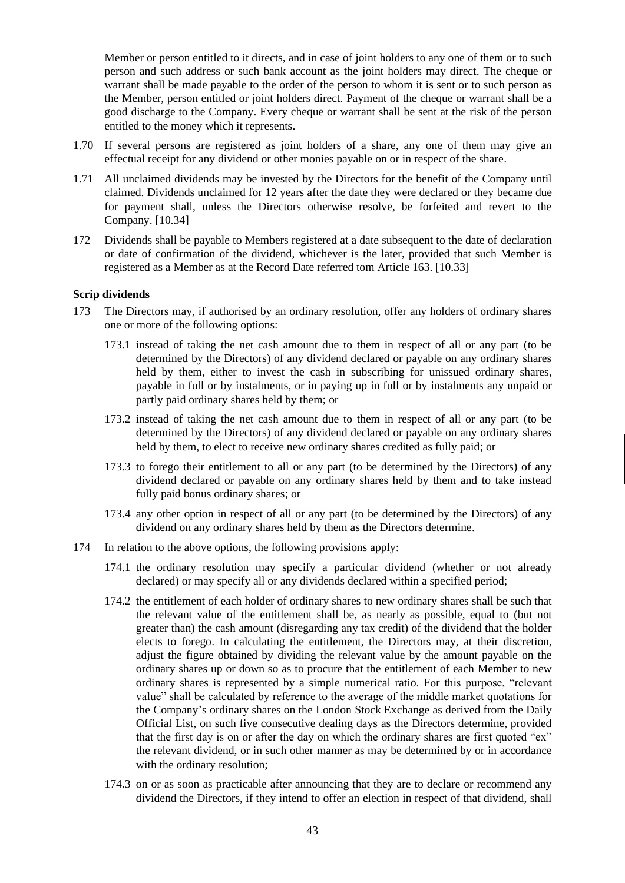Member or person entitled to it directs, and in case of joint holders to any one of them or to such person and such address or such bank account as the joint holders may direct. The cheque or warrant shall be made payable to the order of the person to whom it is sent or to such person as the Member, person entitled or joint holders direct. Payment of the cheque or warrant shall be a good discharge to the Company. Every cheque or warrant shall be sent at the risk of the person entitled to the money which it represents.

1.70 If several persons are registered as joint holders of a share, any one of them may give an effectual receipt for any dividend or other monies payable on or in respect of the share.

1.71 All unclaimed dividends may be invested by the Directors for the benefit of the Company until claimed. Dividends unclaimed for 12 years after the date they were declared or they became due for payment shall, unless the Directors otherwise resolve, be forfeited and revert to the Company. [10.34]

172 Dividends shall be payable to Members registered at a date subsequent to the date of declaration or date of confirmation of the dividend, whichever is the later, provided that such Member is registered as a Member as at the Record Date referred tom Article 163. [10.33]

**Scrip dividends**

173 The Directors may, if authorised by an ordinary resolution, offer any holders of ordinary shares one or more of the following options:

173.1 instead of taking the net cash amount due to them in respect of all or any part (to be determined by the Directors) of any dividend declared or payable on any ordinary shares held by them, either to invest the cash in subscribing for unissued ordinary shares, payable in full or by instalments, or in paying up in full or by instalments any unpaid or partly paid ordinary shares held by them; or

173.2 instead of taking the net cash amount due to them in respect of all or any part (to be determined by the Directors) of any dividend declared or payable on any ordinary shares held by them, to elect to receive new ordinary shares credited as fully paid; or

173.3 to forego their entitlement to all or any part (to be determined by the Directors) of any dividend declared or payable on any ordinary shares held by them and to take instead fully paid bonus ordinary shares; or

173.4 any other option in respect of all or any part (to be determined by the Directors) of any dividend on any ordinary shares held by them as the Directors determine.

174 In relation to the above options, the following provisions apply:

174.1 the ordinary resolution may specify a particular dividend (whether or not already declared) or may specify all or any dividends declared within a specified period;

174.2 the entitlement of each holder of ordinary shares to new ordinary shares shall be such that the relevant value of the entitlement shall be, as nearly as possible, equal to (but not greater than) the cash amount (disregarding any tax credit) of the dividend that the holder elects to forego. In calculating the entitlement, the Directors may, at their discretion, adjust the figure obtained by dividing the relevant value by the amount payable on the ordinary shares up or down so as to procure that the entitlement of each Member to new ordinary shares is represented by a simple numerical ratio. For this purpose, "relevant value" shall be calculated by reference to the average of the middle market quotations for the Company's ordinary shares on the London Stock Exchange as derived from the Daily Official List, on such five consecutive dealing days as the Directors determine, provided that the first day is on or after the day on which the ordinary shares are first quoted "ex" the relevant dividend, or in such other manner as may be determined by or in accordance with the ordinary resolution;

174.3 on or as soon as practicable after announcing that they are to declare or recommend any dividend the Directors, if they intend to offer an election in respect of that dividend, shall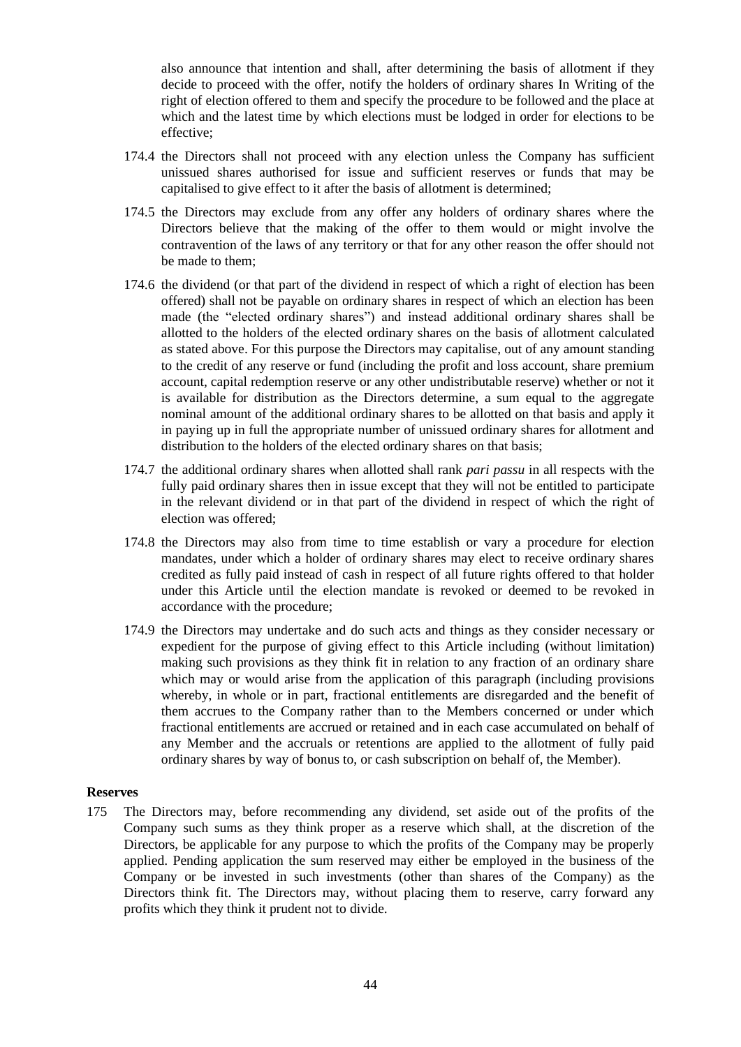also announce that intention and shall, after determining the basis of allotment if they decide to proceed with the offer, notify the holders of ordinary shares In Writing of the right of election offered to them and specify the procedure to be followed and the place at which and the latest time by which elections must be lodged in order for elections to be effective;

174.4 the Directors shall not proceed with any election unless the Company has sufficient unissued shares authorised for issue and sufficient reserves or funds that may be capitalised to give effect to it after the basis of allotment is determined;

174.5 the Directors may exclude from any offer any holders of ordinary shares where the Directors believe that the making of the offer to them would or might involve the contravention of the laws of any territory or that for any other reason the offer should not be made to them;

174.6 the dividend (or that part of the dividend in respect of which a right of election has been offered) shall not be payable on ordinary shares in respect of which an election has been made (the "elected ordinary shares") and instead additional ordinary shares shall be allotted to the holders of the elected ordinary shares on the basis of allotment calculated as stated above. For this purpose the Directors may capitalise, out of any amount standing to the credit of any reserve or fund (including the profit and loss account, share premium account, capital redemption reserve or any other undistributable reserve) whether or not it is available for distribution as the Directors determine, a sum equal to the aggregate nominal amount of the additional ordinary shares to be allotted on that basis and apply it in paying up in full the appropriate number of unissued ordinary shares for allotment and distribution to the holders of the elected ordinary shares on that basis;

174.7 the additional ordinary shares when allotted shall rank *pari passu* in all respects with the fully paid ordinary shares then in issue except that they will not be entitled to participate in the relevant dividend or in that part of the dividend in respect of which the right of election was offered;

174.8 the Directors may also from time to time establish or vary a procedure for election mandates, under which a holder of ordinary shares may elect to receive ordinary shares credited as fully paid instead of cash in respect of all future rights offered to that holder under this Article until the election mandate is revoked or deemed to be revoked in accordance with the procedure;

174.9 the Directors may undertake and do such acts and things as they consider necessary or expedient for the purpose of giving effect to this Article including (without limitation) making such provisions as they think fit in relation to any fraction of an ordinary share which may or would arise from the application of this paragraph (including provisions whereby, in whole or in part, fractional entitlements are disregarded and the benefit of them accrues to the Company rather than to the Members concerned or under which fractional entitlements are accrued or retained and in each case accumulated on behalf of any Member and the accruals or retentions are applied to the allotment of fully paid ordinary shares by way of bonus to, or cash subscription on behalf of, the Member).

**Reserves**

175 The Directors may, before recommending any dividend, set aside out of the profits of the Company such sums as they think proper as a reserve which shall, at the discretion of the Directors, be applicable for any purpose to which the profits of the Company may be properly applied. Pending application the sum reserved may either be employed in the business of the Company or be invested in such investments (other than shares of the Company) as the Directors think fit. The Directors may, without placing them to reserve, carry forward any profits which they think it prudent not to divide.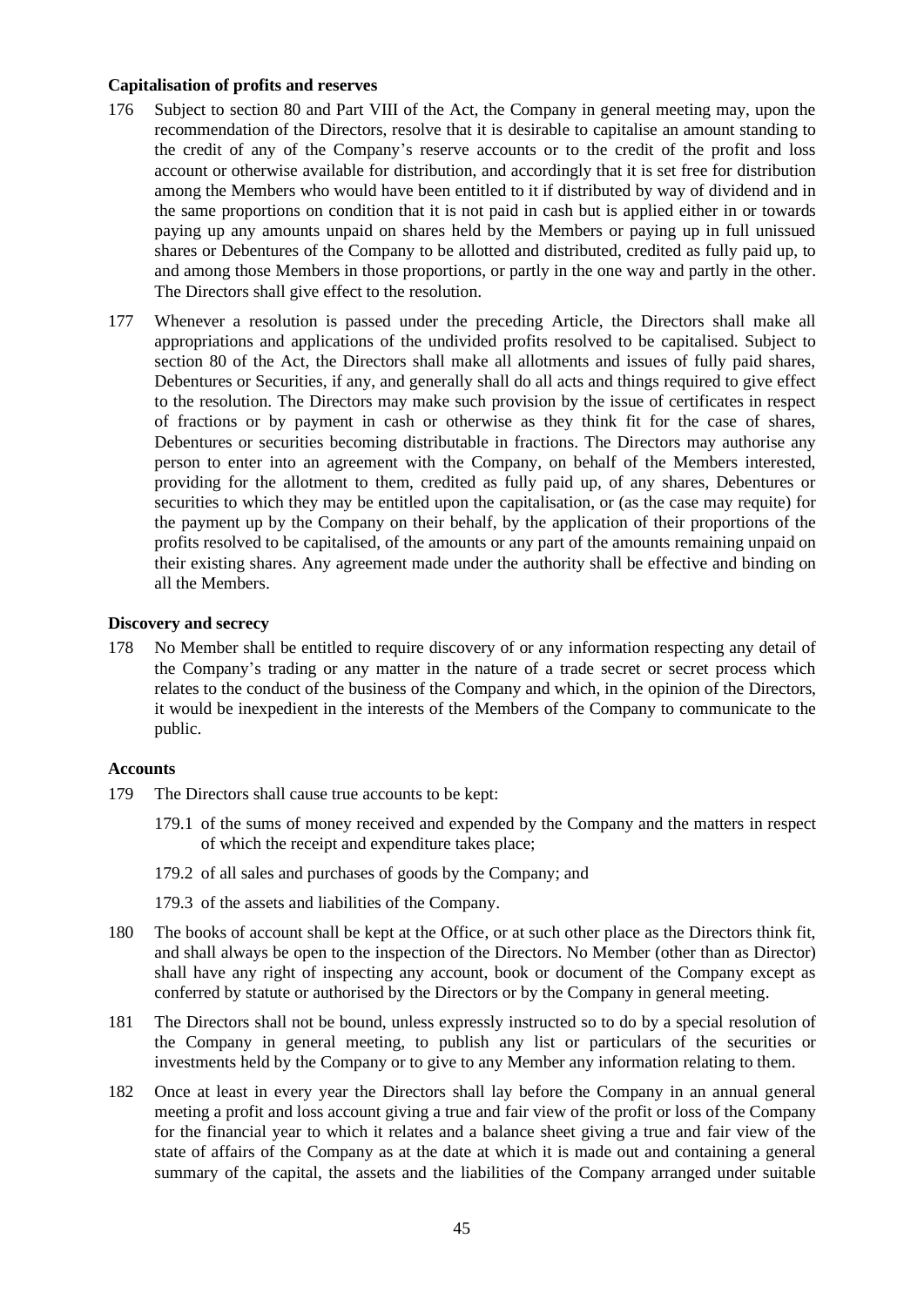### Capitalisation of profits and reserves

176 Subject to section 80 and Part VIII of the Act, the Company in general meeting may, upon the recommendation of the Directors, resolve that it is desirable to capitalise an amount standing to the credit of any of the Company's reserve accounts or to the credit of the profit and loss account or otherwise available for distribution, and accordingly that it is set free for distribution among the Members who would have been entitled to it if distributed by way of dividend and in the same proportions on condition that it is not paid in cash but is applied either in or towards paying up any amounts unpaid on shares held by the Members or paying up in full unissued shares or Debentures of the Company to be allotted and distributed, credited as fully paid up, to and among those Members in those proportions, or partly in the one way and partly in the other. The Directors shall give effect to the resolution.

177 Whenever a resolution is passed under the preceding Article, the Directors shall make all appropriations and applications of the undivided profits resolved to be capitalised. Subject to section 80 of the Act, the Directors shall make all allotments and issues of fully paid shares, Debentures or Securities, if any, and generally shall do all acts and things required to give effect to the resolution. The Directors may make such provision by the issue of certificates in respect of fractions or by payment in cash or otherwise as they think fit for the case of shares, Debentures or securities becoming distributable in fractions. The Directors may authorise any person to enter into an agreement with the Company, on behalf of the Members interested, providing for the allotment to them, credited as fully paid up, of any shares, Debentures or securities to which they may be entitled upon the capitalisation, or (as the case may requite) for the payment up by the Company on their behalf, by the application of their proportions of the profits resolved to be capitalised, of the amounts or any part of the amounts remaining unpaid on their existing shares. Any agreement made under the authority shall be effective and binding on all the Members.

### Discovery and secrecy

178 No Member shall be entitled to require discovery of or any information respecting any detail of the Company's trading or any matter in the nature of a trade secret or secret process which relates to the conduct of the business of the Company and which, in the opinion of the Directors, it would be inexpedient in the interests of the Members of the Company to communicate to the public.

### Accounts

179 The Directors shall cause true accounts to be kept:

179.1 of the sums of money received and expended by the Company and the matters in respect of which the receipt and expenditure takes place;

179.2 of all sales and purchases of goods by the Company; and

179.3 of the assets and liabilities of the Company.

180 The books of account shall be kept at the Office, or at such other place as the Directors think fit, and shall always be open to the inspection of the Directors. No Member (other than as Director) shall have any right of inspecting any account, book or document of the Company except as conferred by statute or authorised by the Directors or by the Company in general meeting.

181 The Directors shall not be bound, unless expressly instructed so to do by a special resolution of the Company in general meeting, to publish any list or particulars of the securities or investments held by the Company or to give to any Member any information relating to them.

182 Once at least in every year the Directors shall lay before the Company in an annual general meeting a profit and loss account giving a true and fair view of the profit or loss of the Company for the financial year to which it relates and a balance sheet giving a true and fair view of the state of affairs of the Company as at the date at which it is made out and containing a general summary of the capital, the assets and the liabilities of the Company arranged under suitable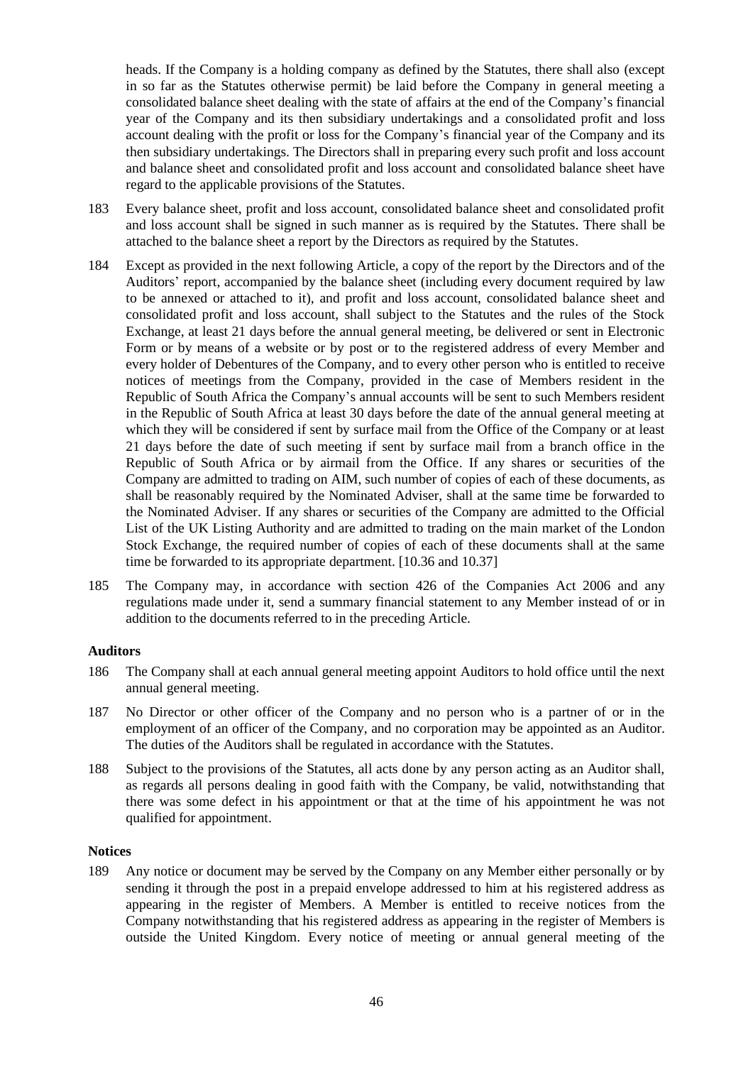heads. If the Company is a holding company as defined by the Statutes, there shall also (except in so far as the Statutes otherwise permit) be laid before the Company in general meeting a consolidated balance sheet dealing with the state of affairs at the end of the Company's financial year of the Company and its then subsidiary undertakings and a consolidated profit and loss account dealing with the profit or loss for the Company's financial year of the Company and its then subsidiary undertakings. The Directors shall in preparing every such profit and loss account and balance sheet and consolidated profit and loss account and consolidated balance sheet have regard to the applicable provisions of the Statutes.

183 Every balance sheet, profit and loss account, consolidated balance sheet and consolidated profit and loss account shall be signed in such manner as is required by the Statutes. There shall be attached to the balance sheet a report by the Directors as required by the Statutes.

184 Except as provided in the next following Article, a copy of the report by the Directors and of the Auditors' report, accompanied by the balance sheet (including every document required by law to be annexed or attached to it), and profit and loss account, consolidated balance sheet and consolidated profit and loss account, shall subject to the Statutes and the rules of the Stock Exchange, at least 21 days before the annual general meeting, be delivered or sent in Electronic Form or by means of a website or by post or to the registered address of every Member and every holder of Debentures of the Company, and to every other person who is entitled to receive notices of meetings from the Company, provided in the case of Members resident in the Republic of South Africa the Company's annual accounts will be sent to such Members resident in the Republic of South Africa at least 30 days before the date of the annual general meeting at which they will be considered if sent by surface mail from the Office of the Company or at least 21 days before the date of such meeting if sent by surface mail from a branch office in the Republic of South Africa or by airmail from the Office. If any shares or securities of the Company are admitted to trading on AIM, such number of copies of each of these documents, as shall be reasonably required by the Nominated Adviser, shall at the same time be forwarded to the Nominated Adviser. If any shares or securities of the Company are admitted to the Official List of the UK Listing Authority and are admitted to trading on the main market of the London Stock Exchange, the required number of copies of each of these documents shall at the same time be forwarded to its appropriate department. [10.36 and 10.37]

185 The Company may, in accordance with section 426 of the Companies Act 2006 and any regulations made under it, send a summary financial statement to any Member instead of or in addition to the documents referred to in the preceding Article.

**Auditors**

186 The Company shall at each annual general meeting appoint Auditors to hold office until the next annual general meeting.

187 No Director or other officer of the Company and no person who is a partner of or in the employment of an officer of the Company, and no corporation may be appointed as an Auditor. The duties of the Auditors shall be regulated in accordance with the Statutes.

188 Subject to the provisions of the Statutes, all acts done by any person acting as an Auditor shall, as regards all persons dealing in good faith with the Company, be valid, notwithstanding that there was some defect in his appointment or that at the time of his appointment he was not qualified for appointment.

**Notices**

189 Any notice or document may be served by the Company on any Member either personally or by sending it through the post in a prepaid envelope addressed to him at his registered address as appearing in the register of Members. A Member is entitled to receive notices from the Company notwithstanding that his registered address as appearing in the register of Members is outside the United Kingdom. Every notice of meeting or annual general meeting of the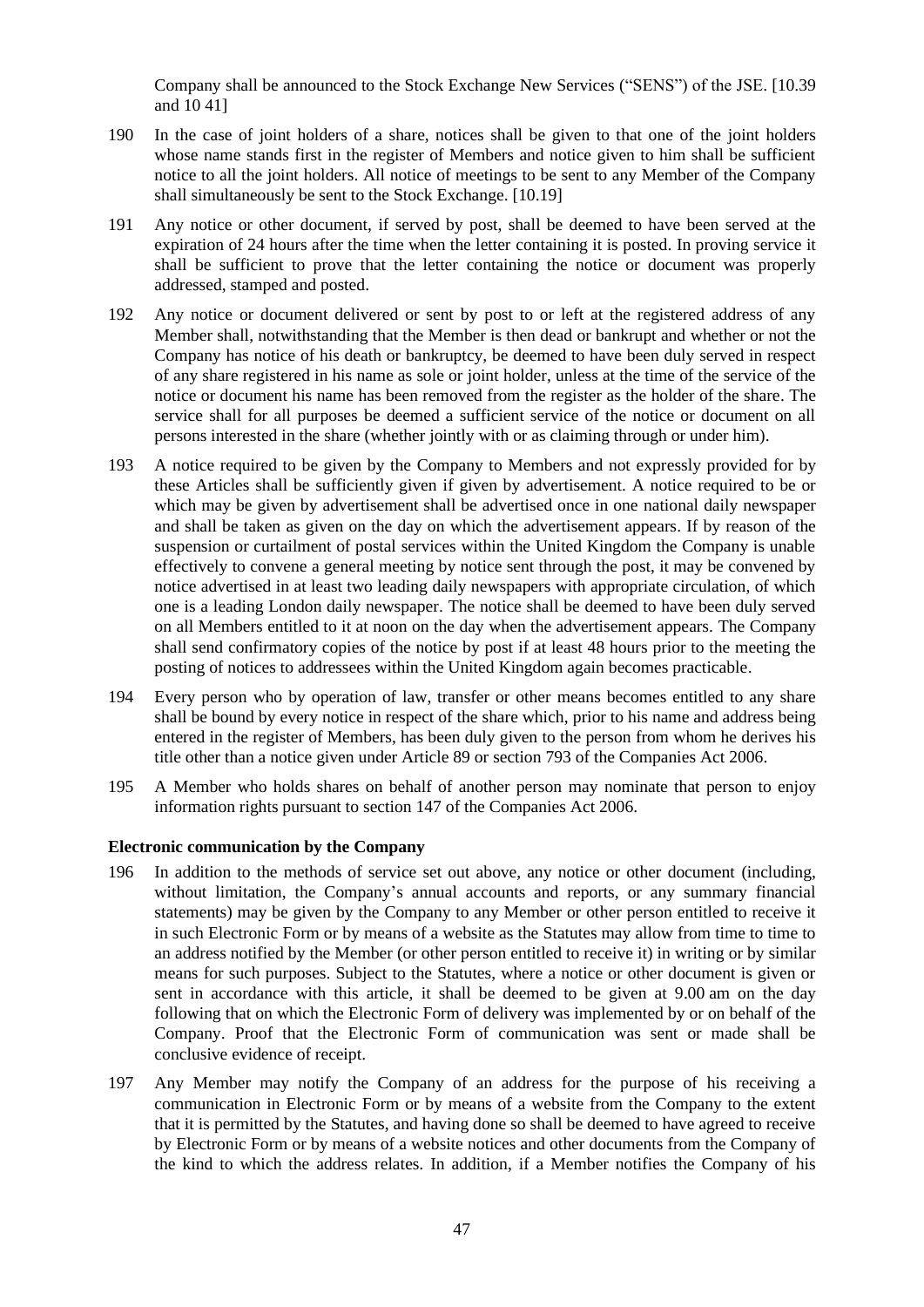Company shall be announced to the Stock Exchange New Services ("SENS") of the JSE. [10.39 and 10 41]

190 In the case of joint holders of a share, notices shall be given to that one of the joint holders whose name stands first in the register of Members and notice given to him shall be sufficient notice to all the joint holders. All notice of meetings to be sent to any Member of the Company shall simultaneously be sent to the Stock Exchange. [10.19]

191 Any notice or other document, if served by post, shall be deemed to have been served at the expiration of 24 hours after the time when the letter containing it is posted. In proving service it shall be sufficient to prove that the letter containing the notice or document was properly addressed, stamped and posted.

192 Any notice or document delivered or sent by post to or left at the registered address of any Member shall, notwithstanding that the Member is then dead or bankrupt and whether or not the Company has notice of his death or bankruptcy, be deemed to have been duly served in respect of any share registered in his name as sole or joint holder, unless at the time of the service of the notice or document his name has been removed from the register as the holder of the share. The service shall for all purposes be deemed a sufficient service of the notice or document on all persons interested in the share (whether jointly with or as claiming through or under him).

193 A notice required to be given by the Company to Members and not expressly provided for by these Articles shall be sufficiently given if given by advertisement. A notice required to be or which may be given by advertisement shall be advertised once in one national daily newspaper and shall be taken as given on the day on which the advertisement appears. If by reason of the suspension or curtailment of postal services within the United Kingdom the Company is unable effectively to convene a general meeting by notice sent through the post, it may be convened by notice advertised in at least two leading daily newspapers with appropriate circulation, of which one is a leading London daily newspaper. The notice shall be deemed to have been duly served on all Members entitled to it at noon on the day when the advertisement appears. The Company shall send confirmatory copies of the notice by post if at least 48 hours prior to the meeting the posting of notices to addressees within the United Kingdom again becomes practicable.

194 Every person who by operation of law, transfer or other means becomes entitled to any share shall be bound by every notice in respect of the share which, prior to his name and address being entered in the register of Members, has been duly given to the person from whom he derives his title other than a notice given under Article 89 or section 793 of the Companies Act 2006.

195 A Member who holds shares on behalf of another person may nominate that person to enjoy information rights pursuant to section 147 of the Companies Act 2006.

**Electronic communication by the Company**

196 In addition to the methods of service set out above, any notice or other document (including, without limitation, the Company's annual accounts and reports, or any summary financial statements) may be given by the Company to any Member or other person entitled to receive it in such Electronic Form or by means of a website as the Statutes may allow from time to time to an address notified by the Member (or other person entitled to receive it) in writing or by similar means for such purposes. Subject to the Statutes, where a notice or other document is given or sent in accordance with this article, it shall be deemed to be given at 9.00 am on the day following that on which the Electronic Form of delivery was implemented by or on behalf of the Company. Proof that the Electronic Form of communication was sent or made shall be conclusive evidence of receipt.

197 Any Member may notify the Company of an address for the purpose of his receiving a communication in Electronic Form or by means of a website from the Company to the extent that it is permitted by the Statutes, and having done so shall be deemed to have agreed to receive by Electronic Form or by means of a website notices and other documents from the Company of the kind to which the address relates. In addition, if a Member notifies the Company of his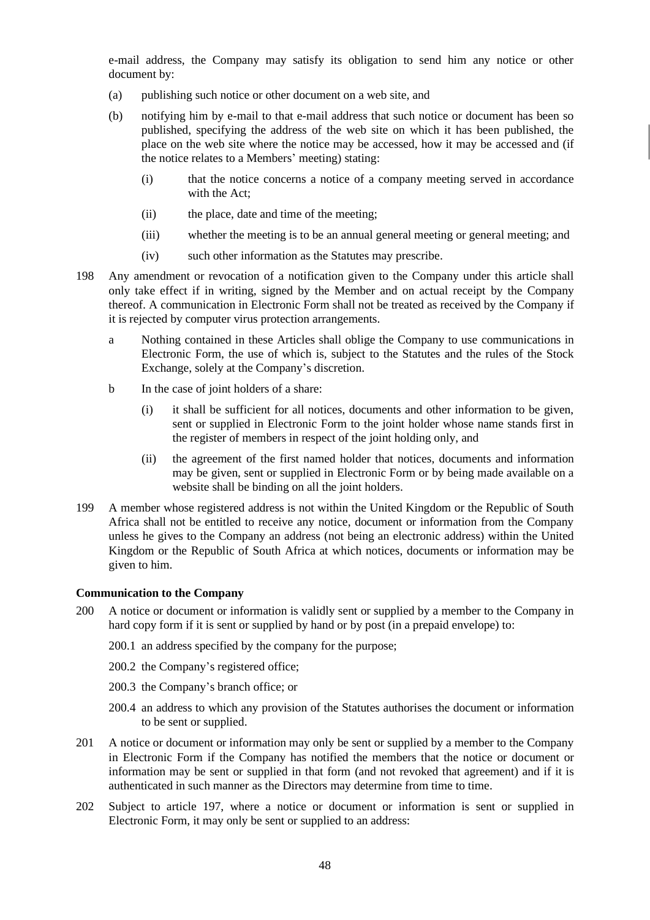e-mail address, the Company may satisfy its obligation to send him any notice or other document by:

(a) publishing such notice or other document on a web site, and

(b) notifying him by e-mail to that e-mail address that such notice or document has been so published, specifying the address of the web site on which it has been published, the place on the web site where the notice may be accessed, how it may be accessed and (if the notice relates to a Members' meeting) stating:

  (i) that the notice concerns a notice of a company meeting served in accordance with the Act;

  (ii) the place, date and time of the meeting;

  (iii) whether the meeting is to be an annual general meeting or general meeting; and

  (iv) such other information as the Statutes may prescribe.

198 Any amendment or revocation of a notification given to the Company under this article shall only take effect if in writing, signed by the Member and on actual receipt by the Company thereof. A communication in Electronic Form shall not be treated as received by the Company if it is rejected by computer virus protection arrangements.

  a Nothing contained in these Articles shall oblige the Company to use communications in Electronic Form, the use of which is, subject to the Statutes and the rules of the Stock Exchange, solely at the Company's discretion.

  b In the case of joint holders of a share:

    (i) it shall be sufficient for all notices, documents and other information to be given, sent or supplied in Electronic Form to the joint holder whose name stands first in the register of members in respect of the joint holding only, and

    (ii) the agreement of the first named holder that notices, documents and information may be given, sent or supplied in Electronic Form or by being made available on a website shall be binding on all the joint holders.

199 A member whose registered address is not within the United Kingdom or the Republic of South Africa shall not be entitled to receive any notice, document or information from the Company unless he gives to the Company an address (not being an electronic address) within the United Kingdom or the Republic of South Africa at which notices, documents or information may be given to him.

**Communication to the Company**

200 A notice or document or information is validly sent or supplied by a member to the Company in hard copy form if it is sent or supplied by hand or by post (in a prepaid envelope) to:

  200.1 an address specified by the company for the purpose;

  200.2 the Company's registered office;

  200.3 the Company's branch office; or

  200.4 an address to which any provision of the Statutes authorises the document or information to be sent or supplied.

201 A notice or document or information may only be sent or supplied by a member to the Company in Electronic Form if the Company has notified the members that the notice or document or information may be sent or supplied in that form (and not revoked that agreement) and if it is authenticated in such manner as the Directors may determine from time to time.

202 Subject to article 197, where a notice or document or information is sent or supplied in Electronic Form, it may only be sent or supplied to an address: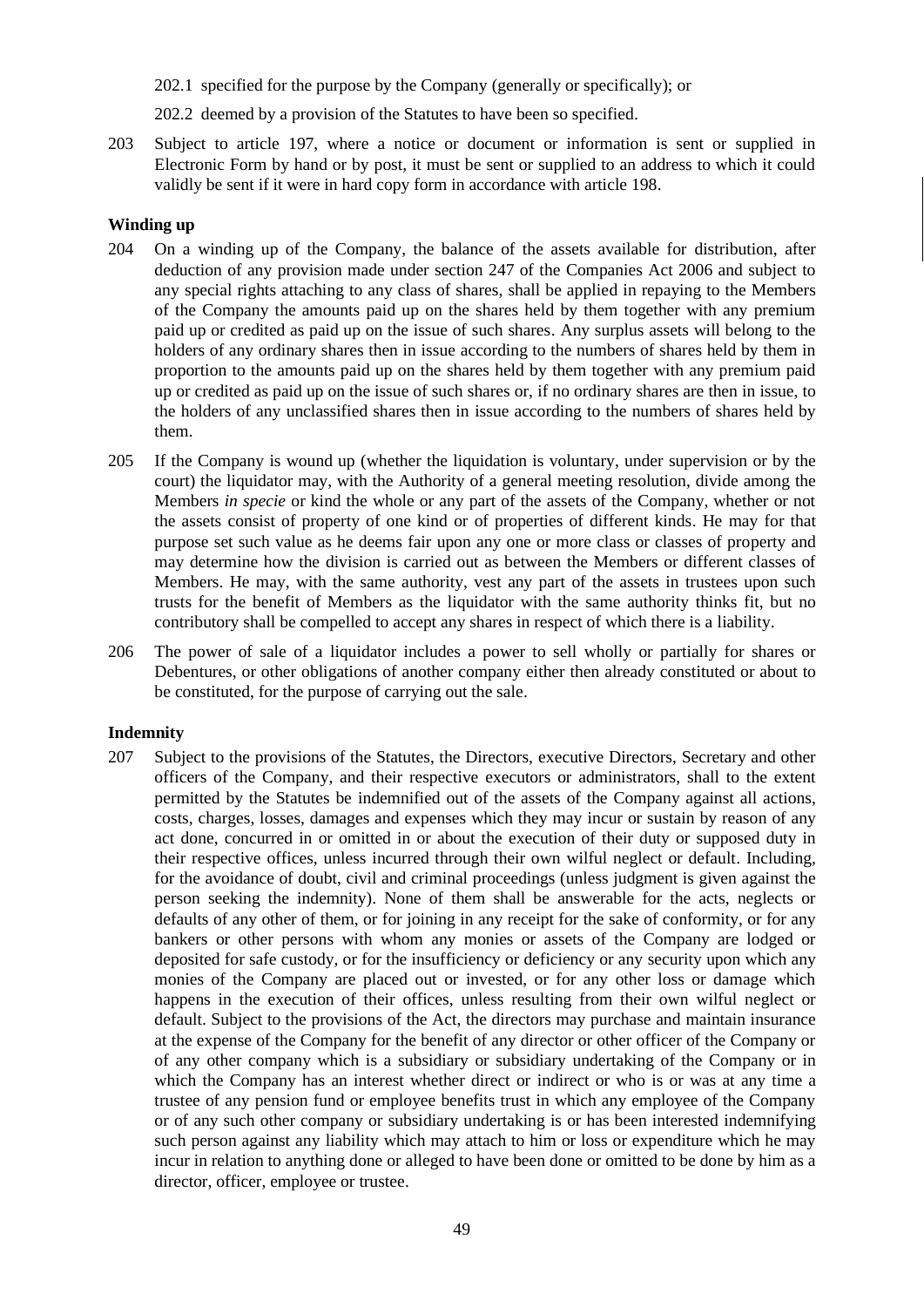202.1 specified for the purpose by the Company (generally or specifically); or

202.2 deemed by a provision of the Statutes to have been so specified.

203 Subject to article 197, where a notice or document or information is sent or supplied in Electronic Form by hand or by post, it must be sent or supplied to an address to which it could validly be sent if it were in hard copy form in accordance with article 198.

**Winding up**

204 On a winding up of the Company, the balance of the assets available for distribution, after deduction of any provision made under section 247 of the Companies Act 2006 and subject to any special rights attaching to any class of shares, shall be applied in repaying to the Members of the Company the amounts paid up on the shares held by them together with any premium paid up or credited as paid up on the issue of such shares. Any surplus assets will belong to the holders of any ordinary shares then in issue according to the numbers of shares held by them in proportion to the amounts paid up on the shares held by them together with any premium paid up or credited as paid up on the issue of such shares or, if no ordinary shares are then in issue, to the holders of any unclassified shares then in issue according to the numbers of shares held by them.

205 If the Company is wound up (whether the liquidation is voluntary, under supervision or by the court) the liquidator may, with the Authority of a general meeting resolution, divide among the Members *in specie* or kind the whole or any part of the assets of the Company, whether or not the assets consist of property of one kind or of properties of different kinds. He may for that purpose set such value as he deems fair upon any one or more class or classes of property and may determine how the division is carried out as between the Members or different classes of Members. He may, with the same authority, vest any part of the assets in trustees upon such trusts for the benefit of Members as the liquidator with the same authority thinks fit, but no contributory shall be compelled to accept any shares in respect of which there is a liability.

206 The power of sale of a liquidator includes a power to sell wholly or partially for shares or Debentures, or other obligations of another company either then already constituted or about to be constituted, for the purpose of carrying out the sale.

**Indemnity**

207 Subject to the provisions of the Statutes, the Directors, executive Directors, Secretary and other officers of the Company, and their respective executors or administrators, shall to the extent permitted by the Statutes be indemnified out of the assets of the Company against all actions, costs, charges, losses, damages and expenses which they may incur or sustain by reason of any act done, concurred in or omitted in or about the execution of their duty or supposed duty in their respective offices, unless incurred through their own wilful neglect or default. Including, for the avoidance of doubt, civil and criminal proceedings (unless judgment is given against the person seeking the indemnity). None of them shall be answerable for the acts, neglects or defaults of any other of them, or for joining in any receipt for the sake of conformity, or for any bankers or other persons with whom any monies or assets of the Company are lodged or deposited for safe custody, or for the insufficiency or deficiency or any security upon which any monies of the Company are placed out or invested, or for any other loss or damage which happens in the execution of their offices, unless resulting from their own wilful neglect or default. Subject to the provisions of the Act, the directors may purchase and maintain insurance at the expense of the Company for the benefit of any director or other officer of the Company or of any other company which is a subsidiary or subsidiary undertaking of the Company or in which the Company has an interest whether direct or indirect or who is or was at any time a trustee of any pension fund or employee benefits trust in which any employee of the Company or of any such other company or subsidiary undertaking is or has been interested indemnifying such person against any liability which may attach to him or loss or expenditure which he may incur in relation to anything done or alleged to have been done or omitted to be done by him as a director, officer, employee or trustee.